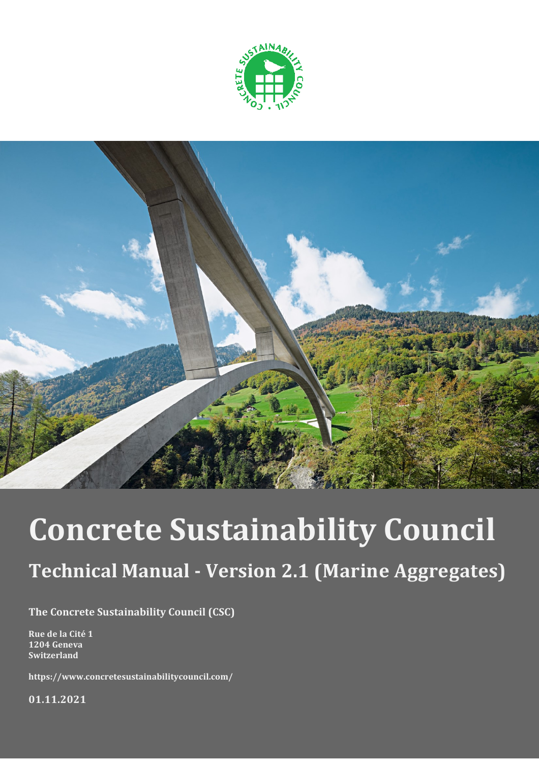# Concrete Sustainability Council

## Technical Manual - Version 2.1 (Marine Aggregates)

**The Concrete Sustainability Council (CSC)**

**Rue de la Cité 1**
**1204 Geneva**
**Switzerland**

**https://www.concretesustainabilitycouncil.com/**

**01.11.2021**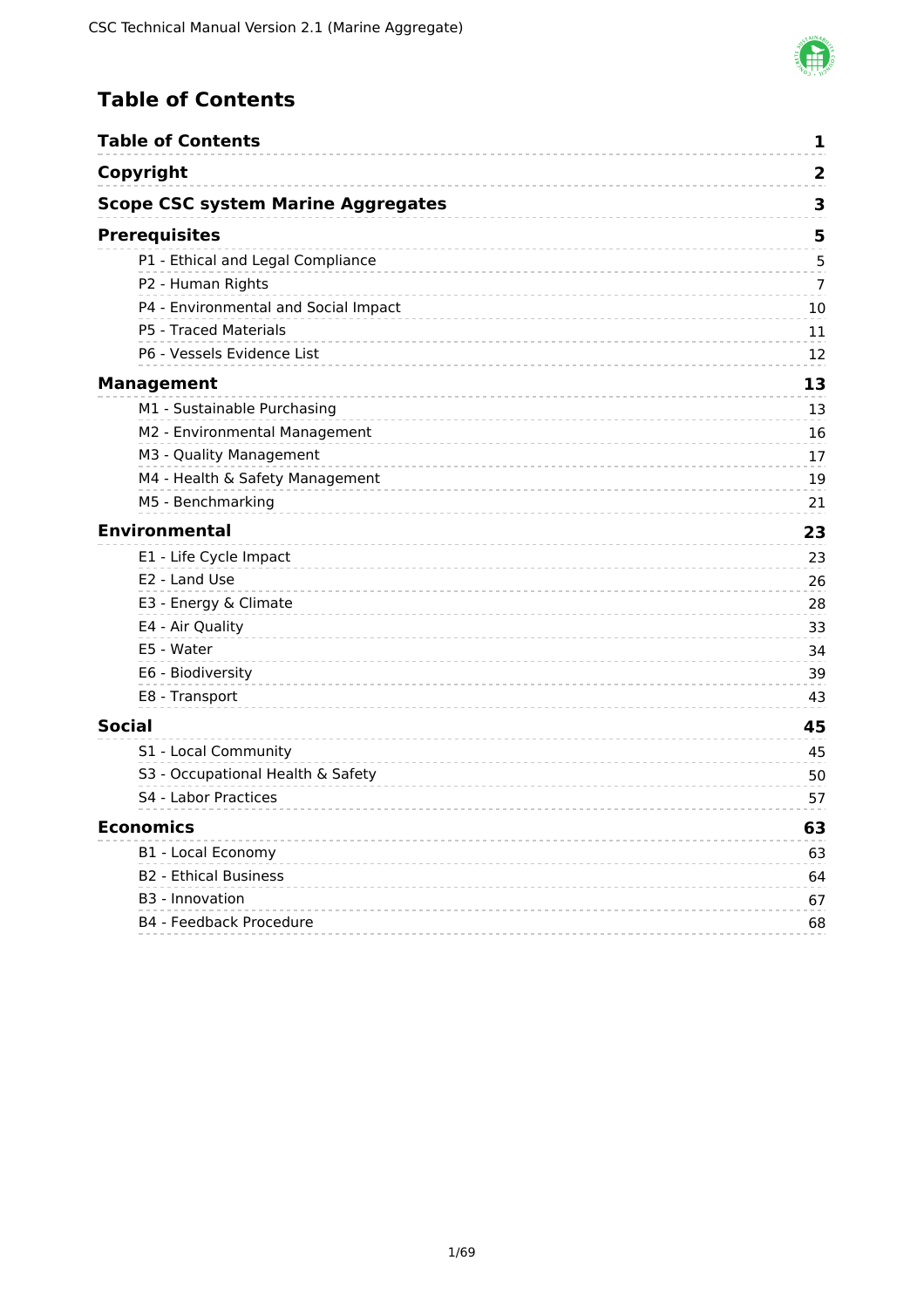# Table of Contents

| | |
|---|---|
| **Table of Contents** | **1** |
| **Copyright** | **2** |
| **Scope CSC system Marine Aggregates** | **3** |
| **Prerequisites** | **5** |
| P1 - Ethical and Legal Compliance | 5 |
| P2 - Human Rights | 7 |
| P4 - Environmental and Social Impact | 10 |
| P5 - Traced Materials | 11 |
| P6 - Vessels Evidence List | 12 |
| **Management** | **13** |
| M1 - Sustainable Purchasing | 13 |
| M2 - Environmental Management | 16 |
| M3 - Quality Management | 17 |
| M4 - Health & Safety Management | 19 |
| M5 - Benchmarking | 21 |
| **Environmental** | **23** |
| E1 - Life Cycle Impact | 23 |
| E2 - Land Use | 26 |
| E3 - Energy & Climate | 28 |
| E4 - Air Quality | 33 |
| E5 - Water | 34 |
| E6 - Biodiversity | 39 |
| E8 - Transport | 43 |
| **Social** | **45** |
| S1 - Local Community | 45 |
| S3 - Occupational Health & Safety | 50 |
| S4 - Labor Practices | 57 |
| **Economics** | **63** |
| B1 - Local Economy | 63 |
| B2 - Ethical Business | 64 |
| B3 - Innovation | 67 |
| B4 - Feedback Procedure | 68 |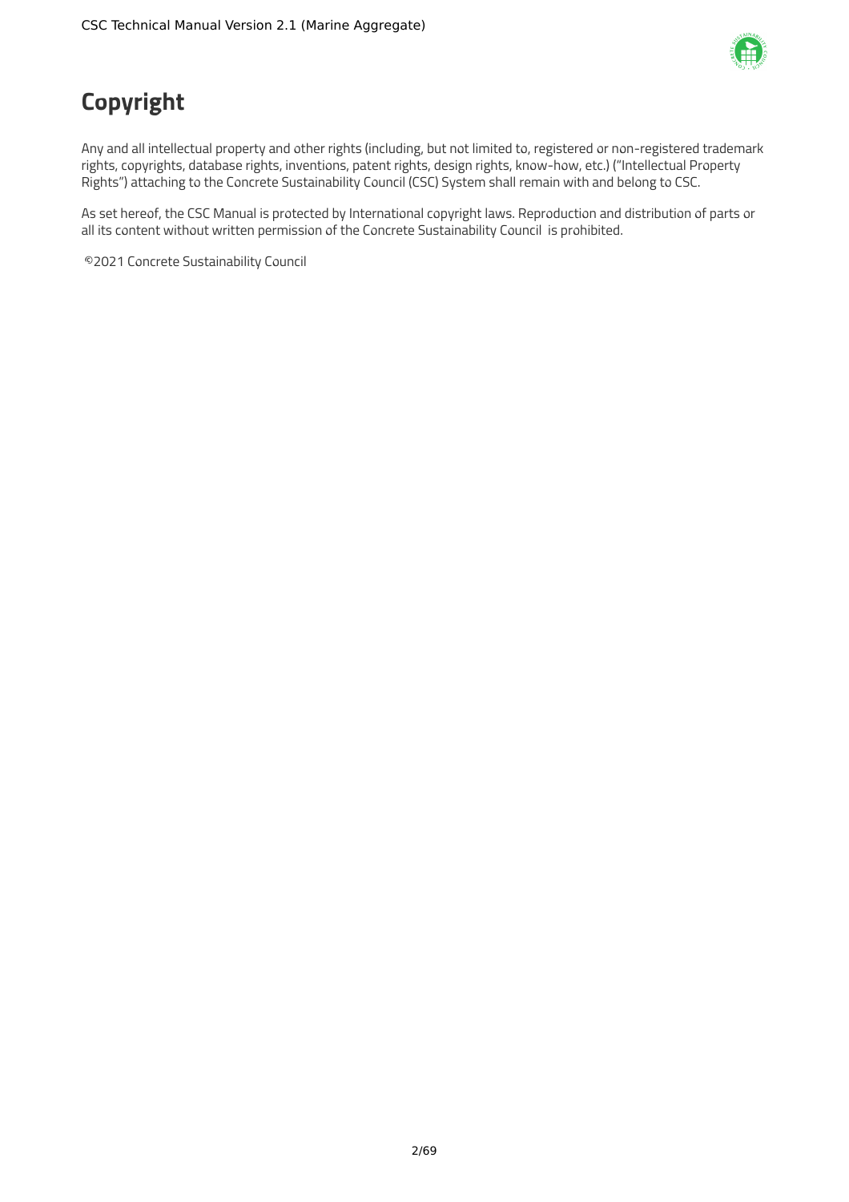# Copyright

Any and all intellectual property and other rights (including, but not limited to, registered or non-registered trademark rights, copyrights, database rights, inventions, patent rights, design rights, know-how, etc.) ("Intellectual Property Rights") attaching to the Concrete Sustainability Council (CSC) System shall remain with and belong to CSC.

As set hereof, the CSC Manual is protected by International copyright laws. Reproduction and distribution of parts or all its content without written permission of the Concrete Sustainability Council is prohibited.

©2021 Concrete Sustainability Council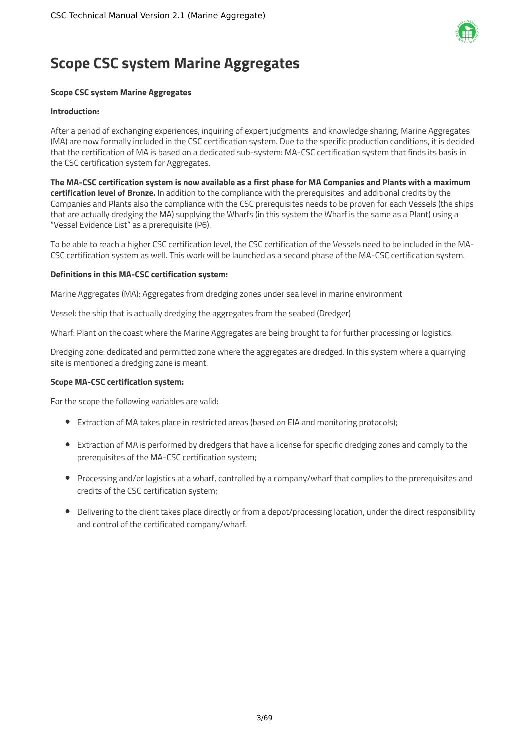# Scope CSC system Marine Aggregates

**Scope CSC system Marine Aggregates**

**Introduction:**

After a period of exchanging experiences, inquiring of expert judgments and knowledge sharing, Marine Aggregates (MA) are now formally included in the CSC certification system. Due to the specific production conditions, it is decided that the certification of MA is based on a dedicated sub-system: MA-CSC certification system that finds its basis in the CSC certification system for Aggregates.

**The MA-CSC certification system is now available as a first phase for MA Companies and Plants with a maximum certification level of Bronze.** In addition to the compliance with the prerequisites and additional credits by the Companies and Plants also the compliance with the CSC prerequisites needs to be proven for each Vessels (the ships that are actually dredging the MA) supplying the Wharfs (in this system the Wharf is the same as a Plant) using a "Vessel Evidence List" as a prerequisite (P6).

To be able to reach a higher CSC certification level, the CSC certification of the Vessels need to be included in the MA-CSC certification system as well. This work will be launched as a second phase of the MA-CSC certification system.

**Definitions in this MA-CSC certification system:**

Marine Aggregates (MA): Aggregates from dredging zones under sea level in marine environment

Vessel: the ship that is actually dredging the aggregates from the seabed (Dredger)

Wharf: Plant on the coast where the Marine Aggregates are being brought to for further processing or logistics.

Dredging zone: dedicated and permitted zone where the aggregates are dredged. In this system where a quarrying site is mentioned a dredging zone is meant.

**Scope MA-CSC certification system:**

For the scope the following variables are valid:

- Extraction of MA takes place in restricted areas (based on EIA and monitoring protocols);
- Extraction of MA is performed by dredgers that have a license for specific dredging zones and comply to the prerequisites of the MA-CSC certification system;
- Processing and/or logistics at a wharf, controlled by a company/wharf that complies to the prerequisites and credits of the CSC certification system;
- Delivering to the client takes place directly or from a depot/processing location, under the direct responsibility and control of the certificated company/wharf.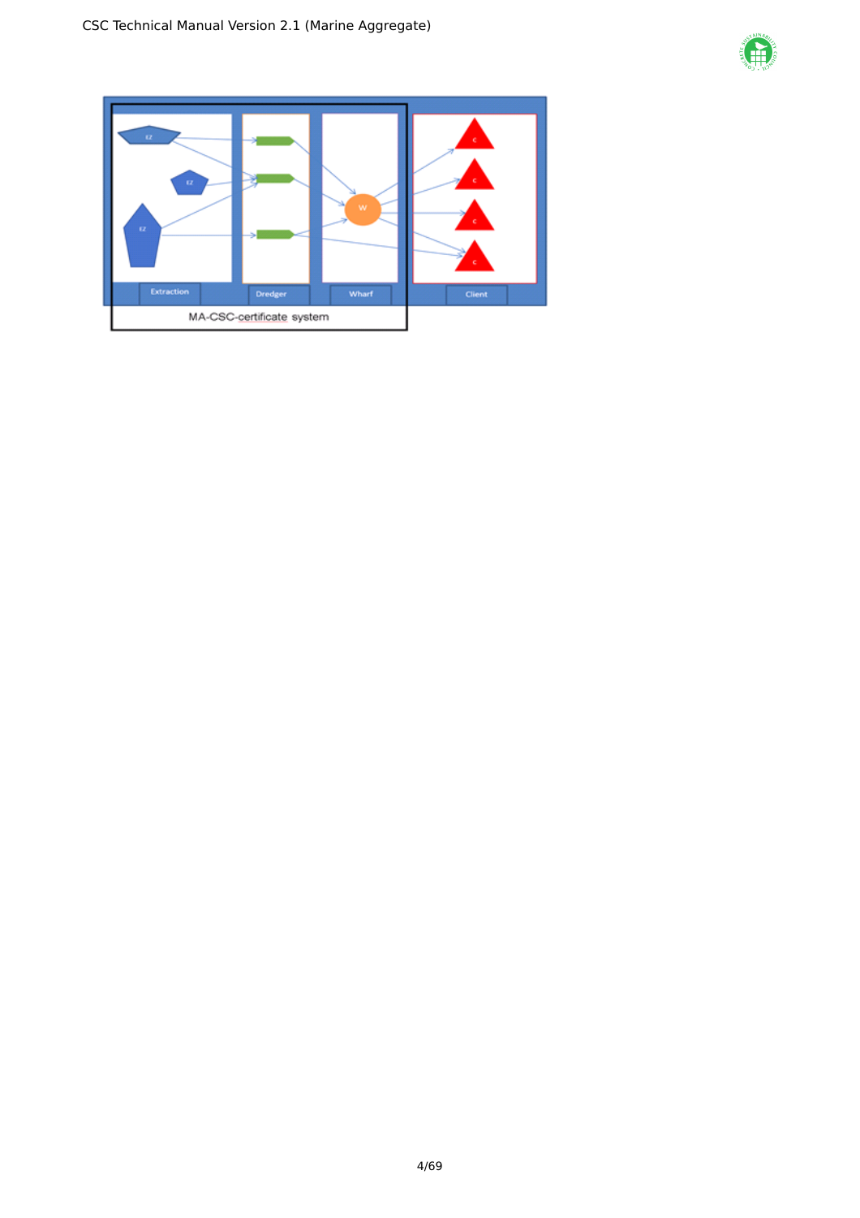Extraction | Dredger | Wharf | Client

MA-CSC-certificate system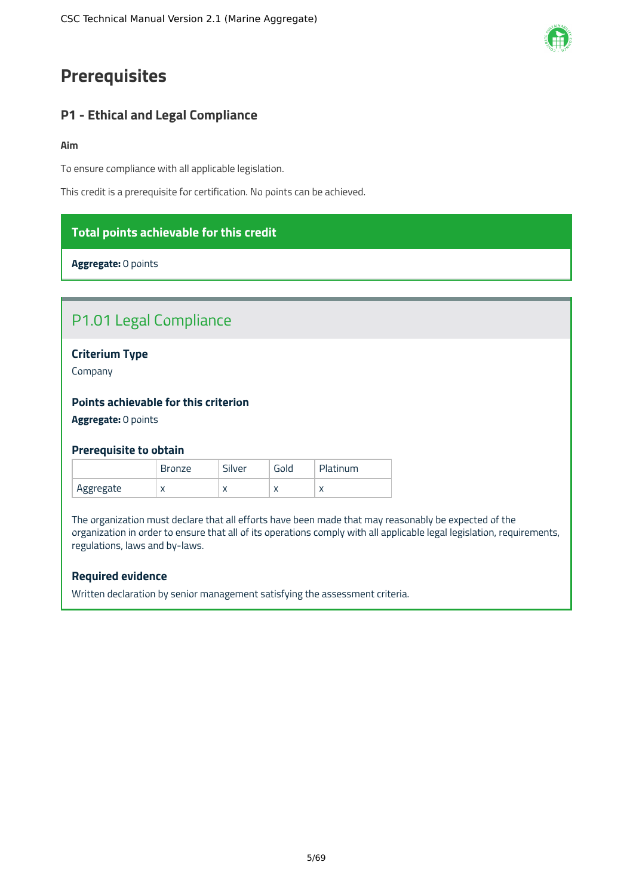# Prerequisites

## P1 - Ethical and Legal Compliance

**Aim**

To ensure compliance with all applicable legislation.

This credit is a prerequisite for certification. No points can be achieved.

**Total points achievable for this credit**

**Aggregate:** 0 points

### P1.01 Legal Compliance

**Criterium Type**

Company

**Points achievable for this criterion**

**Aggregate:** 0 points

**Prerequisite to obtain**

| | Bronze | Silver | Gold | Platinum |
|---|---|---|---|---|
| Aggregate | x | x | x | x |

The organization must declare that all efforts have been made that may reasonably be expected of the organization in order to ensure that all of its operations comply with all applicable legal legislation, requirements, regulations, laws and by-laws.

**Required evidence**

Written declaration by senior management satisfying the assessment criteria.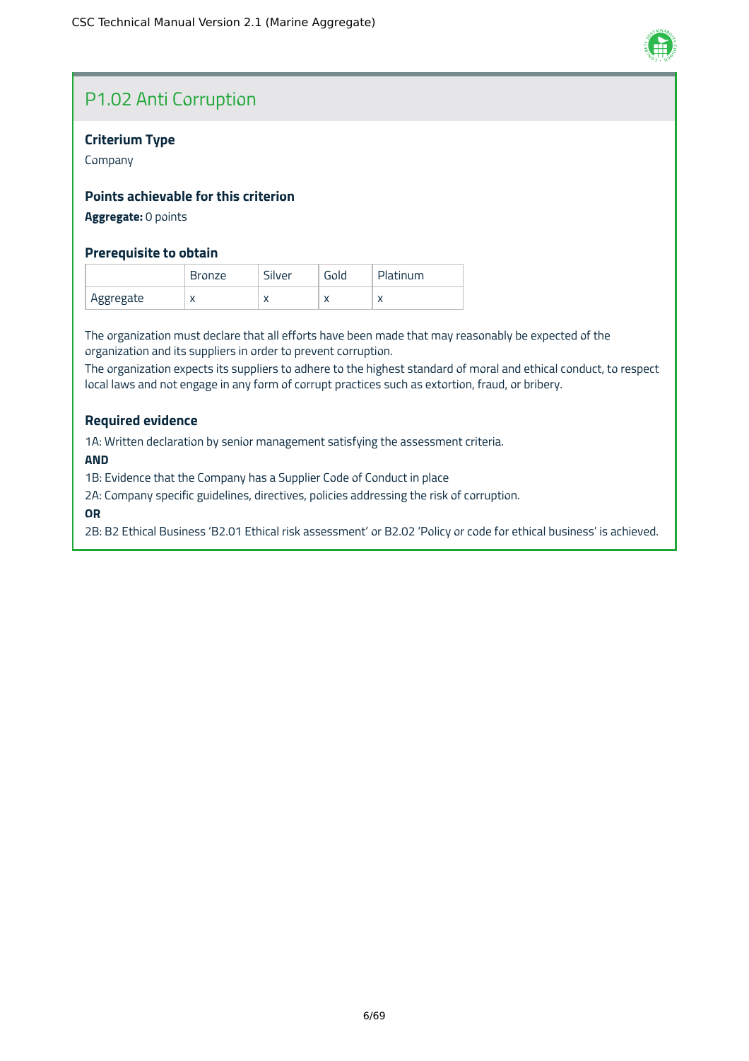## P1.02 Anti Corruption

**Criterium Type**

Company

**Points achievable for this criterion**

**Aggregate:** 0 points

**Prerequisite to obtain**

| | Bronze | Silver | Gold | Platinum |
|---|---|---|---|---|
| Aggregate | x | x | x | x |

The organization must declare that all efforts have been made that may reasonably be expected of the organization and its suppliers in order to prevent corruption.
The organization expects its suppliers to adhere to the highest standard of moral and ethical conduct, to respect local laws and not engage in any form of corrupt practices such as extortion, fraud, or bribery.

**Required evidence**

1A: Written declaration by senior management satisfying the assessment criteria.

**AND**

1B: Evidence that the Company has a Supplier Code of Conduct in place

2A: Company specific guidelines, directives, policies addressing the risk of corruption.

**OR**

2B: B2 Ethical Business 'B2.01 Ethical risk assessment' or B2.02 'Policy or code for ethical business' is achieved.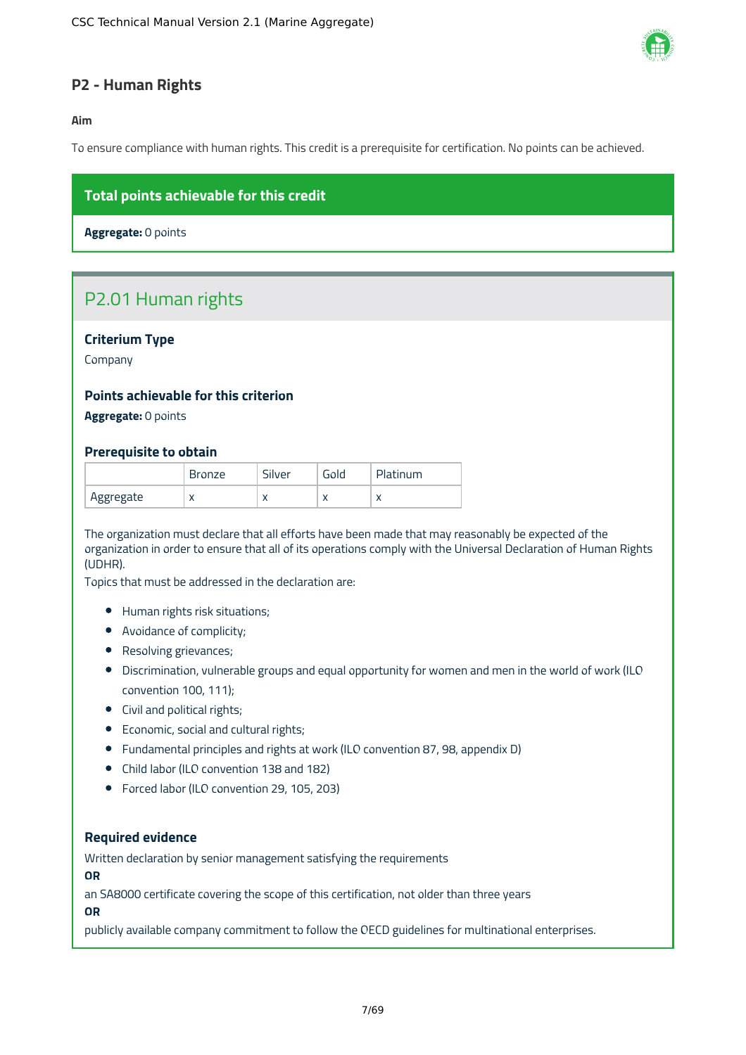## P2 - Human Rights

**Aim**

To ensure compliance with human rights. This credit is a prerequisite for certification. No points can be achieved.

**Total points achievable for this credit**

**Aggregate:** 0 points

### P2.01 Human rights

**Criterium Type**

Company

**Points achievable for this criterion**

**Aggregate:** 0 points

**Prerequisite to obtain**

| | Bronze | Silver | Gold | Platinum |
|---|---|---|---|---|
| Aggregate | x | x | x | x |

The organization must declare that all efforts have been made that may reasonably be expected of the organization in order to ensure that all of its operations comply with the Universal Declaration of Human Rights (UDHR).

Topics that must be addressed in the declaration are:

- Human rights risk situations;
- Avoidance of complicity;
- Resolving grievances;
- Discrimination, vulnerable groups and equal opportunity for women and men in the world of work (ILO convention 100, 111);
- Civil and political rights;
- Economic, social and cultural rights;
- Fundamental principles and rights at work (ILO convention 87, 98, appendix D)
- Child labor (ILO convention 138 and 182)
- Forced labor (ILO convention 29, 105, 203)

**Required evidence**

Written declaration by senior management satisfying the requirements

**OR**

an SA8000 certificate covering the scope of this certification, not older than three years

**OR**

publicly available company commitment to follow the OECD guidelines for multinational enterprises.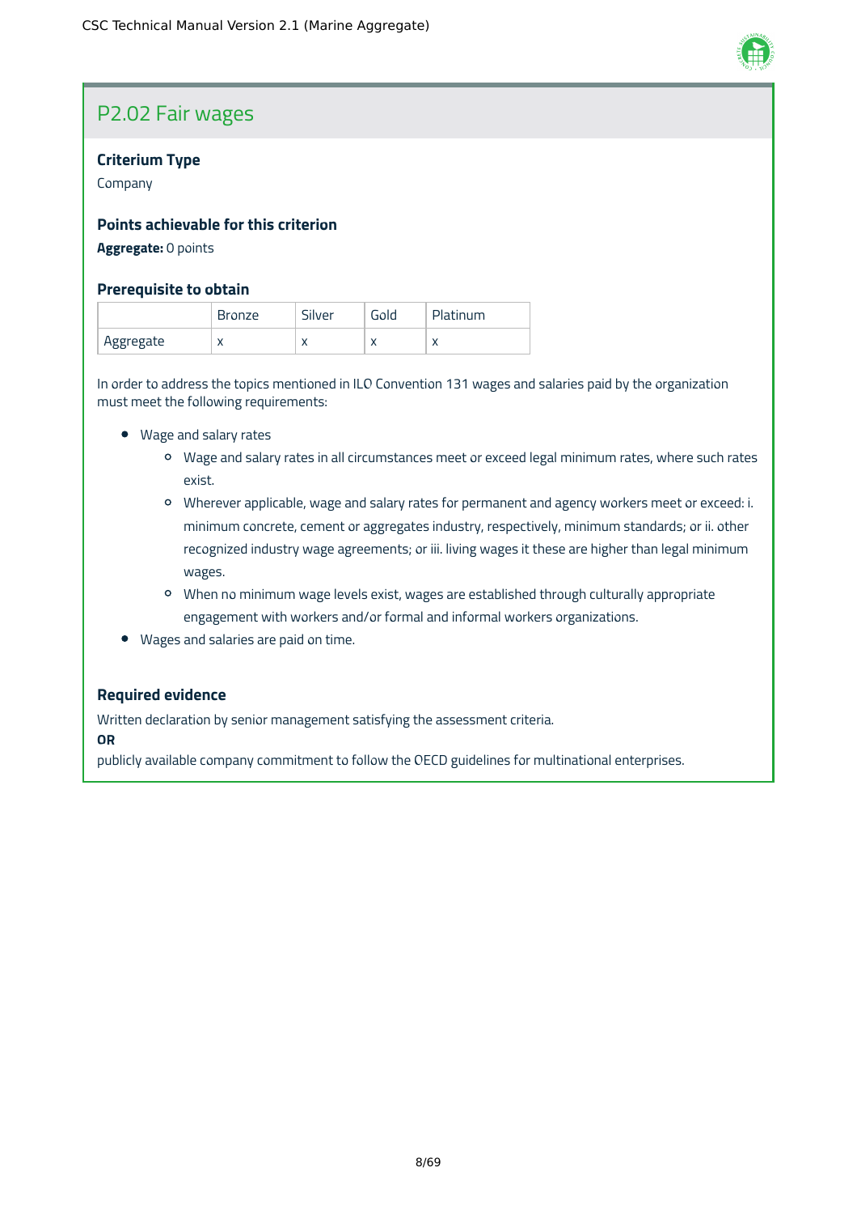## P2.02 Fair wages

### Criterium Type

Company

### Points achievable for this criterion

**Aggregate:** 0 points

### Prerequisite to obtain

| | Bronze | Silver | Gold | Platinum |
|---|---|---|---|---|
| Aggregate | x | x | x | x |

In order to address the topics mentioned in ILO Convention 131 wages and salaries paid by the organization must meet the following requirements:

- Wage and salary rates
  - Wage and salary rates in all circumstances meet or exceed legal minimum rates, where such rates exist.
  - Wherever applicable, wage and salary rates for permanent and agency workers meet or exceed: i. minimum concrete, cement or aggregates industry, respectively, minimum standards; or ii. other recognized industry wage agreements; or iii. living wages it these are higher than legal minimum wages.
  - When no minimum wage levels exist, wages are established through culturally appropriate engagement with workers and/or formal and informal workers organizations.
- Wages and salaries are paid on time.

### Required evidence

Written declaration by senior management satisfying the assessment criteria.

**OR**

publicly available company commitment to follow the OECD guidelines for multinational enterprises.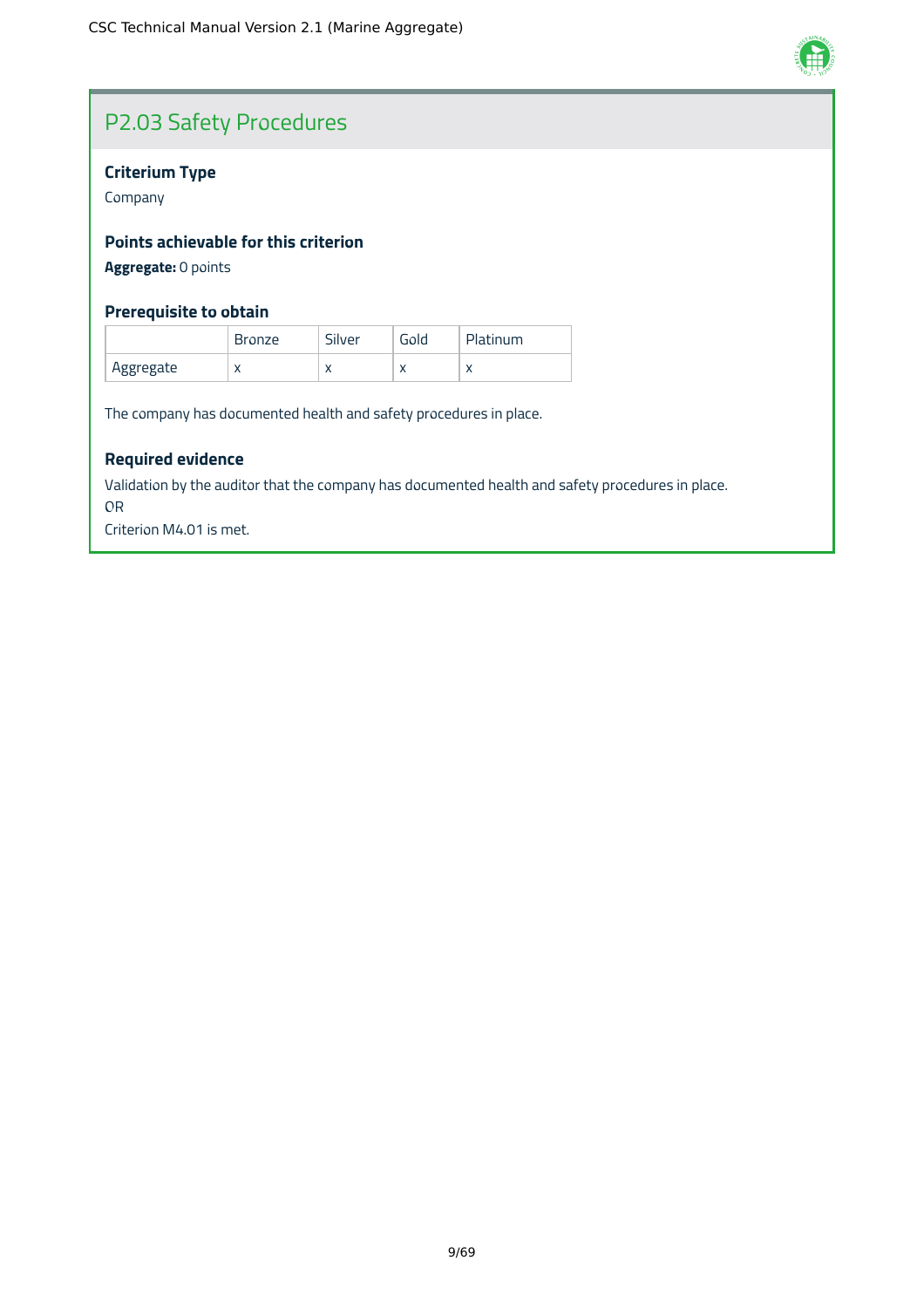## P2.03 Safety Procedures

### Criterium Type

Company

### Points achievable for this criterion

**Aggregate:** 0 points

### Prerequisite to obtain

| | Bronze | Silver | Gold | Platinum |
|---|---|---|---|---|
| Aggregate | x | x | x | x |

The company has documented health and safety procedures in place.

### Required evidence

Validation by the auditor that the company has documented health and safety procedures in place.
OR
Criterion M4.01 is met.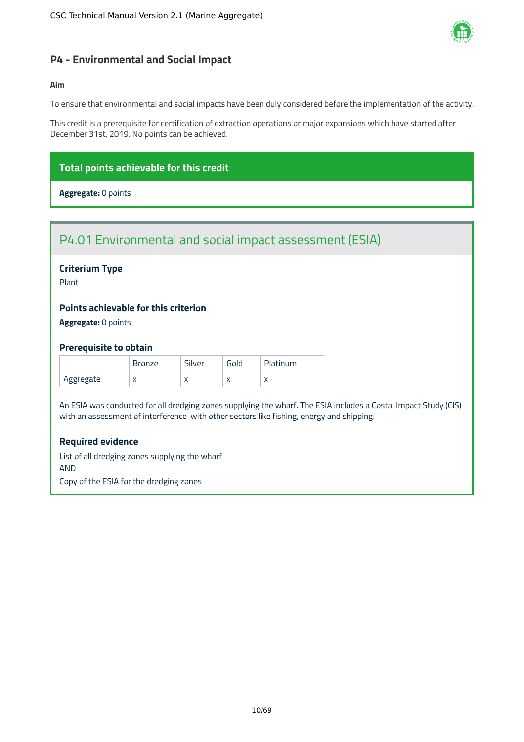## P4 - Environmental and Social Impact

**Aim**

To ensure that environmental and social impacts have been duly considered before the implementation of the activity.

This credit is a prerequisite for certification of extraction operations or major expansions which have started after December 31st, 2019. No points can be achieved.

**Total points achievable for this credit**

**Aggregate:** 0 points

### P4.01 Environmental and social impact assessment (ESIA)

**Criterium Type**

Plant

**Points achievable for this criterion**

**Aggregate:** 0 points

**Prerequisite to obtain**

| | Bronze | Silver | Gold | Platinum |
|---|---|---|---|---|
| Aggregate | x | x | x | x |

An ESIA was conducted for all dredging zones supplying the wharf. The ESIA includes a Costal Impact Study (CIS) with an assessment of interference with other sectors like fishing, energy and shipping.

**Required evidence**

List of all dredging zones supplying the wharf
AND
Copy of the ESIA for the dredging zones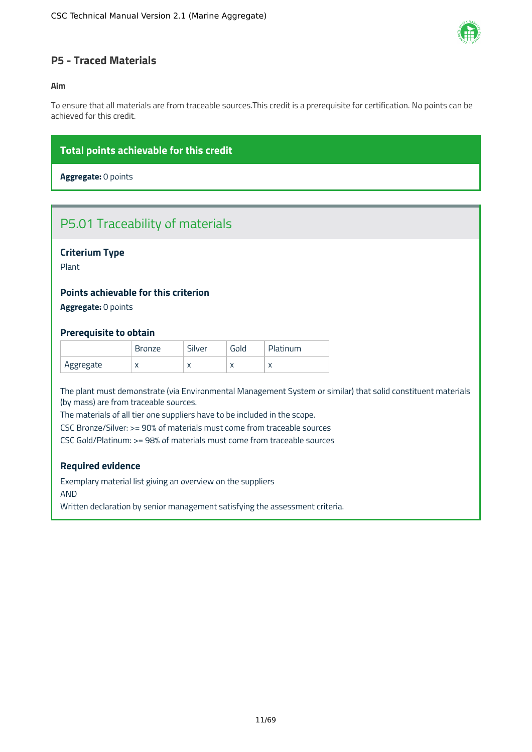## P5 - Traced Materials

**Aim**

To ensure that all materials are from traceable sources.This credit is a prerequisite for certification. No points can be achieved for this credit.

**Total points achievable for this credit**

**Aggregate:** 0 points

### P5.01 Traceability of materials

**Criterium Type**

Plant

**Points achievable for this criterion**

**Aggregate:** 0 points

**Prerequisite to obtain**

| | Bronze | Silver | Gold | Platinum |
|---|---|---|---|---|
| Aggregate | x | x | x | x |

The plant must demonstrate (via Environmental Management System or similar) that solid constituent materials (by mass) are from traceable sources.

The materials of all tier one suppliers have to be included in the scope.

CSC Bronze/Silver: >= 90% of materials must come from traceable sources

CSC Gold/Platinum: >= 98% of materials must come from traceable sources

**Required evidence**

Exemplary material list giving an overview on the suppliers

AND

Written declaration by senior management satisfying the assessment criteria.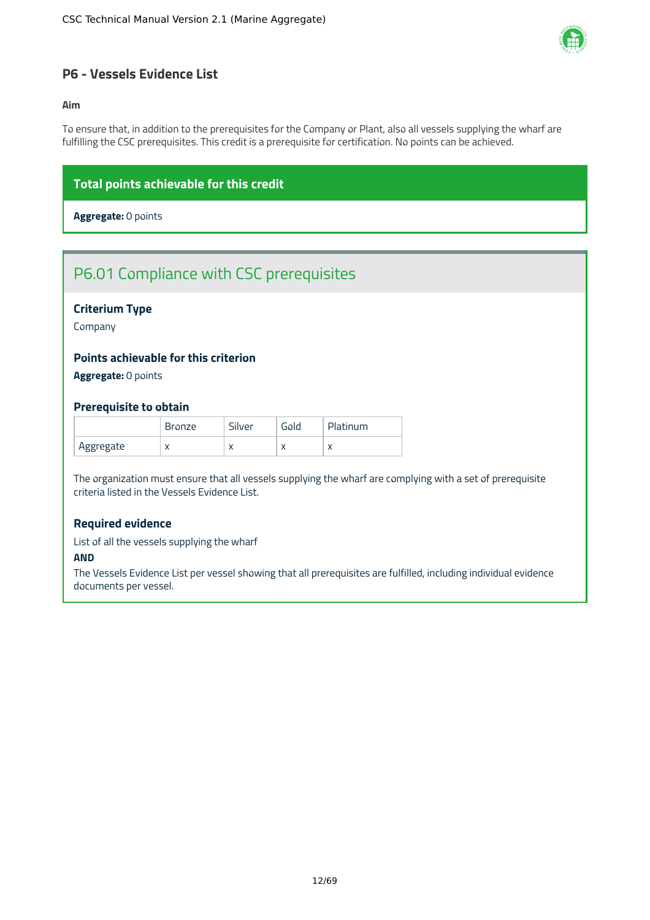## P6 - Vessels Evidence List

**Aim**

To ensure that, in addition to the prerequisites for the Company or Plant, also all vessels supplying the wharf are fulfilling the CSC prerequisites. This credit is a prerequisite for certification. No points can be achieved.

**Total points achievable for this credit**

**Aggregate:** 0 points

### P6.01 Compliance with CSC prerequisites

#### Criterium Type

Company

#### Points achievable for this criterion

**Aggregate:** 0 points

#### Prerequisite to obtain

| | Bronze | Silver | Gold | Platinum |
|---|---|---|---|---|
| Aggregate | x | x | x | x |

The organization must ensure that all vessels supplying the wharf are complying with a set of prerequisite criteria listed in the Vessels Evidence List.

#### Required evidence

List of all the vessels supplying the wharf

**AND**

The Vessels Evidence List per vessel showing that all prerequisites are fulfilled, including individual evidence documents per vessel.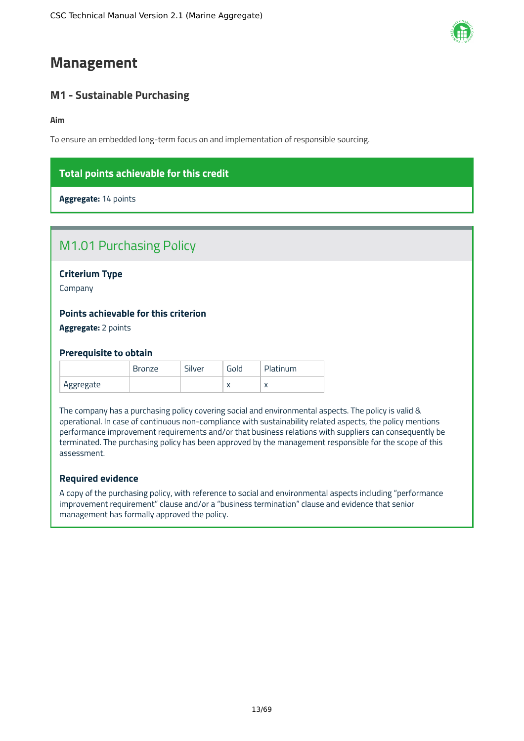# Management

## M1 - Sustainable Purchasing

**Aim**

To ensure an embedded long-term focus on and implementation of responsible sourcing.

**Total points achievable for this credit**

**Aggregate:** 14 points

### M1.01 Purchasing Policy

#### Criterium Type

Company

#### Points achievable for this criterion

**Aggregate:** 2 points

#### Prerequisite to obtain

| | Bronze | Silver | Gold | Platinum |
|---|---|---|---|---|
| Aggregate | | | x | x |

The company has a purchasing policy covering social and environmental aspects. The policy is valid & operational. In case of continuous non-compliance with sustainability related aspects, the policy mentions performance improvement requirements and/or that business relations with suppliers can consequently be terminated. The purchasing policy has been approved by the management responsible for the scope of this assessment.

#### Required evidence

A copy of the purchasing policy, with reference to social and environmental aspects including "performance improvement requirement" clause and/or a "business termination" clause and evidence that senior management has formally approved the policy.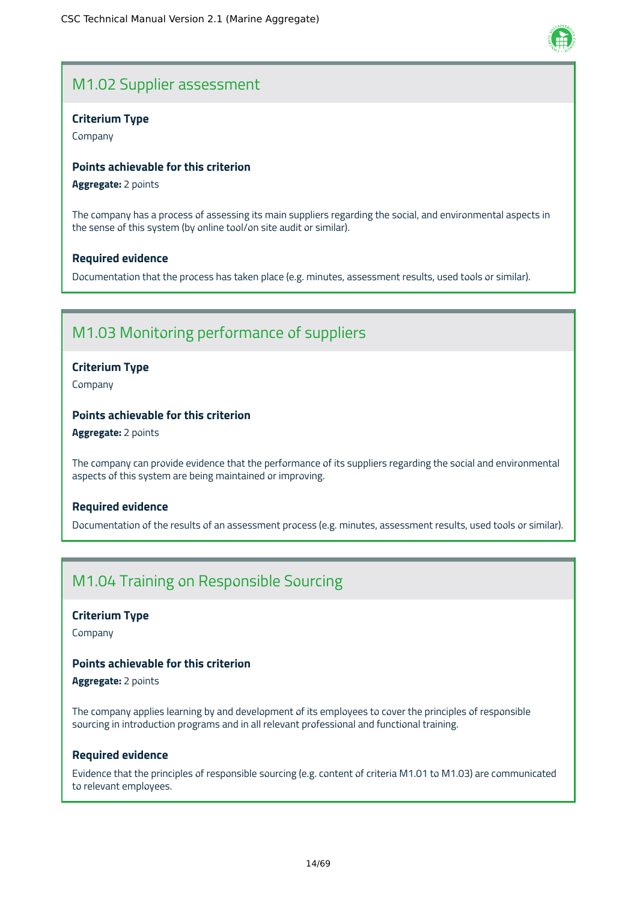## M1.02 Supplier assessment

**Criterium Type**

Company

**Points achievable for this criterion**

**Aggregate:** 2 points

The company has a process of assessing its main suppliers regarding the social, and environmental aspects in the sense of this system (by online tool/on site audit or similar).

**Required evidence**

Documentation that the process has taken place (e.g. minutes, assessment results, used tools or similar).

## M1.03 Monitoring performance of suppliers

**Criterium Type**

Company

**Points achievable for this criterion**

**Aggregate:** 2 points

The company can provide evidence that the performance of its suppliers regarding the social and environmental aspects of this system are being maintained or improving.

**Required evidence**

Documentation of the results of an assessment process (e.g. minutes, assessment results, used tools or similar).

## M1.04 Training on Responsible Sourcing

**Criterium Type**

Company

**Points achievable for this criterion**

**Aggregate:** 2 points

The company applies learning by and development of its employees to cover the principles of responsible sourcing in introduction programs and in all relevant professional and functional training.

**Required evidence**

Evidence that the principles of responsible sourcing (e.g. content of criteria M1.01 to M1.03) are communicated to relevant employees.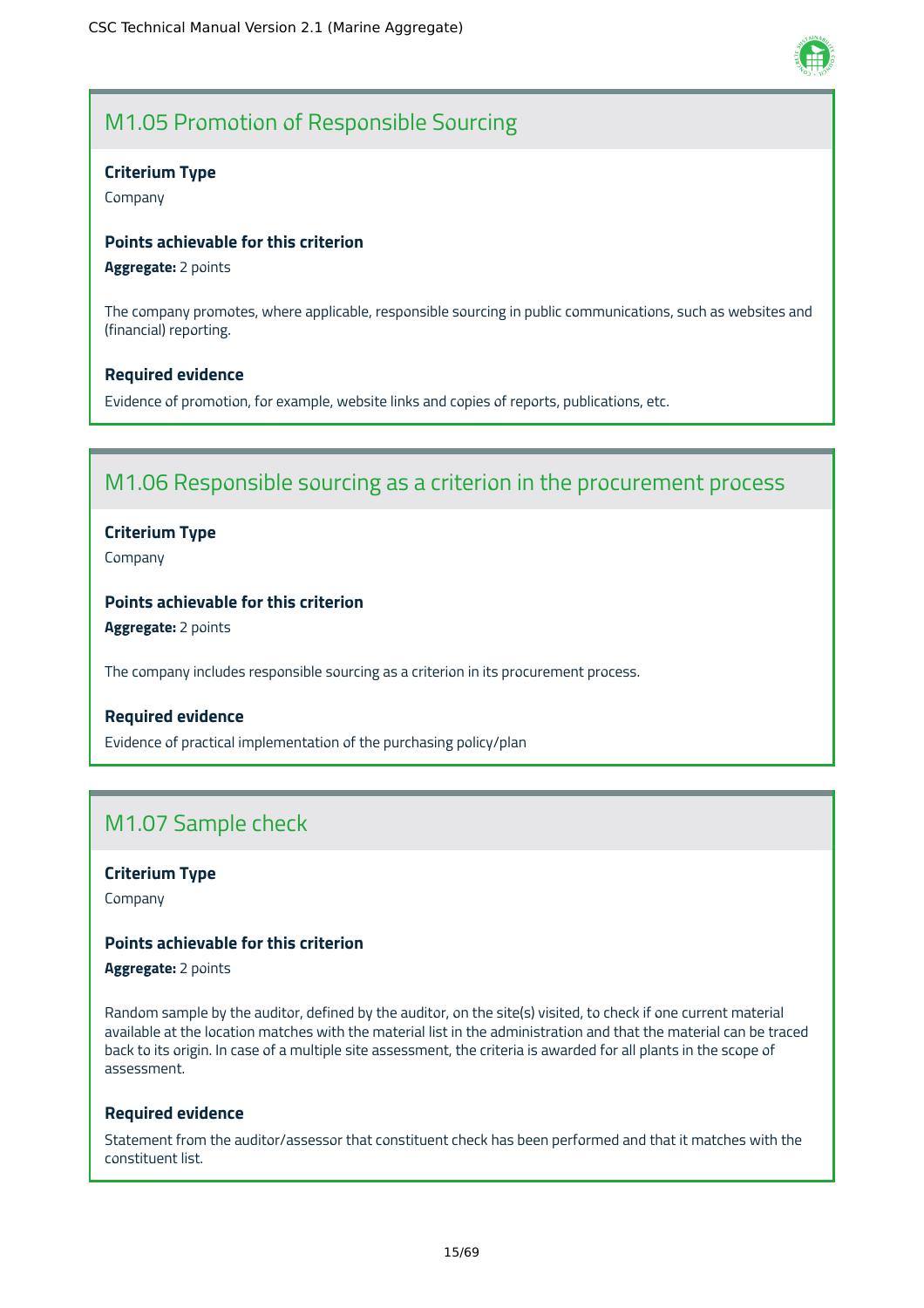## M1.05 Promotion of Responsible Sourcing

**Criterium Type**

Company

**Points achievable for this criterion**

**Aggregate:** 2 points

The company promotes, where applicable, responsible sourcing in public communications, such as websites and (financial) reporting.

**Required evidence**

Evidence of promotion, for example, website links and copies of reports, publications, etc.

## M1.06 Responsible sourcing as a criterion in the procurement process

**Criterium Type**

Company

**Points achievable for this criterion**

**Aggregate:** 2 points

The company includes responsible sourcing as a criterion in its procurement process.

**Required evidence**

Evidence of practical implementation of the purchasing policy/plan

## M1.07 Sample check

**Criterium Type**

Company

**Points achievable for this criterion**

**Aggregate:** 2 points

Random sample by the auditor, defined by the auditor, on the site(s) visited, to check if one current material available at the location matches with the material list in the administration and that the material can be traced back to its origin. In case of a multiple site assessment, the criteria is awarded for all plants in the scope of assessment.

**Required evidence**

Statement from the auditor/assessor that constituent check has been performed and that it matches with the constituent list.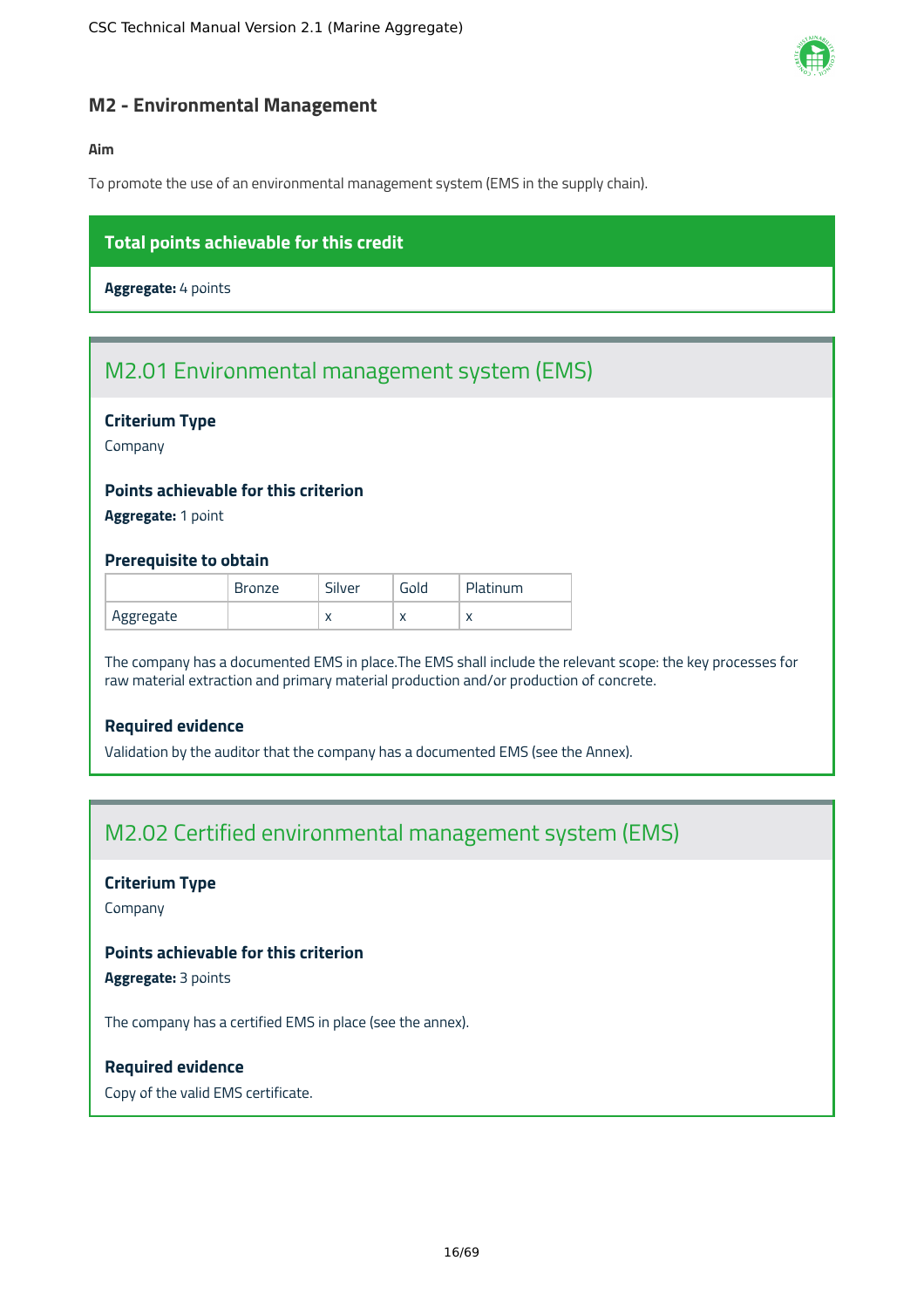## M2 - Environmental Management

**Aim**

To promote the use of an environmental management system (EMS in the supply chain).

**Total points achievable for this credit**

**Aggregate:** 4 points

### M2.01 Environmental management system (EMS)

**Criterium Type**

Company

**Points achievable for this criterion**

**Aggregate:** 1 point

**Prerequisite to obtain**

| | Bronze | Silver | Gold | Platinum |
|---|---|---|---|---|
| Aggregate | | x | x | x |

The company has a documented EMS in place.The EMS shall include the relevant scope: the key processes for raw material extraction and primary material production and/or production of concrete.

**Required evidence**

Validation by the auditor that the company has a documented EMS (see the Annex).

### M2.02 Certified environmental management system (EMS)

**Criterium Type**

Company

**Points achievable for this criterion**

**Aggregate:** 3 points

The company has a certified EMS in place (see the annex).

**Required evidence**

Copy of the valid EMS certificate.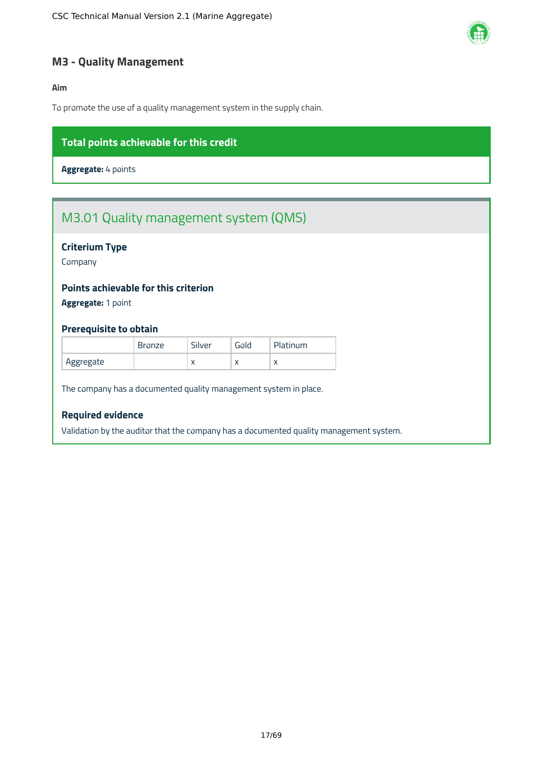## M3 - Quality Management

**Aim**

To promote the use of a quality management system in the supply chain.

**Total points achievable for this credit**

**Aggregate:** 4 points

### M3.01 Quality management system (QMS)

**Criterium Type**

Company

**Points achievable for this criterion**

**Aggregate:** 1 point

**Prerequisite to obtain**

| | Bronze | Silver | Gold | Platinum |
|---|---|---|---|---|
| Aggregate | | x | x | x |

The company has a documented quality management system in place.

**Required evidence**

Validation by the auditor that the company has a documented quality management system.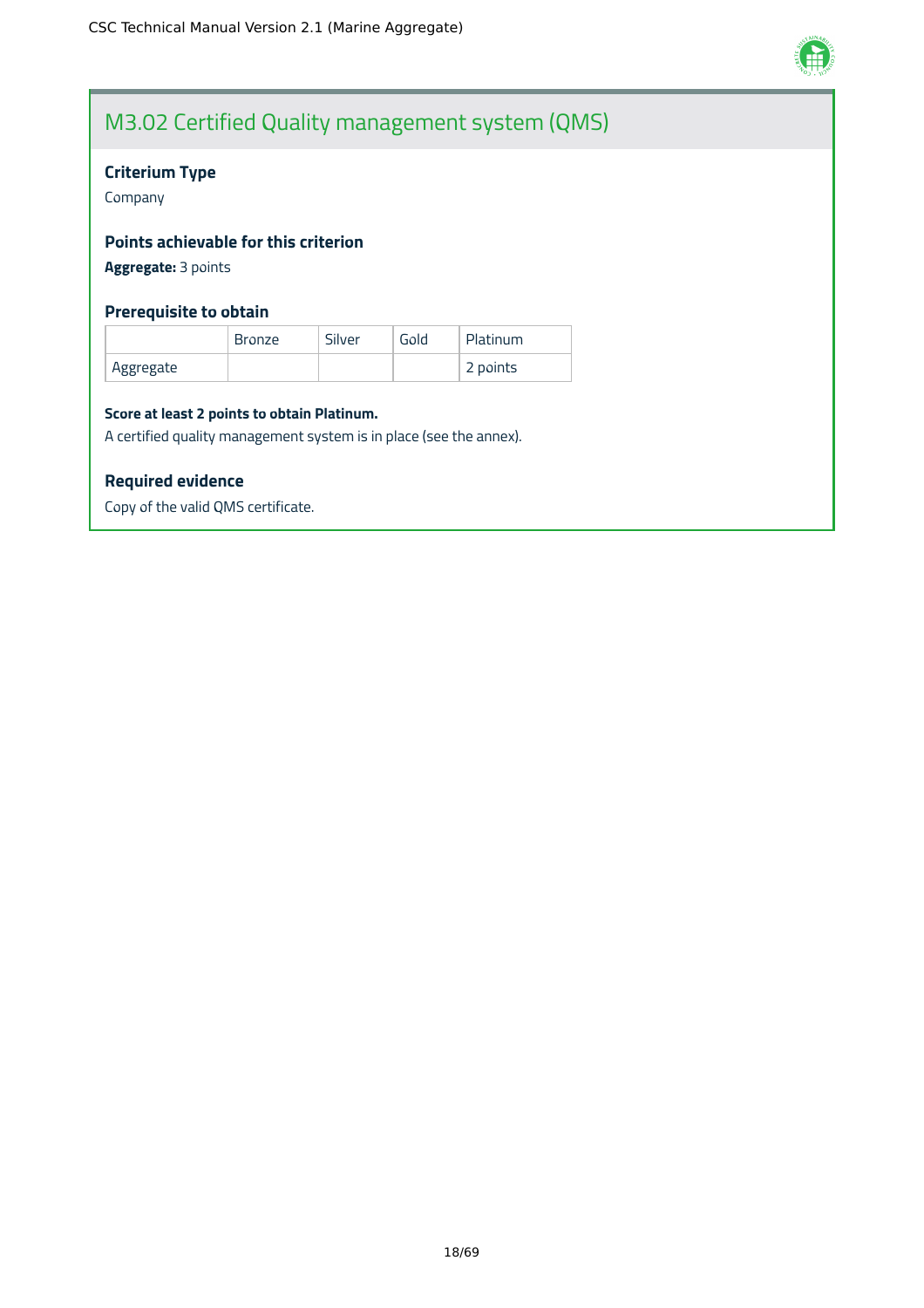## M3.02 Certified Quality management system (QMS)

### Criterium Type

Company

### Points achievable for this criterion

**Aggregate:** 3 points

### Prerequisite to obtain

| | Bronze | Silver | Gold | Platinum |
|---|---|---|---|---|
| Aggregate | | | | 2 points |

**Score at least 2 points to obtain Platinum.**

A certified quality management system is in place (see the annex).

### Required evidence

Copy of the valid QMS certificate.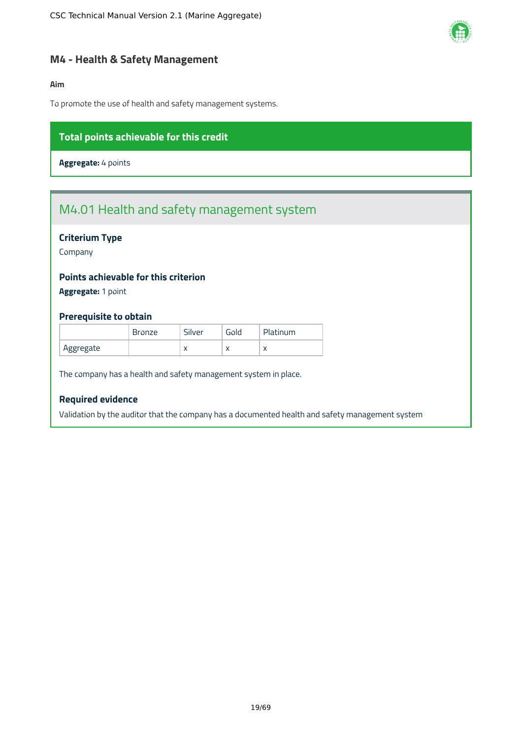## M4 - Health & Safety Management

**Aim**

To promote the use of health and safety management systems.

**Total points achievable for this credit**

**Aggregate:** 4 points

### M4.01 Health and safety management system

#### Criterium Type

Company

#### Points achievable for this criterion

**Aggregate:** 1 point

#### Prerequisite to obtain

| | Bronze | Silver | Gold | Platinum |
|---|---|---|---|---|
| Aggregate | | x | x | x |

The company has a health and safety management system in place.

#### Required evidence

Validation by the auditor that the company has a documented health and safety management system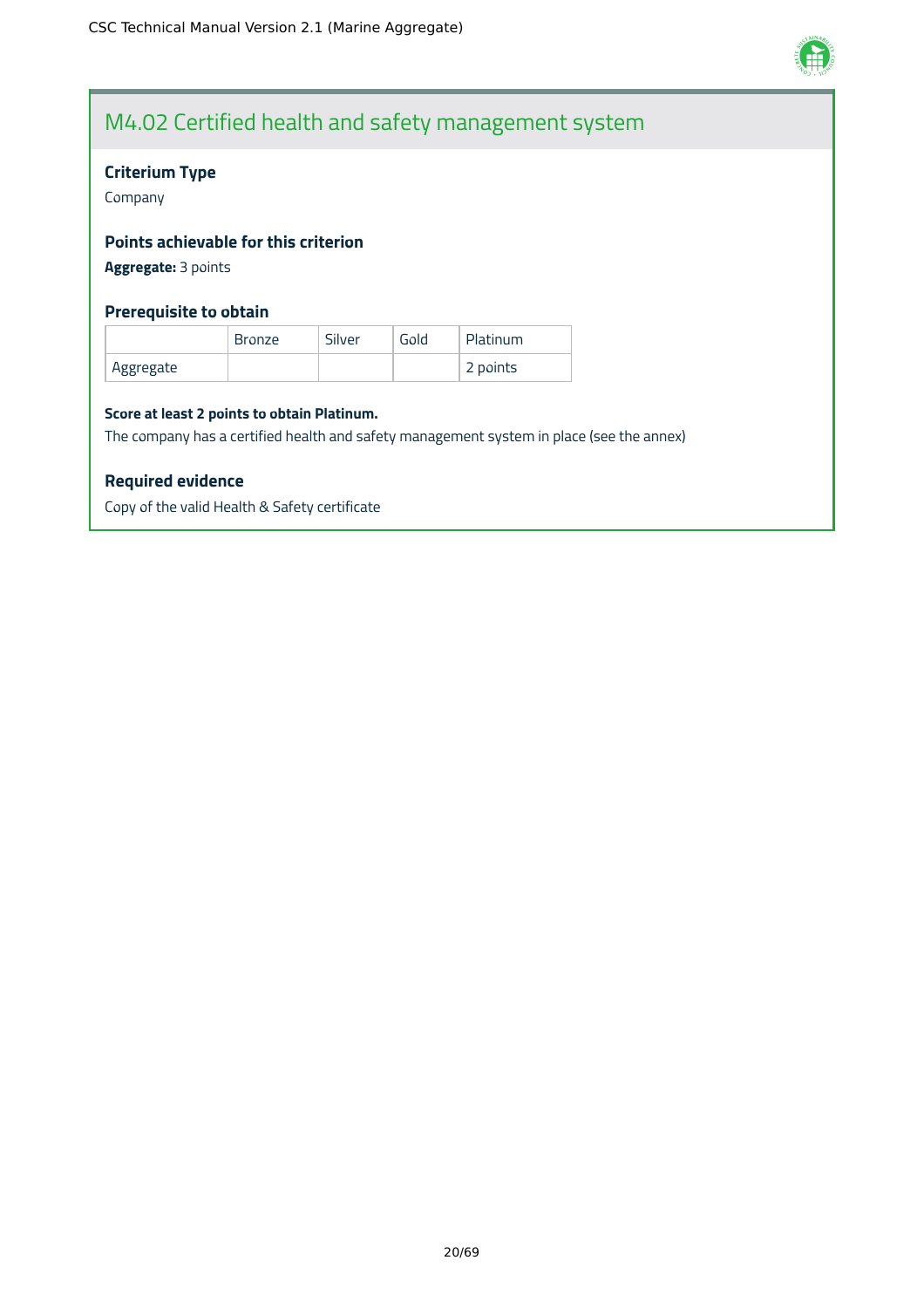## M4.02 Certified health and safety management system

### Criterium Type

Company

### Points achievable for this criterion

**Aggregate:** 3 points

### Prerequisite to obtain

| | Bronze | Silver | Gold | Platinum |
|---|---|---|---|---|
| Aggregate | | | | 2 points |

**Score at least 2 points to obtain Platinum.**

The company has a certified health and safety management system in place (see the annex)

### Required evidence

Copy of the valid Health & Safety certificate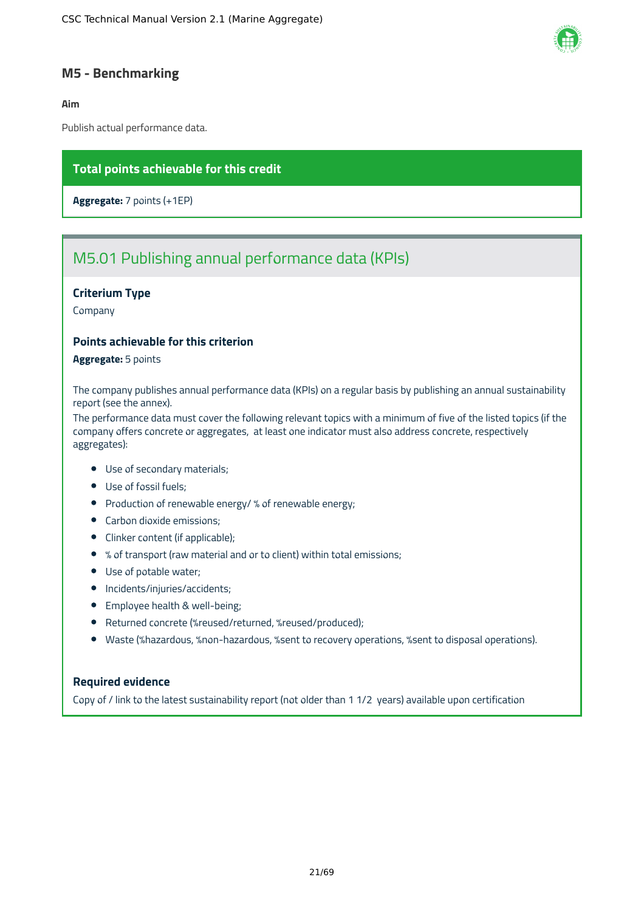## M5 - Benchmarking

**Aim**

Publish actual performance data.

**Total points achievable for this credit**

**Aggregate:** 7 points (+1EP)

### M5.01 Publishing annual performance data (KPIs)

**Criterium Type**

Company

**Points achievable for this criterion**

**Aggregate:** 5 points

The company publishes annual performance data (KPIs) on a regular basis by publishing an annual sustainability report (see the annex).

The performance data must cover the following relevant topics with a minimum of five of the listed topics (if the company offers concrete or aggregates, at least one indicator must also address concrete, respectively aggregates):

- Use of secondary materials;
- Use of fossil fuels;
- Production of renewable energy/ % of renewable energy;
- Carbon dioxide emissions;
- Clinker content (if applicable);
- % of transport (raw material and or to client) within total emissions;
- Use of potable water;
- Incidents/injuries/accidents;
- Employee health & well-being;
- Returned concrete (%reused/returned, %reused/produced);
- Waste (%hazardous, %non-hazardous, %sent to recovery operations, %sent to disposal operations).

**Required evidence**

Copy of / link to the latest sustainability report (not older than 1 1/2 years) available upon certification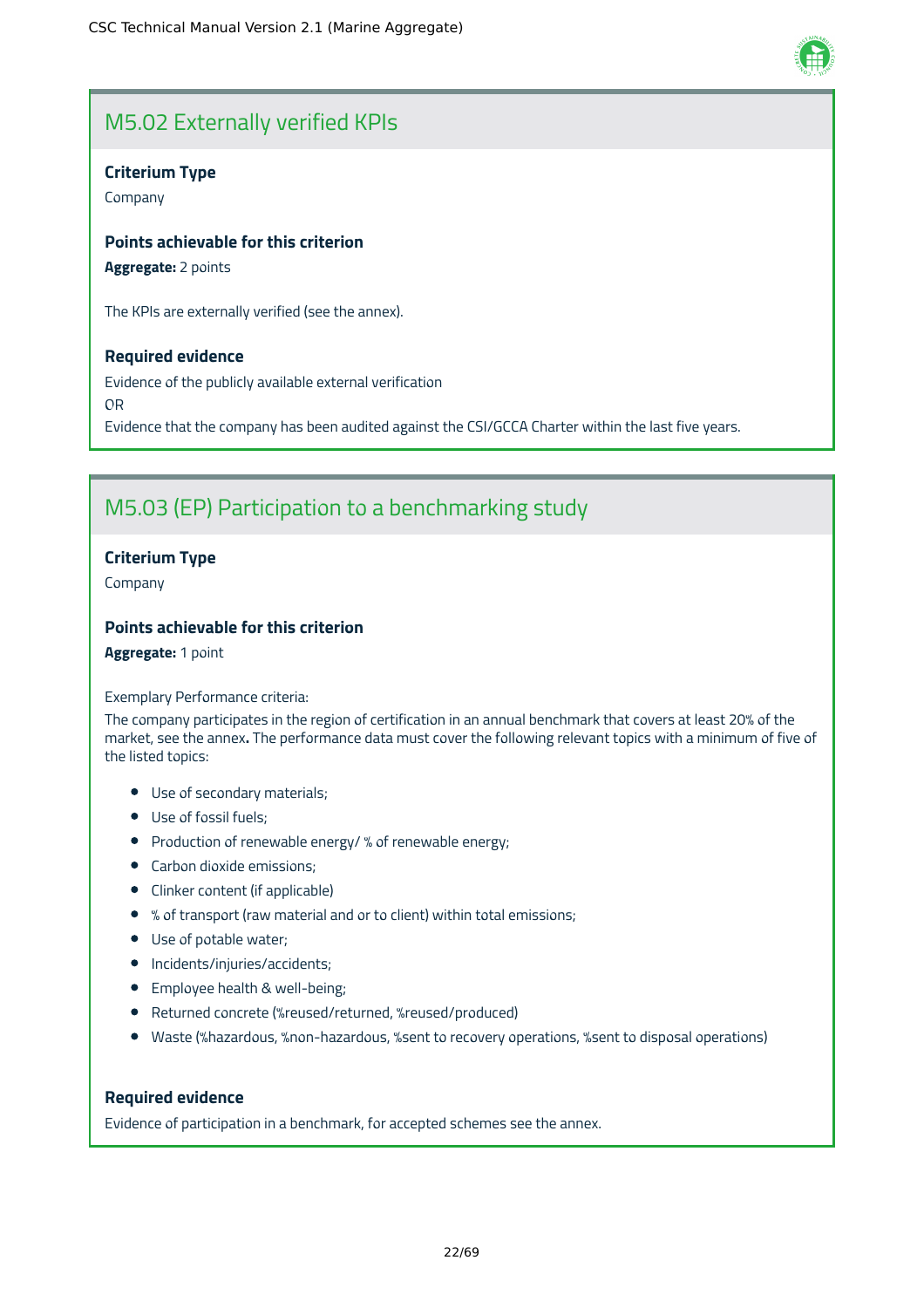## M5.02 Externally verified KPIs

**Criterium Type**

Company

**Points achievable for this criterion**

**Aggregate:** 2 points

The KPIs are externally verified (see the annex).

**Required evidence**

Evidence of the publicly available external verification

OR

Evidence that the company has been audited against the CSI/GCCA Charter within the last five years.

## M5.03 (EP) Participation to a benchmarking study

**Criterium Type**

Company

**Points achievable for this criterion**

**Aggregate:** 1 point

Exemplary Performance criteria:

The company participates in the region of certification in an annual benchmark that covers at least 20% of the market, see the annex**.** The performance data must cover the following relevant topics with a minimum of five of the listed topics:

- Use of secondary materials;
- Use of fossil fuels;
- Production of renewable energy/ % of renewable energy;
- Carbon dioxide emissions;
- Clinker content (if applicable)
- % of transport (raw material and or to client) within total emissions;
- Use of potable water;
- Incidents/injuries/accidents;
- Employee health & well-being;
- Returned concrete (%reused/returned, %reused/produced)
- Waste (%hazardous, %non-hazardous, %sent to recovery operations, %sent to disposal operations)

**Required evidence**

Evidence of participation in a benchmark, for accepted schemes see the annex.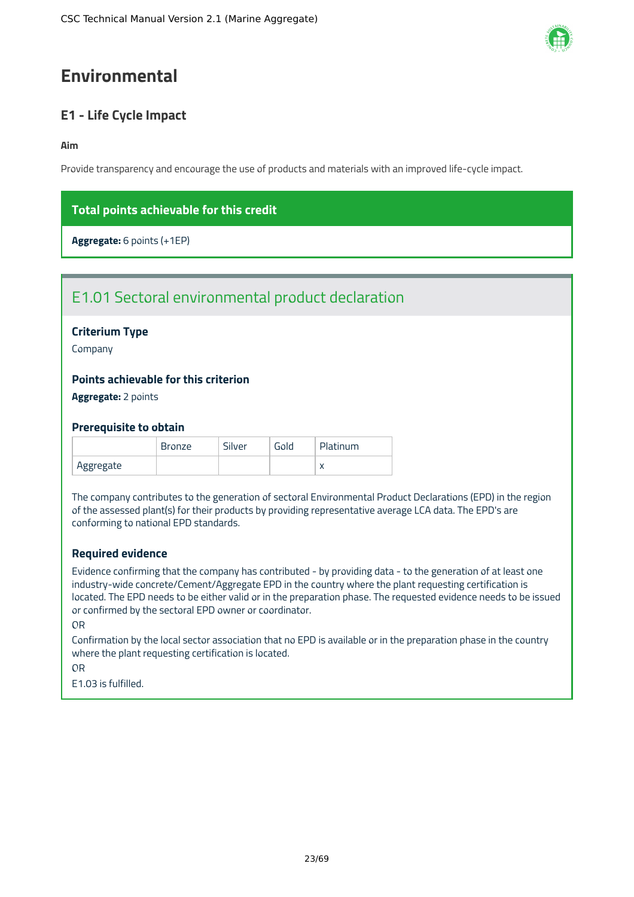# Environmental

## E1 - Life Cycle Impact

**Aim**

Provide transparency and encourage the use of products and materials with an improved life-cycle impact.

**Total points achievable for this credit**

**Aggregate:** 6 points (+1EP)

### E1.01 Sectoral environmental product declaration

**Criterium Type**

Company

**Points achievable for this criterion**

**Aggregate:** 2 points

**Prerequisite to obtain**

| | Bronze | Silver | Gold | Platinum |
|---|---|---|---|---|
| Aggregate | | | | x |

The company contributes to the generation of sectoral Environmental Product Declarations (EPD) in the region of the assessed plant(s) for their products by providing representative average LCA data. The EPD's are conforming to national EPD standards.

**Required evidence**

Evidence confirming that the company has contributed - by providing data - to the generation of at least one industry-wide concrete/Cement/Aggregate EPD in the country where the plant requesting certification is located. The EPD needs to be either valid or in the preparation phase. The requested evidence needs to be issued or confirmed by the sectoral EPD owner or coordinator.

OR

Confirmation by the local sector association that no EPD is available or in the preparation phase in the country where the plant requesting certification is located.

OR

E1.03 is fulfilled.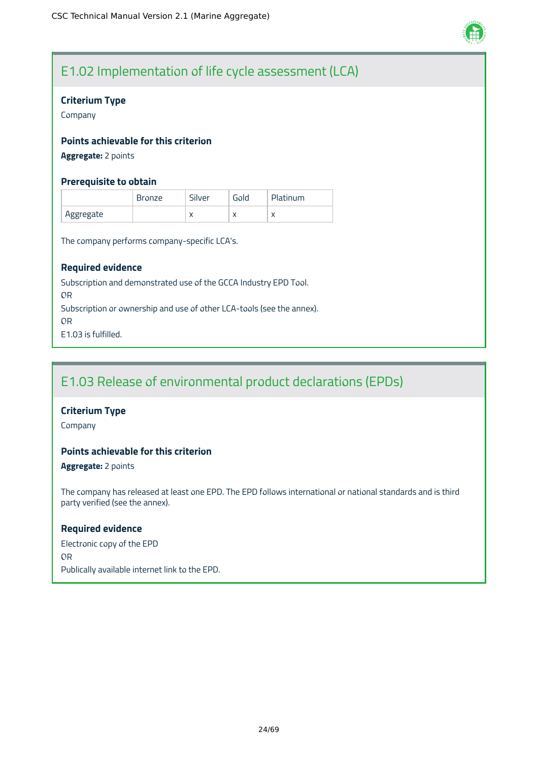## E1.02 Implementation of life cycle assessment (LCA)

### Criterium Type

Company

### Points achievable for this criterion

**Aggregate:** 2 points

### Prerequisite to obtain

| | Bronze | Silver | Gold | Platinum |
|---|---|---|---|---|
| Aggregate | | x | x | x |

The company performs company-specific LCA's.

### Required evidence

Subscription and demonstrated use of the GCCA Industry EPD Tool.

OR

Subscription or ownership and use of other LCA-tools (see the annex).

OR

E1.03 is fulfilled.

## E1.03 Release of environmental product declarations (EPDs)

### Criterium Type

Company

### Points achievable for this criterion

**Aggregate:** 2 points

The company has released at least one EPD. The EPD follows international or national standards and is third party verified (see the annex).

### Required evidence

Electronic copy of the EPD

OR

Publically available internet link to the EPD.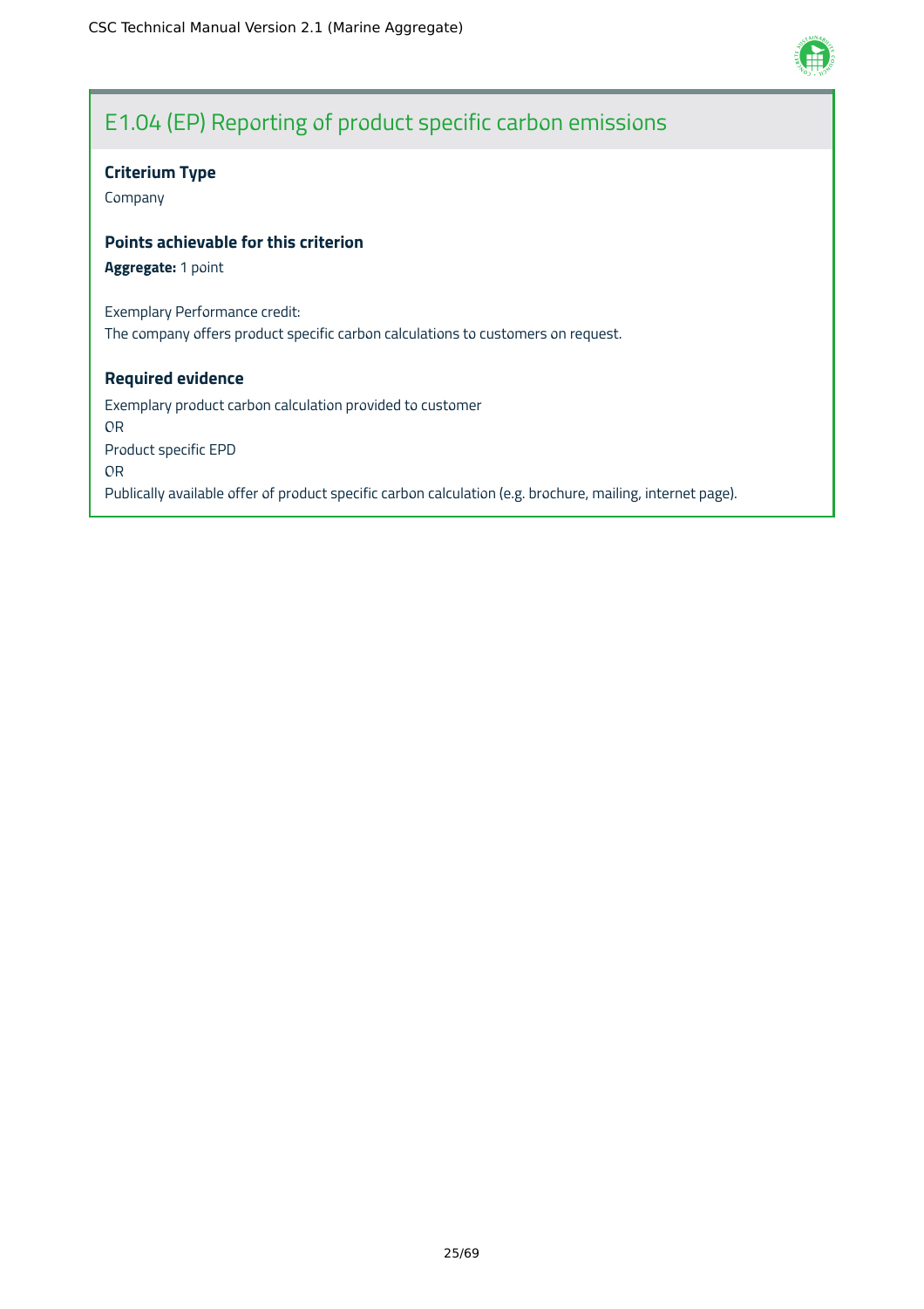## E1.04 (EP) Reporting of product specific carbon emissions

### Criterium Type

Company

### Points achievable for this criterion

**Aggregate:** 1 point

Exemplary Performance credit:
The company offers product specific carbon calculations to customers on request.

### Required evidence

Exemplary product carbon calculation provided to customer
OR
Product specific EPD
OR
Publically available offer of product specific carbon calculation (e.g. brochure, mailing, internet page).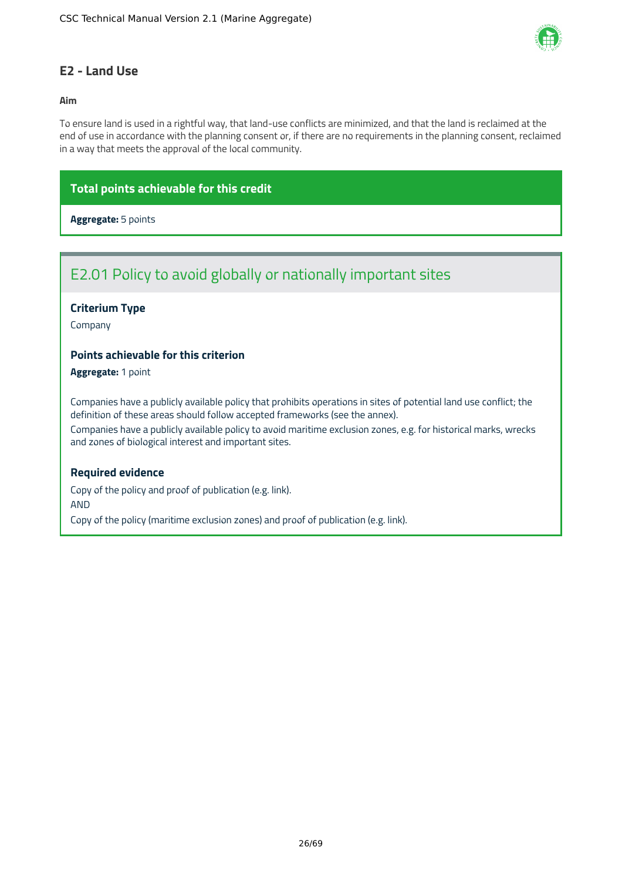## E2 - Land Use

**Aim**

To ensure land is used in a rightful way, that land-use conflicts are minimized, and that the land is reclaimed at the end of use in accordance with the planning consent or, if there are no requirements in the planning consent, reclaimed in a way that meets the approval of the local community.

**Total points achievable for this credit**

**Aggregate:** 5 points

### E2.01 Policy to avoid globally or nationally important sites

#### Criterium Type

Company

#### Points achievable for this criterion

**Aggregate:** 1 point

Companies have a publicly available policy that prohibits operations in sites of potential land use conflict; the definition of these areas should follow accepted frameworks (see the annex).

Companies have a publicly available policy to avoid maritime exclusion zones, e.g. for historical marks, wrecks and zones of biological interest and important sites.

#### Required evidence

Copy of the policy and proof of publication (e.g. link).

AND

Copy of the policy (maritime exclusion zones) and proof of publication (e.g. link).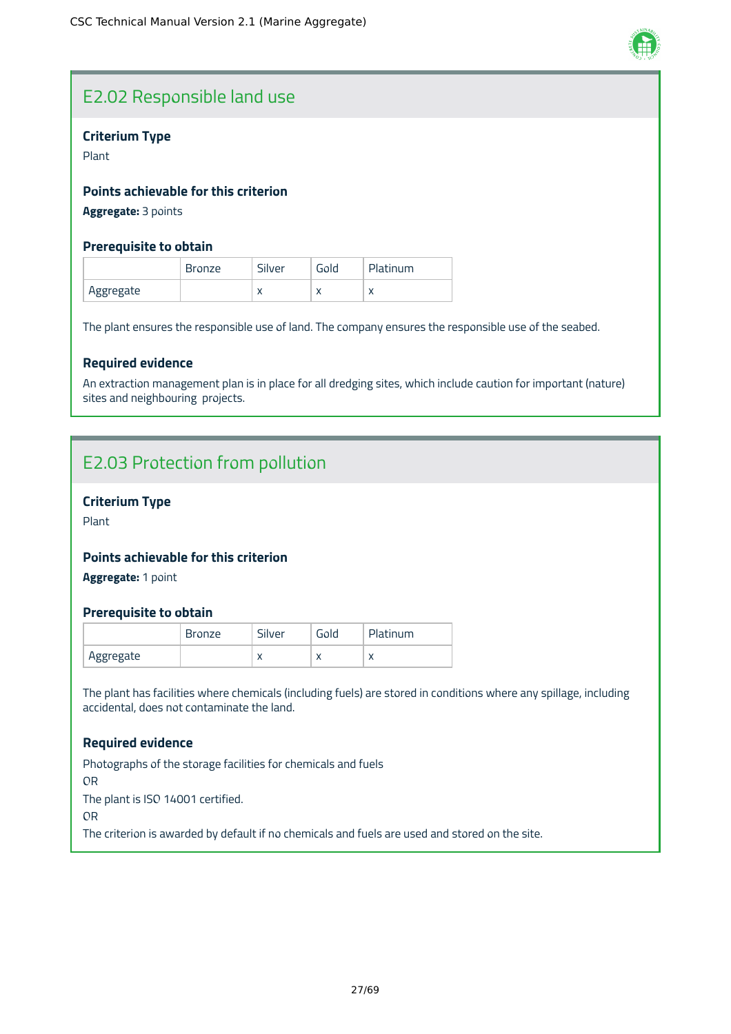## E2.02 Responsible land use

### Criterium Type

Plant

### Points achievable for this criterion

**Aggregate:** 3 points

### Prerequisite to obtain

| | Bronze | Silver | Gold | Platinum |
|---|---|---|---|---|
| Aggregate | | x | x | x |

The plant ensures the responsible use of land. The company ensures the responsible use of the seabed.

### Required evidence

An extraction management plan is in place for all dredging sites, which include caution for important (nature) sites and neighbouring projects.

## E2.03 Protection from pollution

### Criterium Type

Plant

### Points achievable for this criterion

**Aggregate:** 1 point

### Prerequisite to obtain

| | Bronze | Silver | Gold | Platinum |
|---|---|---|---|---|
| Aggregate | | x | x | x |

The plant has facilities where chemicals (including fuels) are stored in conditions where any spillage, including accidental, does not contaminate the land.

### Required evidence

Photographs of the storage facilities for chemicals and fuels

OR

The plant is ISO 14001 certified.

OR

The criterion is awarded by default if no chemicals and fuels are used and stored on the site.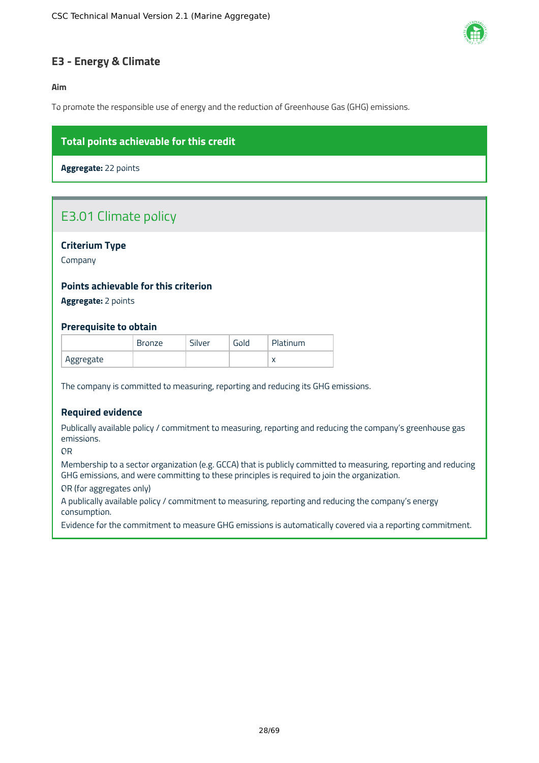## E3 - Energy & Climate

**Aim**

To promote the responsible use of energy and the reduction of Greenhouse Gas (GHG) emissions.

**Total points achievable for this credit**

**Aggregate:** 22 points

### E3.01 Climate policy

**Criterium Type**

Company

**Points achievable for this criterion**

**Aggregate:** 2 points

**Prerequisite to obtain**

| | Bronze | Silver | Gold | Platinum |
|---|---|---|---|---|
| Aggregate | | | | x |

The company is committed to measuring, reporting and reducing its GHG emissions.

**Required evidence**

Publically available policy / commitment to measuring, reporting and reducing the company's greenhouse gas emissions.

OR

Membership to a sector organization (e.g. GCCA) that is publicly committed to measuring, reporting and reducing GHG emissions, and were committing to these principles is required to join the organization.

OR (for aggregates only)

A publically available policy / commitment to measuring, reporting and reducing the company's energy consumption.

Evidence for the commitment to measure GHG emissions is automatically covered via a reporting commitment.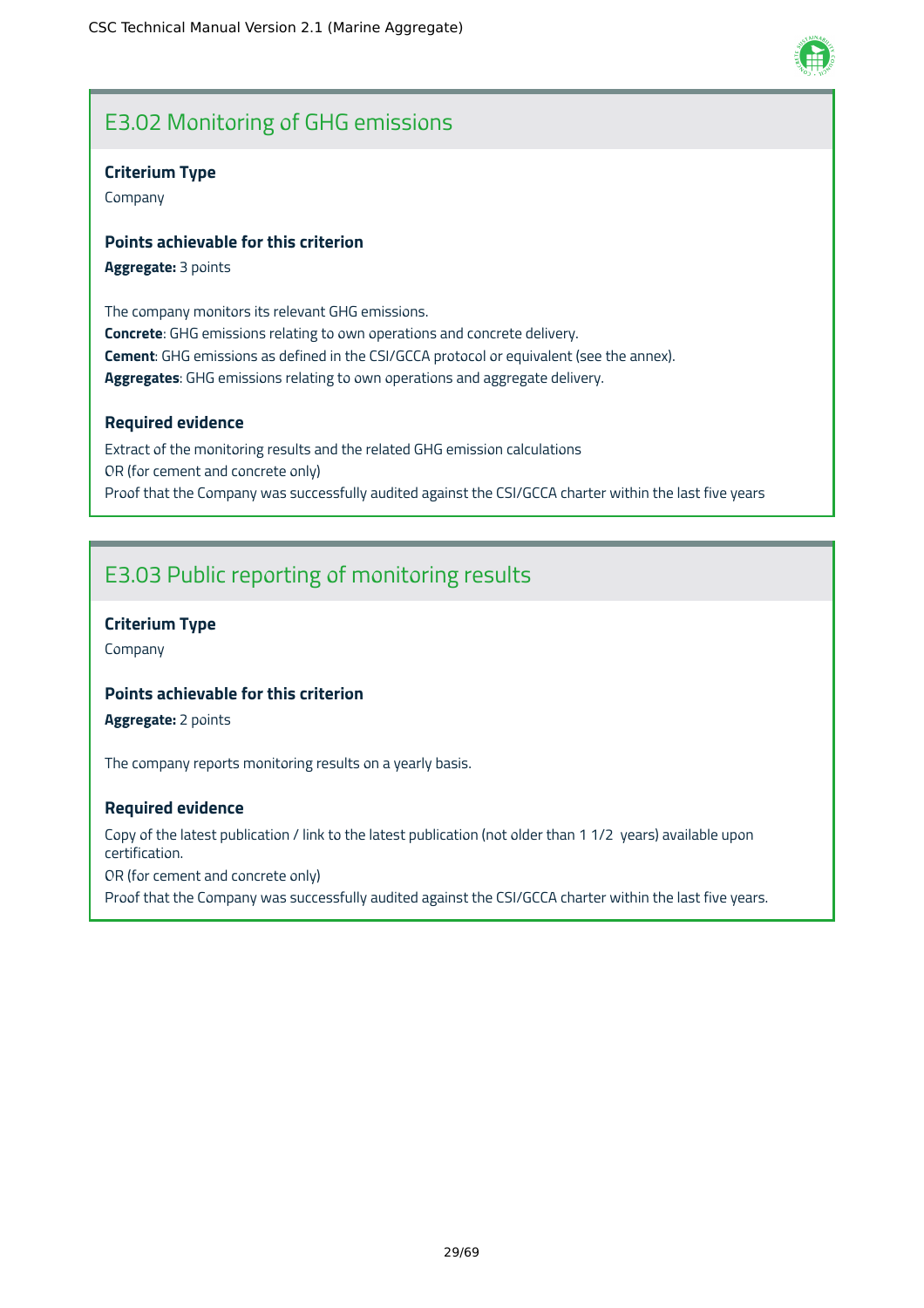## E3.02 Monitoring of GHG emissions

**Criterium Type**

Company

**Points achievable for this criterion**

**Aggregate:** 3 points

The company monitors its relevant GHG emissions.
**Concrete**: GHG emissions relating to own operations and concrete delivery.
**Cement**: GHG emissions as defined in the CSI/GCCA protocol or equivalent (see the annex).
**Aggregates**: GHG emissions relating to own operations and aggregate delivery.

**Required evidence**

Extract of the monitoring results and the related GHG emission calculations
OR (for cement and concrete only)
Proof that the Company was successfully audited against the CSI/GCCA charter within the last five years

## E3.03 Public reporting of monitoring results

**Criterium Type**

Company

**Points achievable for this criterion**

**Aggregate:** 2 points

The company reports monitoring results on a yearly basis.

**Required evidence**

Copy of the latest publication / link to the latest publication (not older than 1 1/2 years) available upon certification.
OR (for cement and concrete only)
Proof that the Company was successfully audited against the CSI/GCCA charter within the last five years.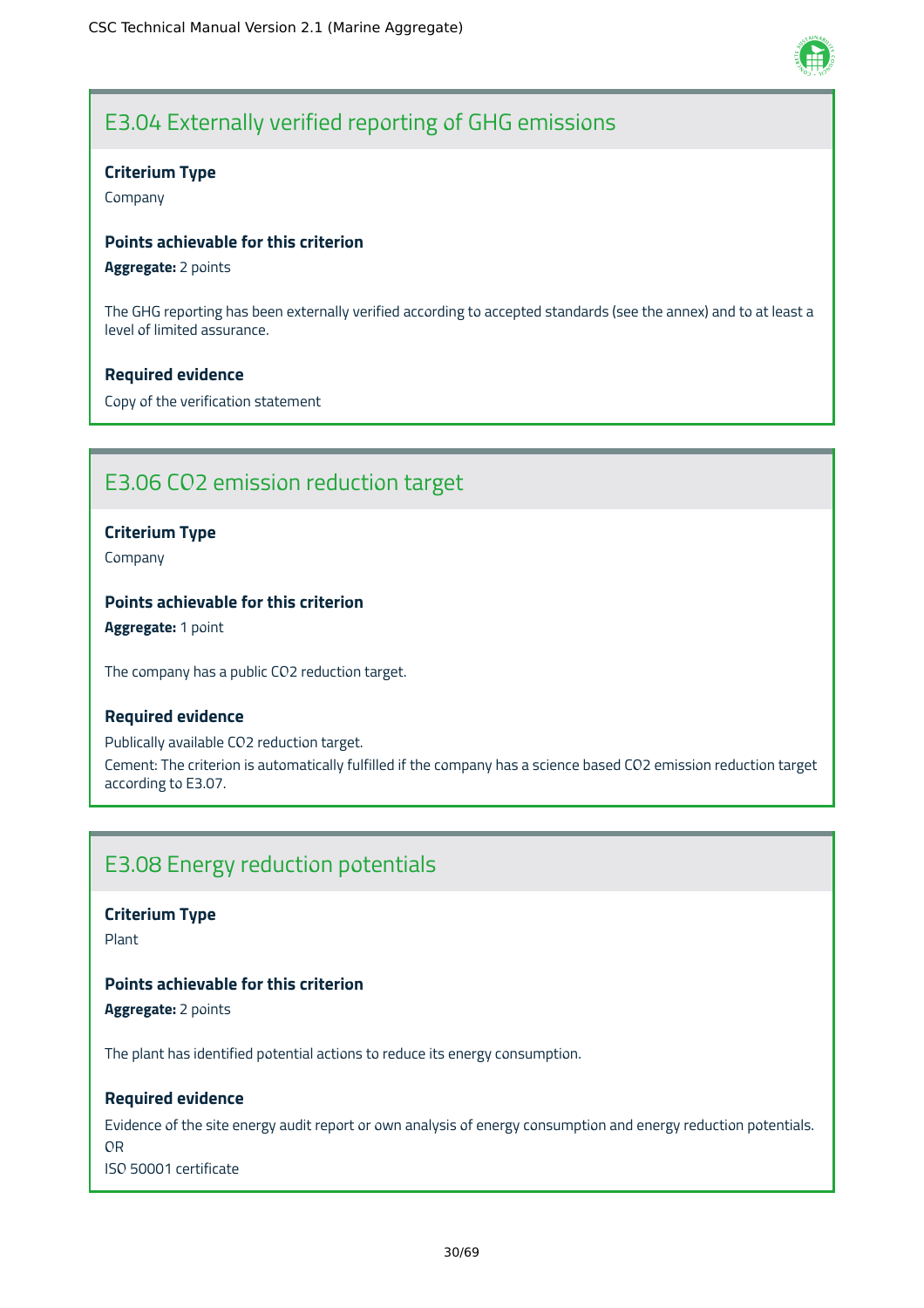## E3.04 Externally verified reporting of GHG emissions

**Criterium Type**

Company

**Points achievable for this criterion**

**Aggregate:** 2 points

The GHG reporting has been externally verified according to accepted standards (see the annex) and to at least a level of limited assurance.

**Required evidence**

Copy of the verification statement

## E3.06 CO2 emission reduction target

**Criterium Type**

Company

**Points achievable for this criterion**

**Aggregate:** 1 point

The company has a public CO2 reduction target.

**Required evidence**

Publically available CO2 reduction target.

Cement: The criterion is automatically fulfilled if the company has a science based CO2 emission reduction target according to E3.07.

## E3.08 Energy reduction potentials

**Criterium Type**

Plant

**Points achievable for this criterion**

**Aggregate:** 2 points

The plant has identified potential actions to reduce its energy consumption.

**Required evidence**

Evidence of the site energy audit report or own analysis of energy consumption and energy reduction potentials.

OR

ISO 50001 certificate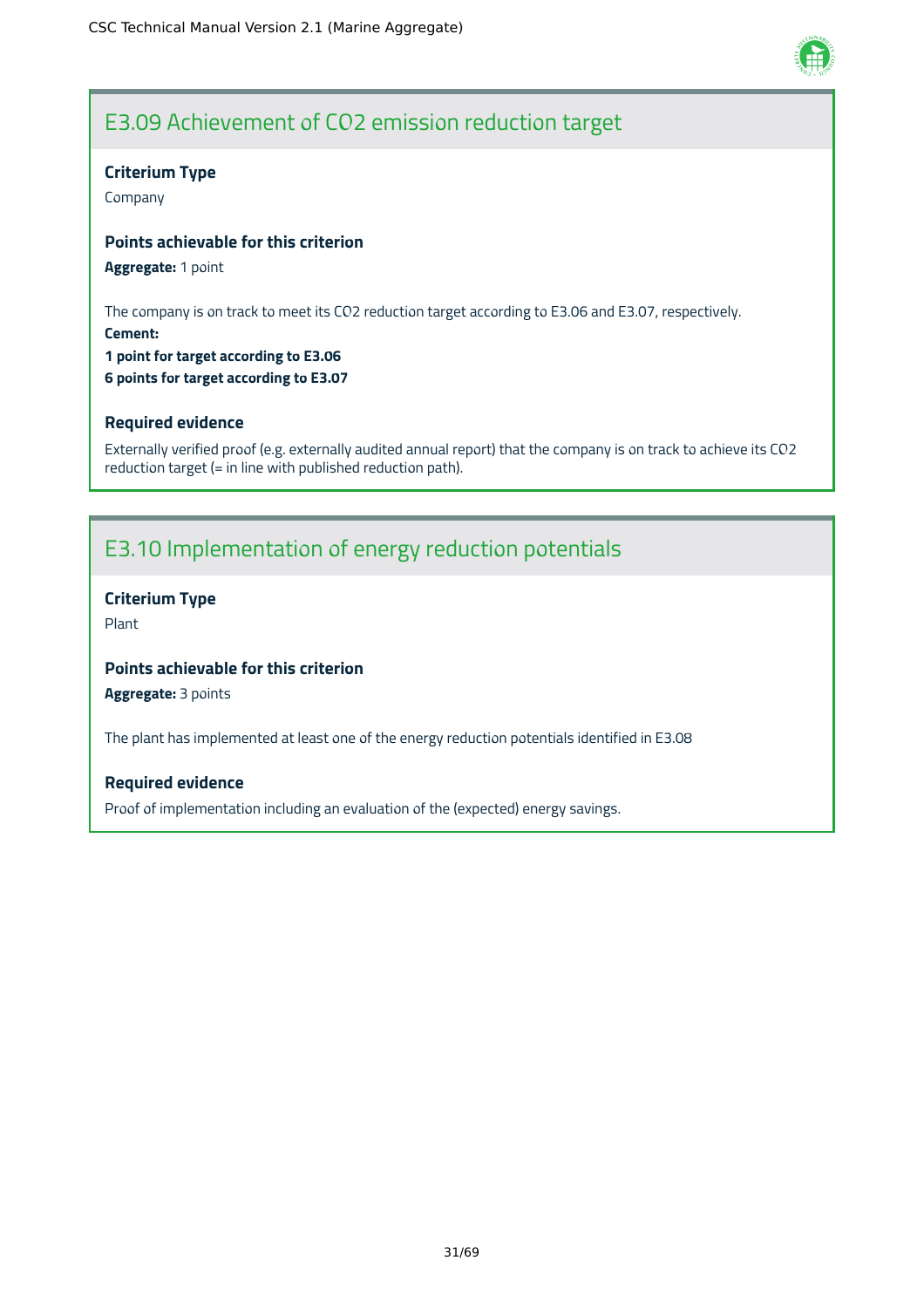## E3.09 Achievement of $CO_2$ emission reduction target

**Criterium Type**

Company

**Points achievable for this criterion**

**Aggregate:** 1 point

The company is on track to meet its $CO_2$ reduction target according to E3.06 and E3.07, respectively.

**Cement:**

**1 point for target according to E3.06**

**6 points for target according to E3.07**

**Required evidence**

Externally verified proof (e.g. externally audited annual report) that the company is on track to achieve its $CO_2$ reduction target (= in line with published reduction path).

## E3.10 Implementation of energy reduction potentials

**Criterium Type**

Plant

**Points achievable for this criterion**

**Aggregate:** 3 points

The plant has implemented at least one of the energy reduction potentials identified in E3.08

**Required evidence**

Proof of implementation including an evaluation of the (expected) energy savings.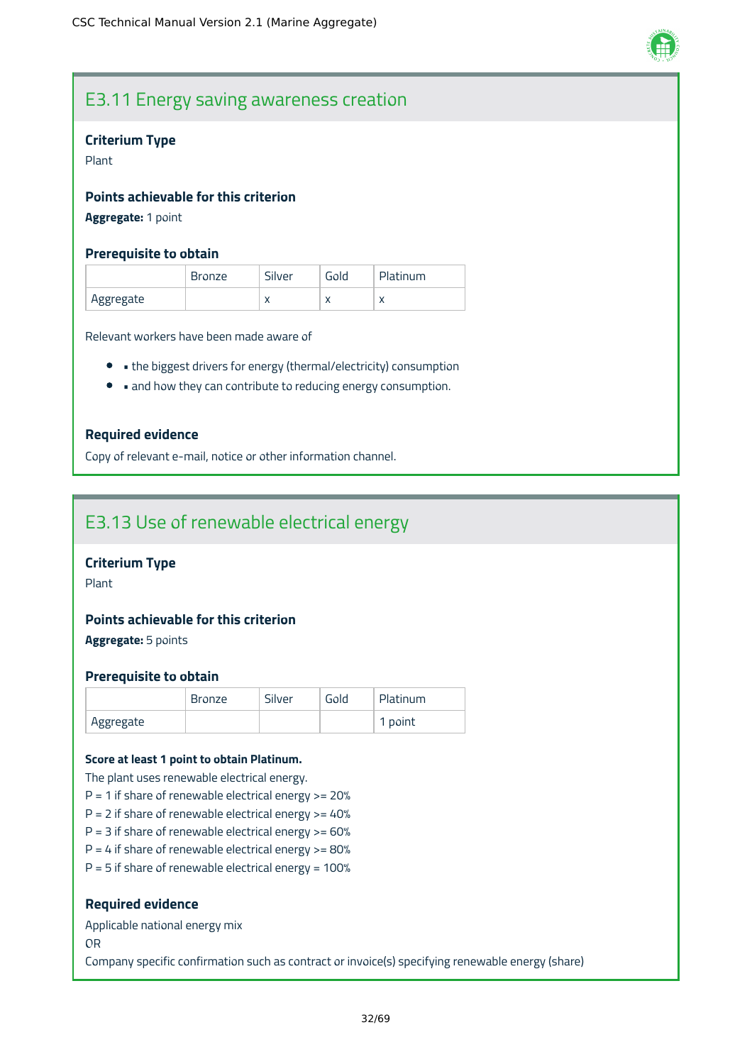## E3.11 Energy saving awareness creation

### Criterium Type

Plant

### Points achievable for this criterion

**Aggregate:** 1 point

### Prerequisite to obtain

| | Bronze | Silver | Gold | Platinum |
|---|---|---|---|---|
| Aggregate | | x | x | x |

Relevant workers have been made aware of

- ▪ the biggest drivers for energy (thermal/electricity) consumption
- ▪ and how they can contribute to reducing energy consumption.

### Required evidence

Copy of relevant e-mail, notice or other information channel.

## E3.13 Use of renewable electrical energy

### Criterium Type

Plant

### Points achievable for this criterion

**Aggregate:** 5 points

### Prerequisite to obtain

| | Bronze | Silver | Gold | Platinum |
|---|---|---|---|---|
| Aggregate | | | | 1 point |

**Score at least 1 point to obtain Platinum.**

The plant uses renewable electrical energy.
P = 1 if share of renewable electrical energy >= 20%
P = 2 if share of renewable electrical energy >= 40%
P = 3 if share of renewable electrical energy >= 60%
P = 4 if share of renewable electrical energy >= 80%
P = 5 if share of renewable electrical energy = 100%

### Required evidence

Applicable national energy mix
OR
Company specific confirmation such as contract or invoice(s) specifying renewable energy (share)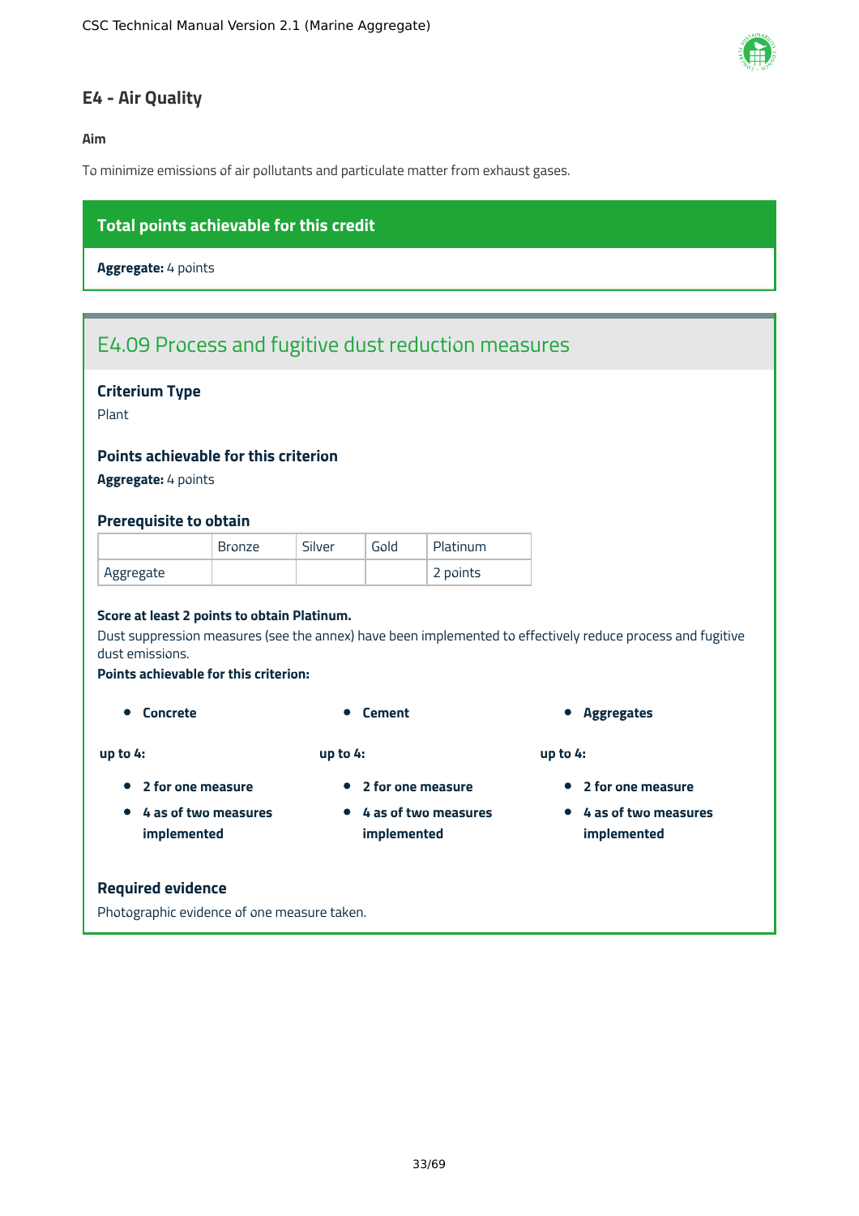## E4 - Air Quality

**Aim**

To minimize emissions of air pollutants and particulate matter from exhaust gases.

**Total points achievable for this credit**

**Aggregate:** 4 points

### E4.09 Process and fugitive dust reduction measures

**Criterium Type**

Plant

**Points achievable for this criterion**

**Aggregate:** 4 points

**Prerequisite to obtain**

| | Bronze | Silver | Gold | Platinum |
|---|---|---|---|---|
| Aggregate | | | | 2 points |

**Score at least 2 points to obtain Platinum.**

Dust suppression measures (see the annex) have been implemented to effectively reduce process and fugitive dust emissions.

**Points achievable for this criterion:**

- **Concrete**

**up to 4:**

- **2 for one measure**
- **4 as of two measures implemented**

- **Cement**

**up to 4:**

- **2 for one measure**
- **4 as of two measures implemented**

- **Aggregates**

**up to 4:**

- **2 for one measure**
- **4 as of two measures implemented**

**Required evidence**

Photographic evidence of one measure taken.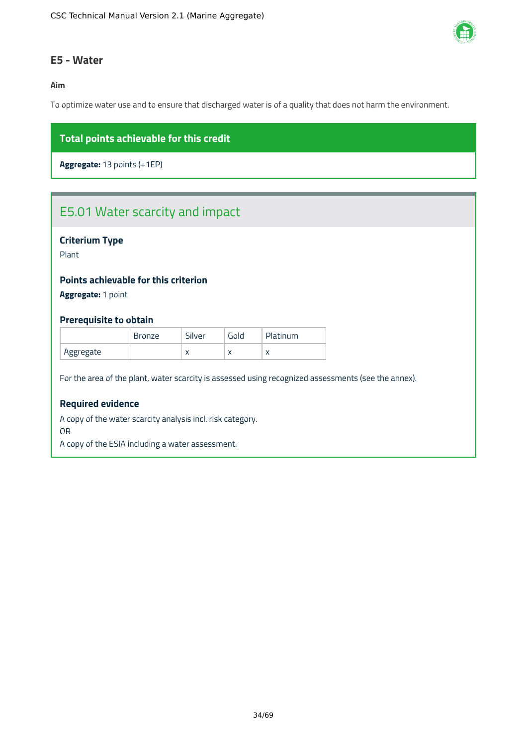## E5 - Water

**Aim**

To optimize water use and to ensure that discharged water is of a quality that does not harm the environment.

**Total points achievable for this credit**

**Aggregate:** 13 points (+1EP)

### E5.01 Water scarcity and impact

**Criterium Type**

Plant

**Points achievable for this criterion**

**Aggregate:** 1 point

**Prerequisite to obtain**

| | Bronze | Silver | Gold | Platinum |
|---|---|---|---|---|
| Aggregate | | x | x | x |

For the area of the plant, water scarcity is assessed using recognized assessments (see the annex).

**Required evidence**

A copy of the water scarcity analysis incl. risk category.
OR
A copy of the ESIA including a water assessment.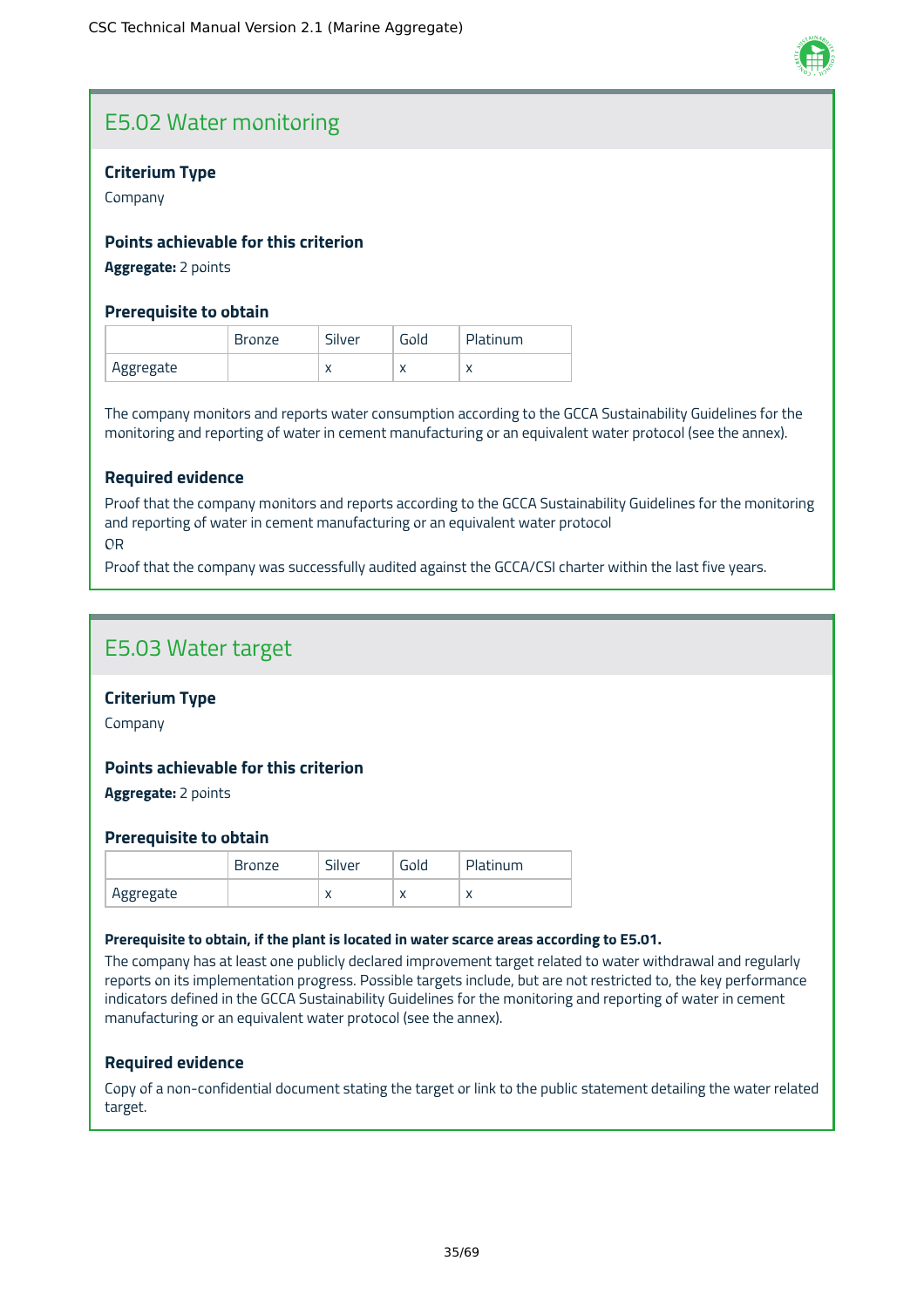## E5.02 Water monitoring

### Criterium Type

Company

### Points achievable for this criterion

**Aggregate:** 2 points

### Prerequisite to obtain

| | Bronze | Silver | Gold | Platinum |
|---|---|---|---|---|
| Aggregate | | x | x | x |

The company monitors and reports water consumption according to the GCCA Sustainability Guidelines for the monitoring and reporting of water in cement manufacturing or an equivalent water protocol (see the annex).

### Required evidence

Proof that the company monitors and reports according to the GCCA Sustainability Guidelines for the monitoring and reporting of water in cement manufacturing or an equivalent water protocol

OR

Proof that the company was successfully audited against the GCCA/CSI charter within the last five years.

## E5.03 Water target

### Criterium Type

Company

### Points achievable for this criterion

**Aggregate:** 2 points

### Prerequisite to obtain

| | Bronze | Silver | Gold | Platinum |
|---|---|---|---|---|
| Aggregate | | x | x | x |

**Prerequisite to obtain, if the plant is located in water scarce areas according to E5.01.**

The company has at least one publicly declared improvement target related to water withdrawal and regularly reports on its implementation progress. Possible targets include, but are not restricted to, the key performance indicators defined in the GCCA Sustainability Guidelines for the monitoring and reporting of water in cement manufacturing or an equivalent water protocol (see the annex).

### Required evidence

Copy of a non-confidential document stating the target or link to the public statement detailing the water related target.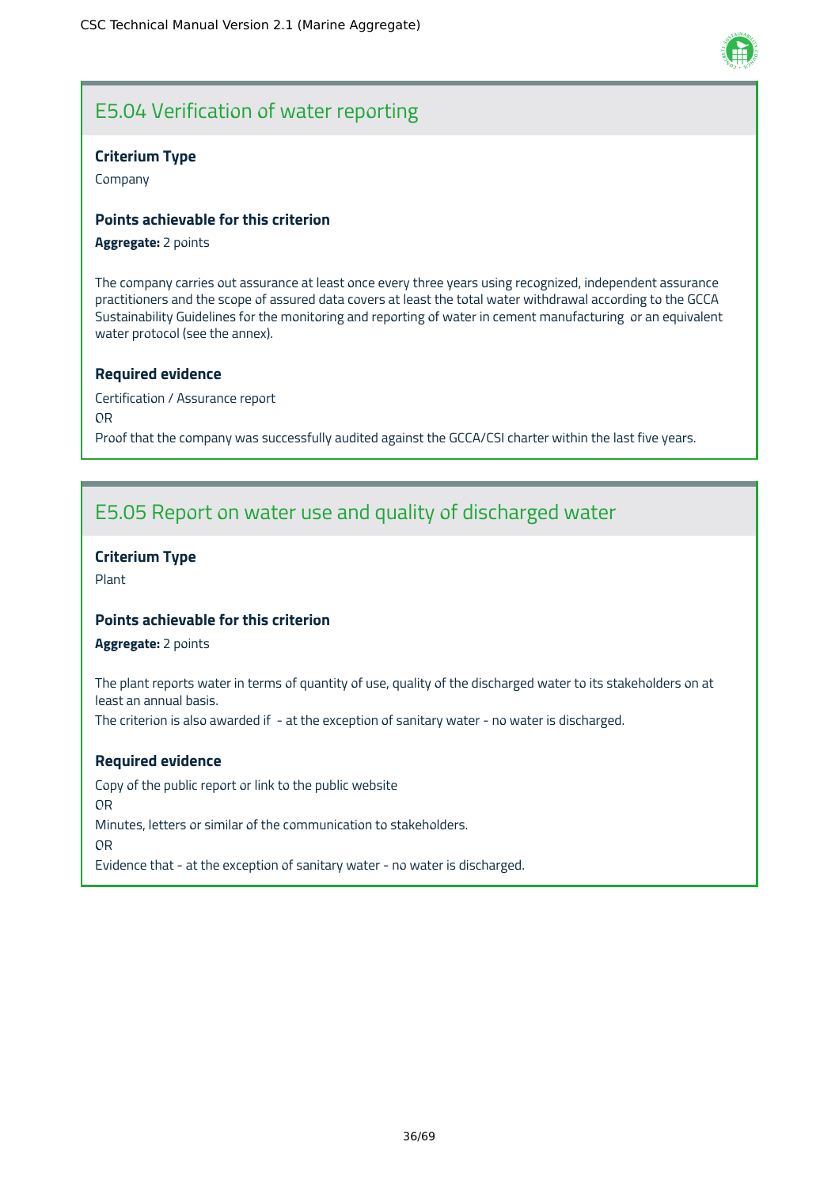## E5.04 Verification of water reporting

**Criterium Type**

Company

**Points achievable for this criterion**

**Aggregate:** 2 points

The company carries out assurance at least once every three years using recognized, independent assurance practitioners and the scope of assured data covers at least the total water withdrawal according to the GCCA Sustainability Guidelines for the monitoring and reporting of water in cement manufacturing or an equivalent water protocol (see the annex).

**Required evidence**

Certification / Assurance report

OR

Proof that the company was successfully audited against the GCCA/CSI charter within the last five years.

## E5.05 Report on water use and quality of discharged water

**Criterium Type**

Plant

**Points achievable for this criterion**

**Aggregate:** 2 points

The plant reports water in terms of quantity of use, quality of the discharged water to its stakeholders on at least an annual basis.

The criterion is also awarded if - at the exception of sanitary water - no water is discharged.

**Required evidence**

Copy of the public report or link to the public website

OR

Minutes, letters or similar of the communication to stakeholders.

OR

Evidence that - at the exception of sanitary water - no water is discharged.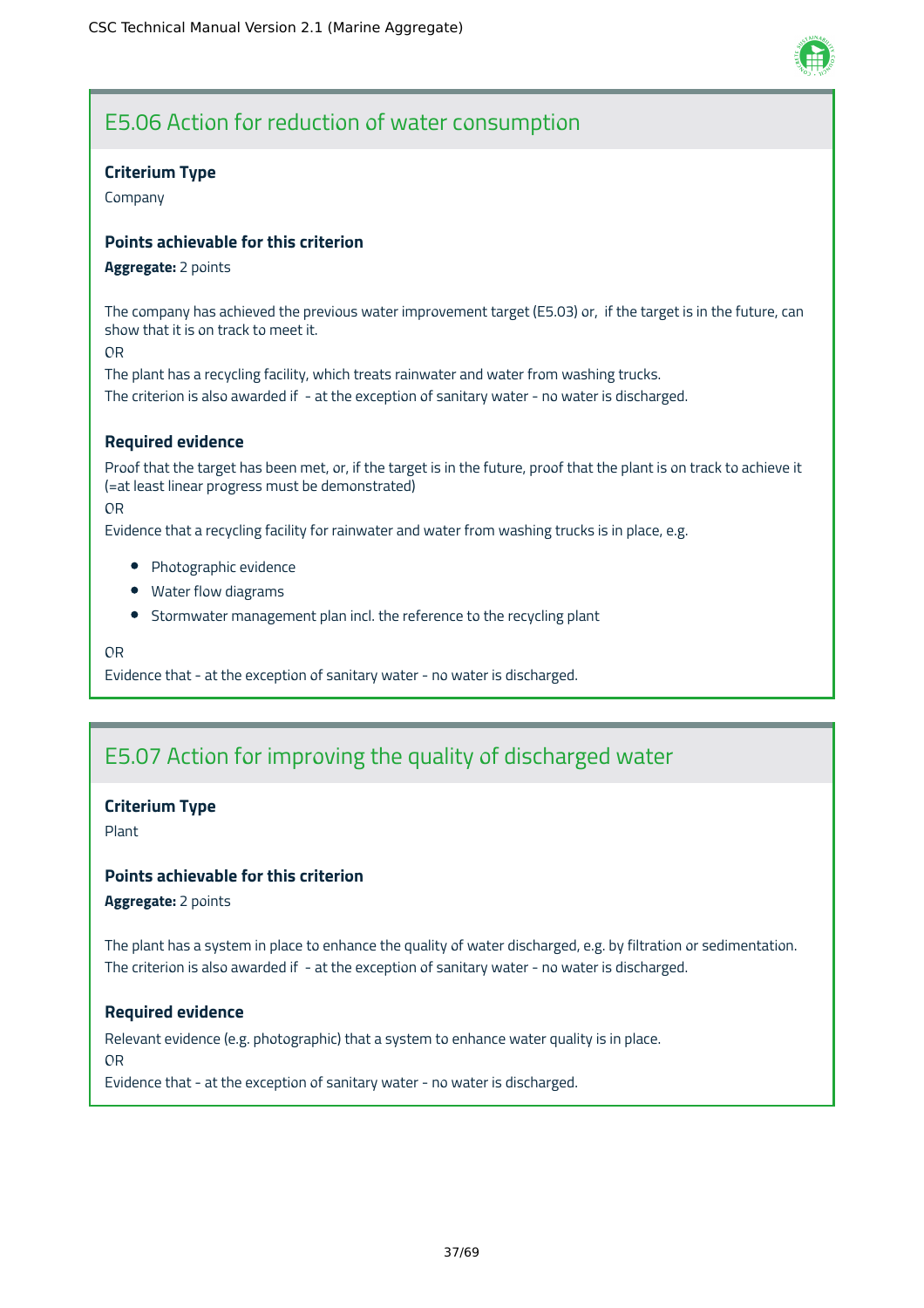## E5.06 Action for reduction of water consumption

**Criterium Type**

Company

**Points achievable for this criterion**

**Aggregate:** 2 points

The company has achieved the previous water improvement target (E5.03) or, if the target is in the future, can show that it is on track to meet it.

OR

The plant has a recycling facility, which treats rainwater and water from washing trucks.

The criterion is also awarded if - at the exception of sanitary water - no water is discharged.

**Required evidence**

Proof that the target has been met, or, if the target is in the future, proof that the plant is on track to achieve it (=at least linear progress must be demonstrated)

OR

Evidence that a recycling facility for rainwater and water from washing trucks is in place, e.g.

- Photographic evidence
- Water flow diagrams
- Stormwater management plan incl. the reference to the recycling plant

OR

Evidence that - at the exception of sanitary water - no water is discharged.

## E5.07 Action for improving the quality of discharged water

**Criterium Type**

Plant

**Points achievable for this criterion**

**Aggregate:** 2 points

The plant has a system in place to enhance the quality of water discharged, e.g. by filtration or sedimentation.

The criterion is also awarded if - at the exception of sanitary water - no water is discharged.

**Required evidence**

Relevant evidence (e.g. photographic) that a system to enhance water quality is in place.

OR

Evidence that - at the exception of sanitary water - no water is discharged.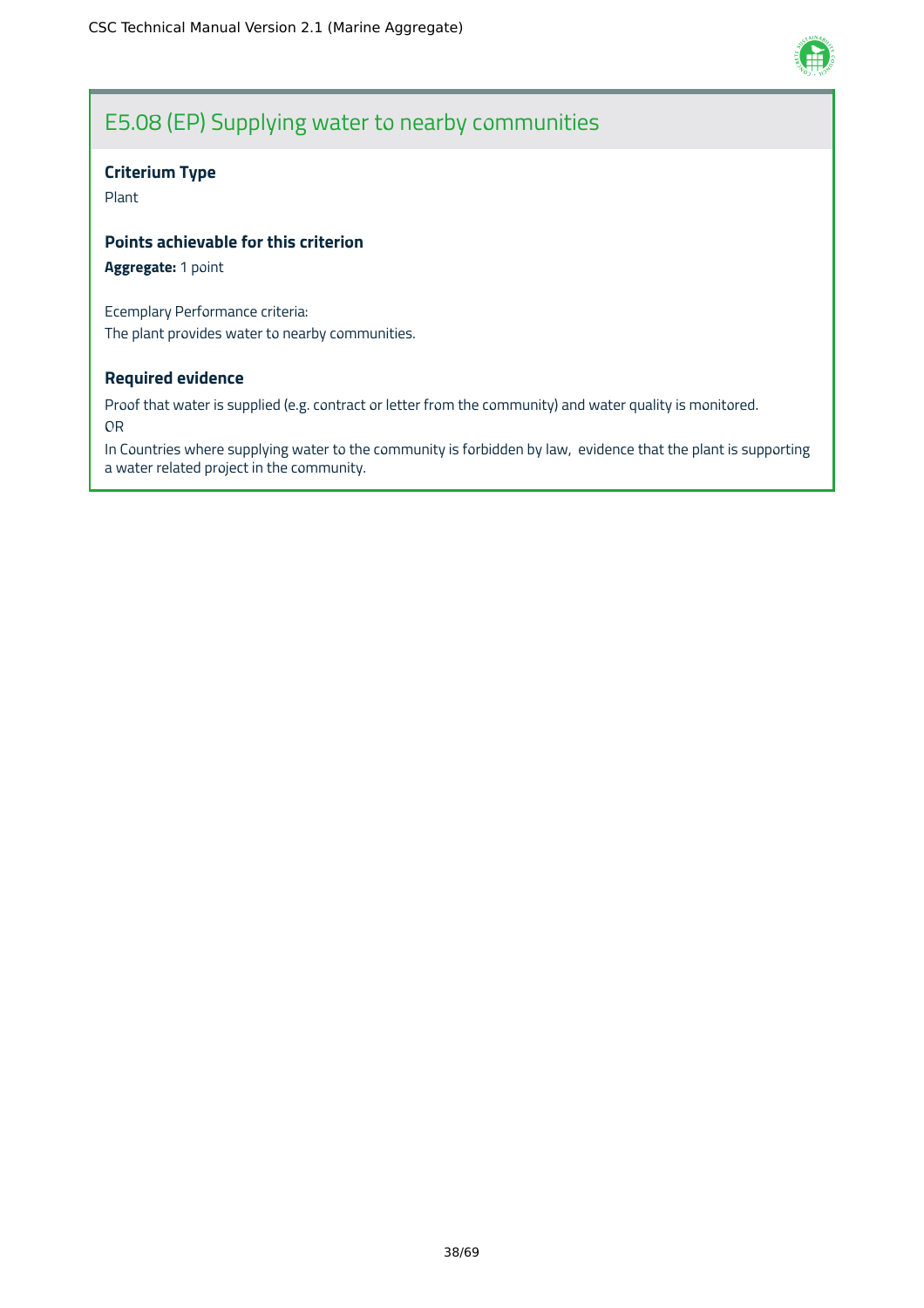## E5.08 (EP) Supplying water to nearby communities

### Criterium Type

Plant

### Points achievable for this criterion

**Aggregate:** 1 point

Ecemplary Performance criteria:
The plant provides water to nearby communities.

### Required evidence

Proof that water is supplied (e.g. contract or letter from the community) and water quality is monitored.
OR
In Countries where supplying water to the community is forbidden by law, evidence that the plant is supporting a water related project in the community.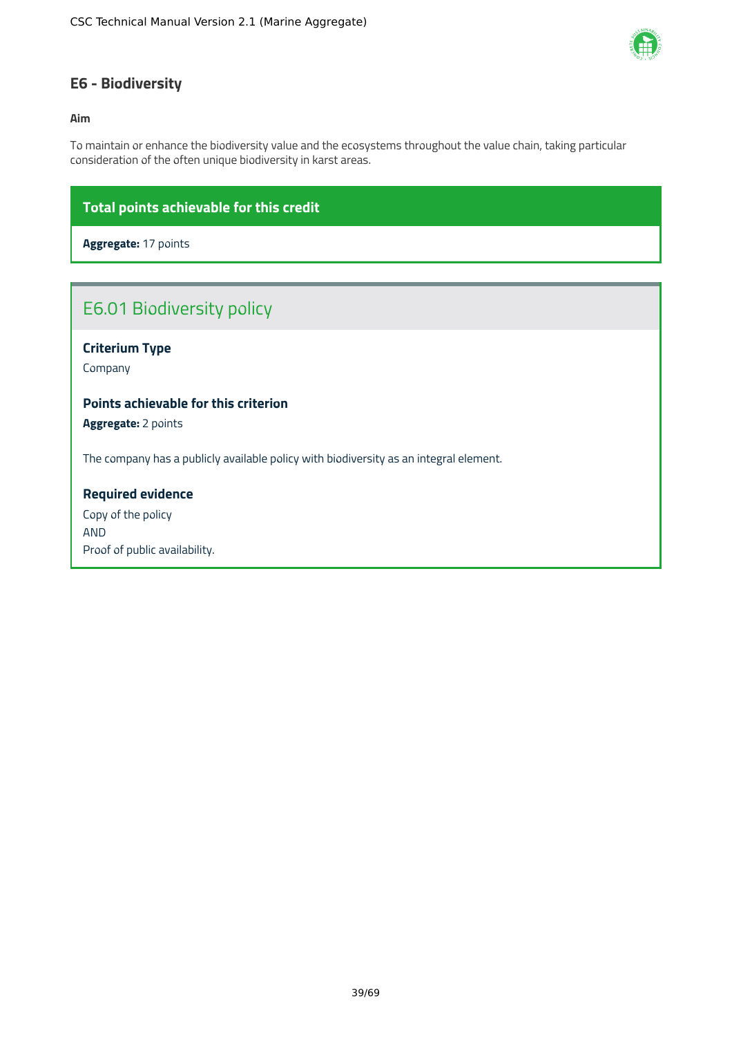## E6 - Biodiversity

**Aim**

To maintain or enhance the biodiversity value and the ecosystems throughout the value chain, taking particular consideration of the often unique biodiversity in karst areas.

**Total points achievable for this credit**

**Aggregate:** 17 points

### E6.01 Biodiversity policy

**Criterium Type**

Company

**Points achievable for this criterion**

**Aggregate:** 2 points

The company has a publicly available policy with biodiversity as an integral element.

**Required evidence**

Copy of the policy
AND
Proof of public availability.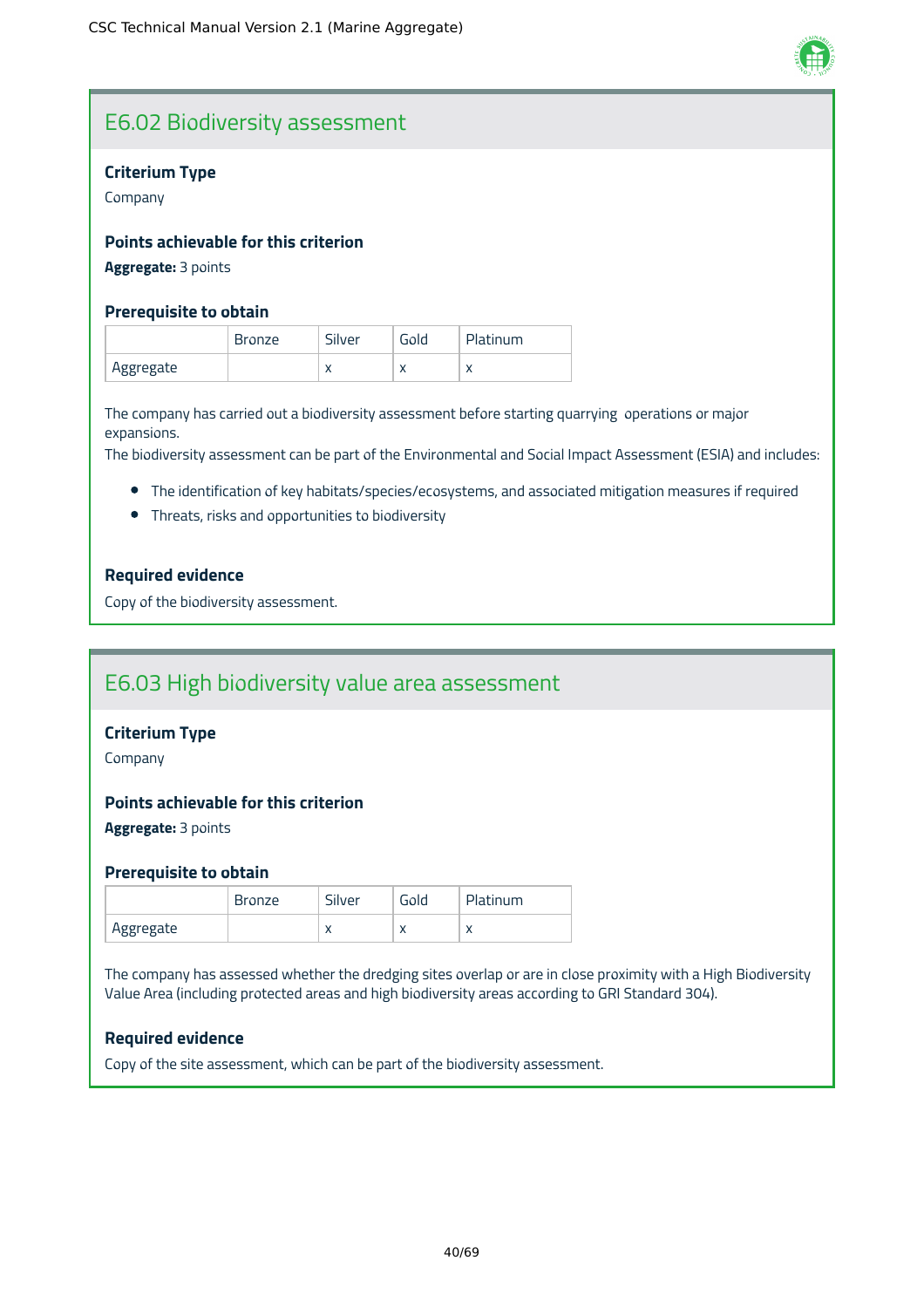## E6.02 Biodiversity assessment

**Criterium Type**

Company

**Points achievable for this criterion**

**Aggregate:** 3 points

**Prerequisite to obtain**

| | Bronze | Silver | Gold | Platinum |
|---|---|---|---|---|
| Aggregate | | x | x | x |

The company has carried out a biodiversity assessment before starting quarrying operations or major expansions.

The biodiversity assessment can be part of the Environmental and Social Impact Assessment (ESIA) and includes:

- The identification of key habitats/species/ecosystems, and associated mitigation measures if required
- Threats, risks and opportunities to biodiversity

**Required evidence**

Copy of the biodiversity assessment.

## E6.03 High biodiversity value area assessment

**Criterium Type**

Company

**Points achievable for this criterion**

**Aggregate:** 3 points

**Prerequisite to obtain**

| | Bronze | Silver | Gold | Platinum |
|---|---|---|---|---|
| Aggregate | | x | x | x |

The company has assessed whether the dredging sites overlap or are in close proximity with a High Biodiversity Value Area (including protected areas and high biodiversity areas according to GRI Standard 304).

**Required evidence**

Copy of the site assessment, which can be part of the biodiversity assessment.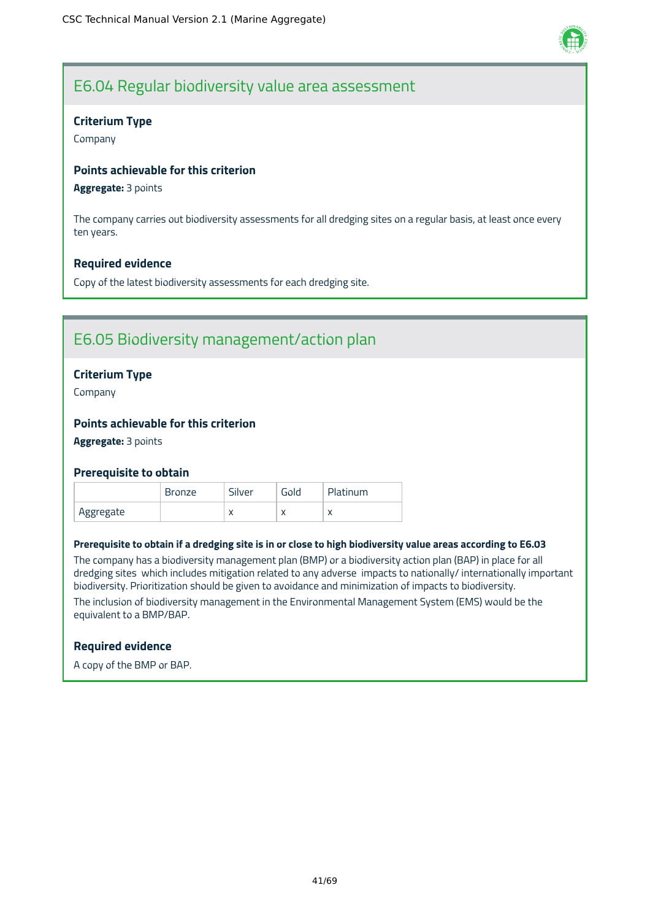## E6.04 Regular biodiversity value area assessment

**Criterium Type**

Company

**Points achievable for this criterion**

**Aggregate:** 3 points

The company carries out biodiversity assessments for all dredging sites on a regular basis, at least once every ten years.

**Required evidence**

Copy of the latest biodiversity assessments for each dredging site.

## E6.05 Biodiversity management/action plan

**Criterium Type**

Company

**Points achievable for this criterion**

**Aggregate:** 3 points

**Prerequisite to obtain**

| | Bronze | Silver | Gold | Platinum |
|---|---|---|---|---|
| Aggregate | | x | x | x |

**Prerequisite to obtain if a dredging site is in or close to high biodiversity value areas according to E6.03**

The company has a biodiversity management plan (BMP) or a biodiversity action plan (BAP) in place for all dredging sites which includes mitigation related to any adverse impacts to nationally/ internationally important biodiversity. Prioritization should be given to avoidance and minimization of impacts to biodiversity.

The inclusion of biodiversity management in the Environmental Management System (EMS) would be the equivalent to a BMP/BAP.

**Required evidence**

A copy of the BMP or BAP.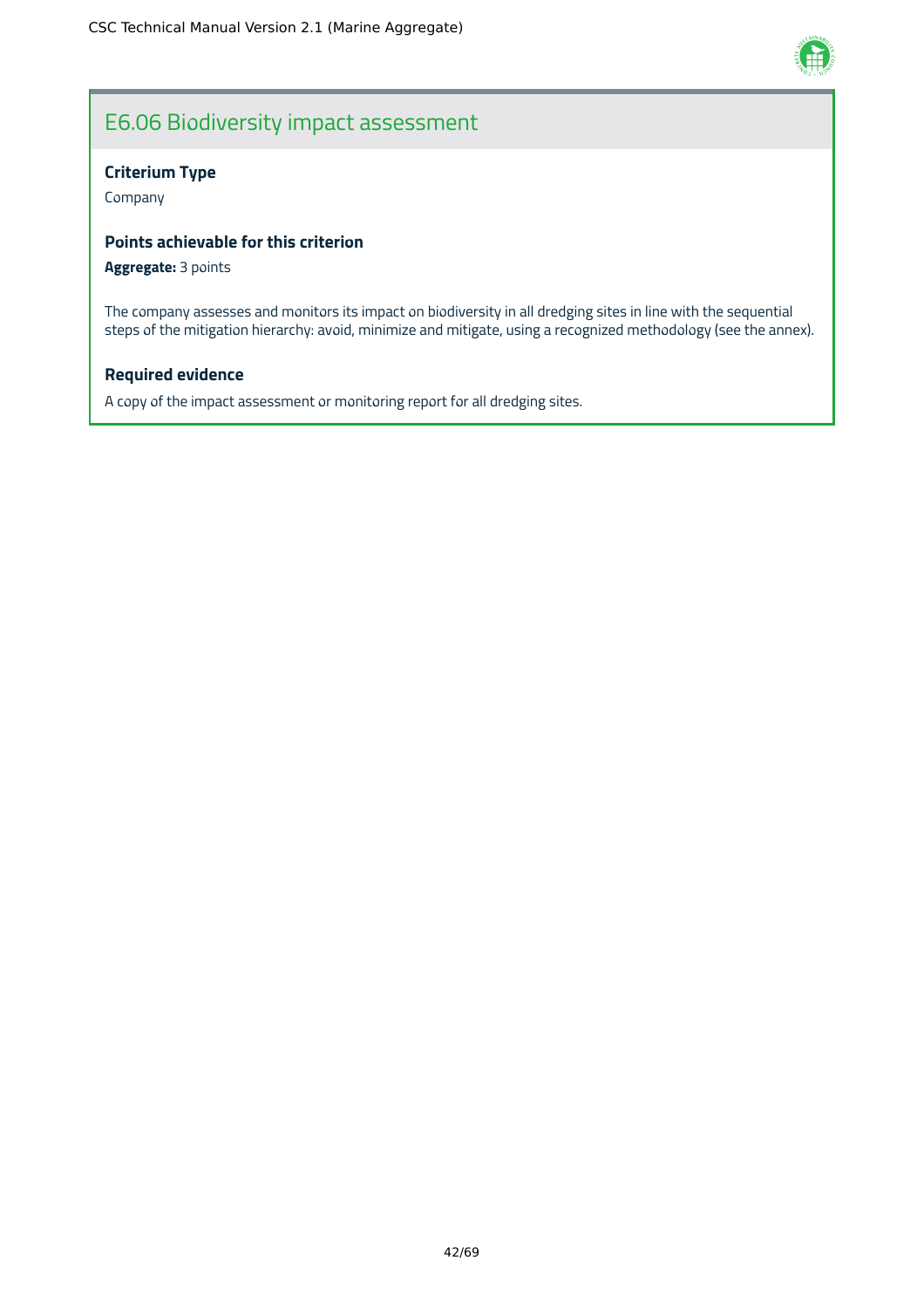## E6.06 Biodiversity impact assessment

**Criterium Type**

Company

**Points achievable for this criterion**

**Aggregate:** 3 points

The company assesses and monitors its impact on biodiversity in all dredging sites in line with the sequential steps of the mitigation hierarchy: avoid, minimize and mitigate, using a recognized methodology (see the annex).

**Required evidence**

A copy of the impact assessment or monitoring report for all dredging sites.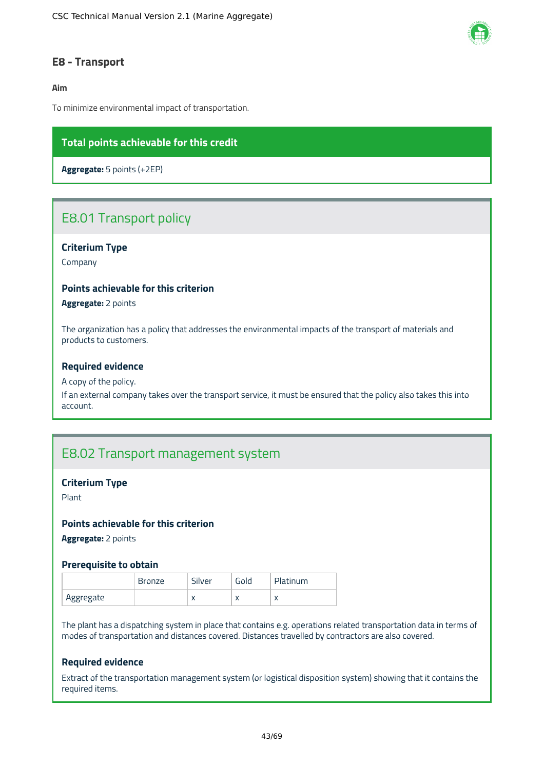## E8 - Transport

**Aim**

To minimize environmental impact of transportation.

**Total points achievable for this credit**

**Aggregate:** 5 points (+2EP)

### E8.01 Transport policy

**Criterium Type**

Company

**Points achievable for this criterion**

**Aggregate:** 2 points

The organization has a policy that addresses the environmental impacts of the transport of materials and products to customers.

**Required evidence**

A copy of the policy.
If an external company takes over the transport service, it must be ensured that the policy also takes this into account.

### E8.02 Transport management system

**Criterium Type**

Plant

**Points achievable for this criterion**

**Aggregate:** 2 points

**Prerequisite to obtain**

| | Bronze | Silver | Gold | Platinum |
|---|---|---|---|---|
| Aggregate | | x | x | x |

The plant has a dispatching system in place that contains e.g. operations related transportation data in terms of modes of transportation and distances covered. Distances travelled by contractors are also covered.

**Required evidence**

Extract of the transportation management system (or logistical disposition system) showing that it contains the required items.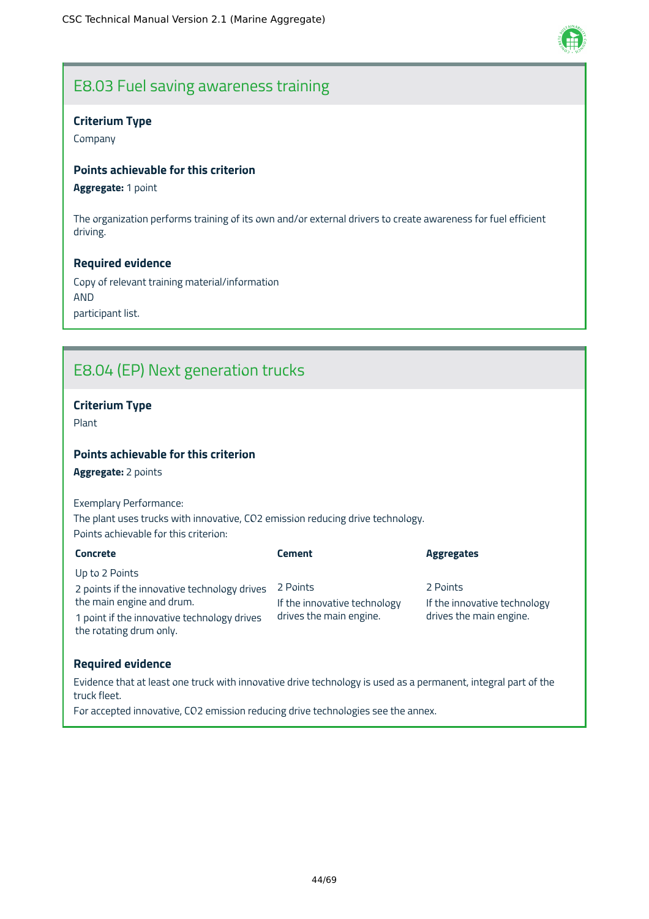## E8.03 Fuel saving awareness training

**Criterium Type**

Company

**Points achievable for this criterion**

**Aggregate:** 1 point

The organization performs training of its own and/or external drivers to create awareness for fuel efficient driving.

**Required evidence**

Copy of relevant training material/information
AND
participant list.

## E8.04 (EP) Next generation trucks

**Criterium Type**

Plant

**Points achievable for this criterion**

**Aggregate:** 2 points

Exemplary Performance:
The plant uses trucks with innovative, CO2 emission reducing drive technology.
Points achievable for this criterion:

| Concrete | Cement | Aggregates |
|---|---|---|
| Up to 2 Points<br>2 points if the innovative technology drives the main engine and drum.<br>1 point if the innovative technology drives the rotating drum only. | 2 Points<br>If the innovative technology drives the main engine. | 2 Points<br>If the innovative technology drives the main engine. |

**Required evidence**

Evidence that at least one truck with innovative drive technology is used as a permanent, integral part of the truck fleet.
For accepted innovative, CO2 emission reducing drive technologies see the annex.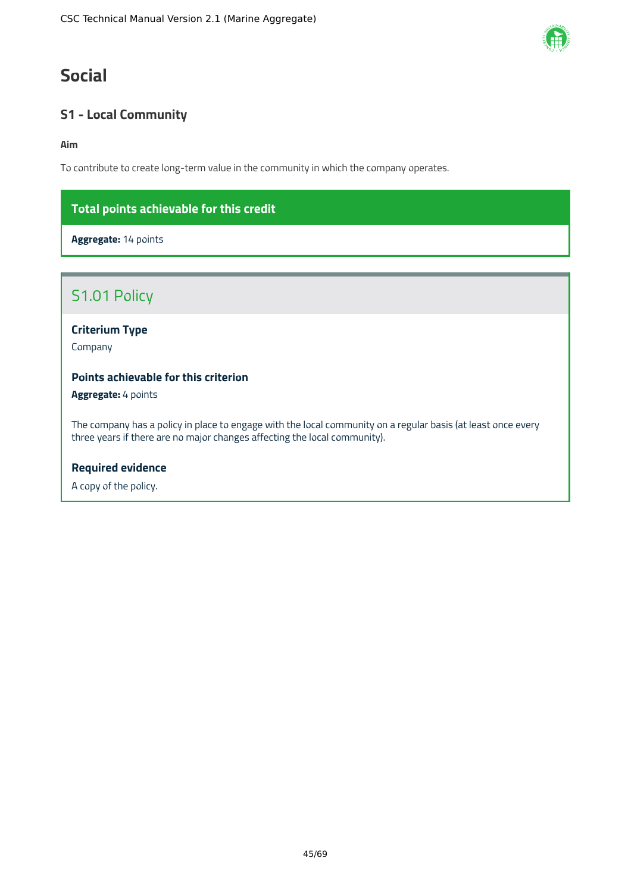# Social

## S1 - Local Community

**Aim**

To contribute to create long-term value in the community in which the company operates.

**Total points achievable for this credit**

**Aggregate:** 14 points

### S1.01 Policy

**Criterium Type**

Company

**Points achievable for this criterion**

**Aggregate:** 4 points

The company has a policy in place to engage with the local community on a regular basis (at least once every three years if there are no major changes affecting the local community).

**Required evidence**

A copy of the policy.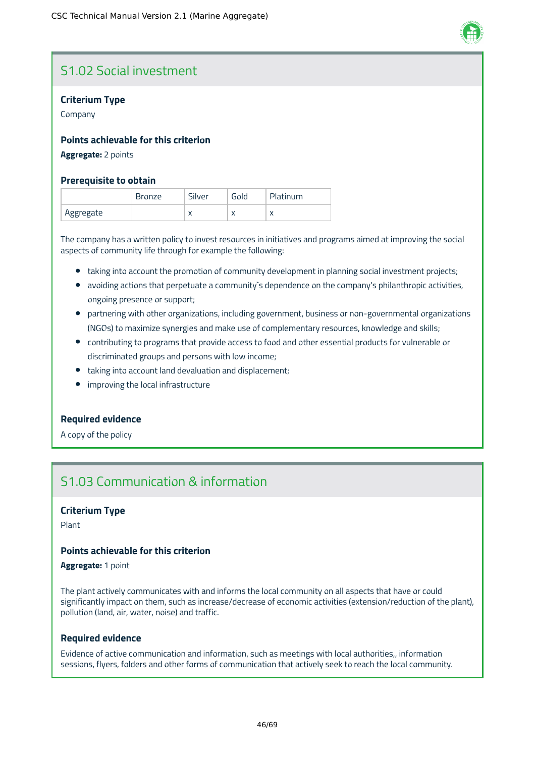## S1.02 Social investment

### Criterium Type

Company

### Points achievable for this criterion

**Aggregate:** 2 points

### Prerequisite to obtain

| | Bronze | Silver | Gold | Platinum |
|---|---|---|---|---|
| Aggregate | | x | x | x |

The company has a written policy to invest resources in initiatives and programs aimed at improving the social aspects of community life through for example the following:

- taking into account the promotion of community development in planning social investment projects;
- avoiding actions that perpetuate a community`s dependence on the company's philanthropic activities, ongoing presence or support;
- partnering with other organizations, including government, business or non-governmental organizations (NGOs) to maximize synergies and make use of complementary resources, knowledge and skills;
- contributing to programs that provide access to food and other essential products for vulnerable or discriminated groups and persons with low income;
- taking into account land devaluation and displacement;
- improving the local infrastructure

### Required evidence

A copy of the policy

## S1.03 Communication & information

### Criterium Type

Plant

### Points achievable for this criterion

**Aggregate:** 1 point

The plant actively communicates with and informs the local community on all aspects that have or could significantly impact on them, such as increase/decrease of economic activities (extension/reduction of the plant), pollution (land, air, water, noise) and traffic.

### Required evidence

Evidence of active communication and information, such as meetings with local authorities,, information sessions, flyers, folders and other forms of communication that actively seek to reach the local community.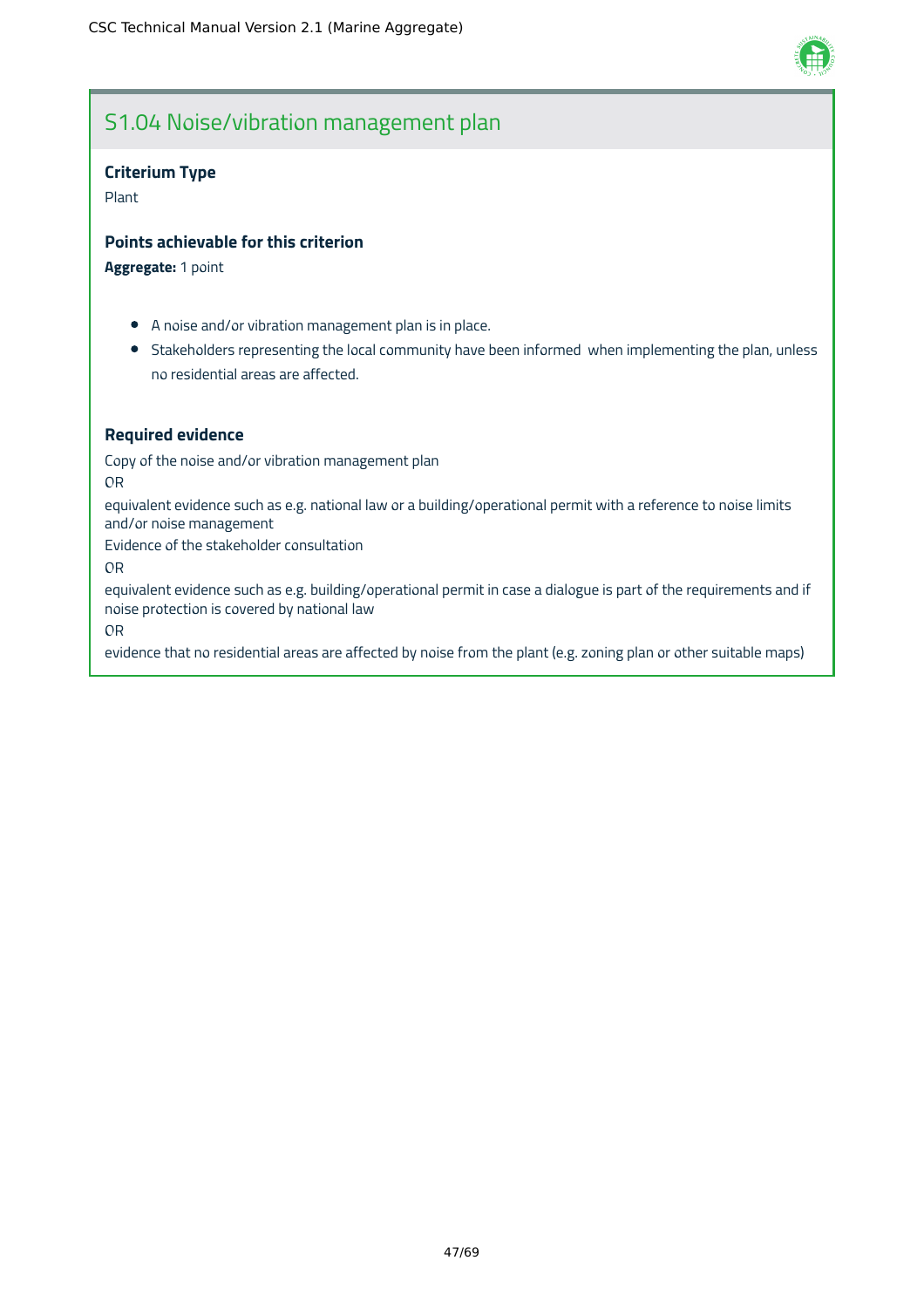## S1.04 Noise/vibration management plan

**Criterium Type**

Plant

**Points achievable for this criterion**

**Aggregate:** 1 point

- A noise and/or vibration management plan is in place.
- Stakeholders representing the local community have been informed when implementing the plan, unless no residential areas are affected.

**Required evidence**

Copy of the noise and/or vibration management plan

OR

equivalent evidence such as e.g. national law or a building/operational permit with a reference to noise limits and/or noise management

Evidence of the stakeholder consultation

OR

equivalent evidence such as e.g. building/operational permit in case a dialogue is part of the requirements and if noise protection is covered by national law

OR

evidence that no residential areas are affected by noise from the plant (e.g. zoning plan or other suitable maps)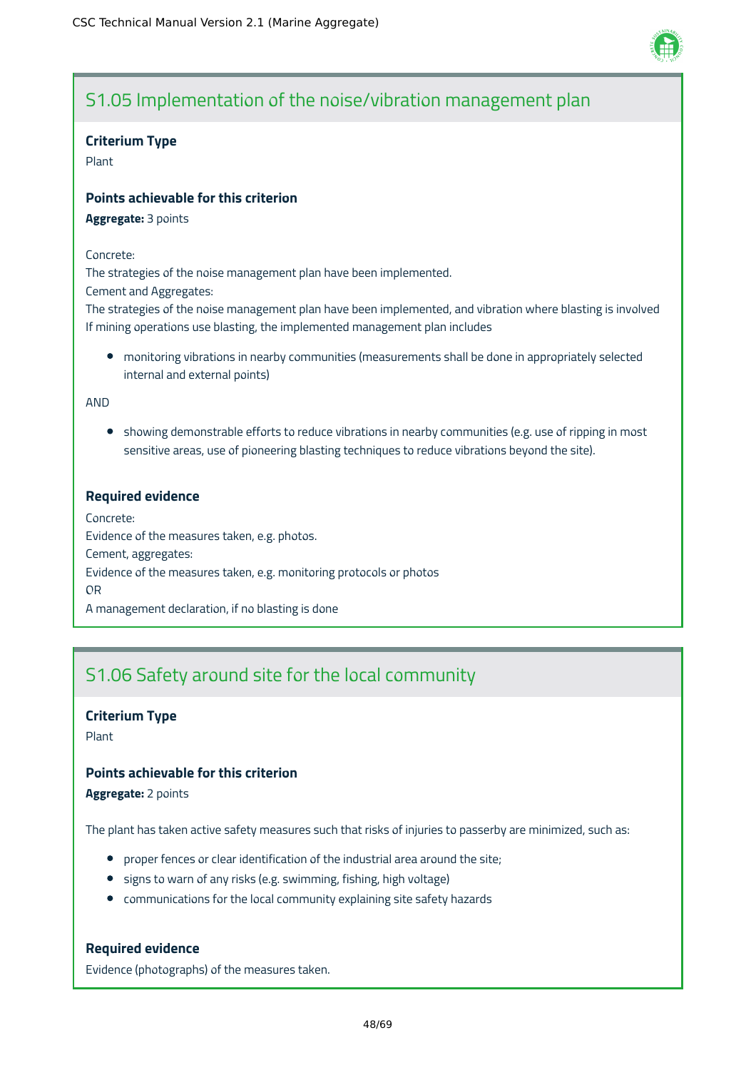## S1.05 Implementation of the noise/vibration management plan

**Criterium Type**

Plant

**Points achievable for this criterion**

**Aggregate:** 3 points

Concrete:

The strategies of the noise management plan have been implemented.

Cement and Aggregates:

The strategies of the noise management plan have been implemented, and vibration where blasting is involved

If mining operations use blasting, the implemented management plan includes

- monitoring vibrations in nearby communities (measurements shall be done in appropriately selected internal and external points)

AND

- showing demonstrable efforts to reduce vibrations in nearby communities (e.g. use of ripping in most sensitive areas, use of pioneering blasting techniques to reduce vibrations beyond the site).

**Required evidence**

Concrete:

Evidence of the measures taken, e.g. photos.

Cement, aggregates:

Evidence of the measures taken, e.g. monitoring protocols or photos

OR

A management declaration, if no blasting is done

## S1.06 Safety around site for the local community

**Criterium Type**

Plant

**Points achievable for this criterion**

**Aggregate:** 2 points

The plant has taken active safety measures such that risks of injuries to passerby are minimized, such as:

- proper fences or clear identification of the industrial area around the site;
- signs to warn of any risks (e.g. swimming, fishing, high voltage)
- communications for the local community explaining site safety hazards

**Required evidence**

Evidence (photographs) of the measures taken.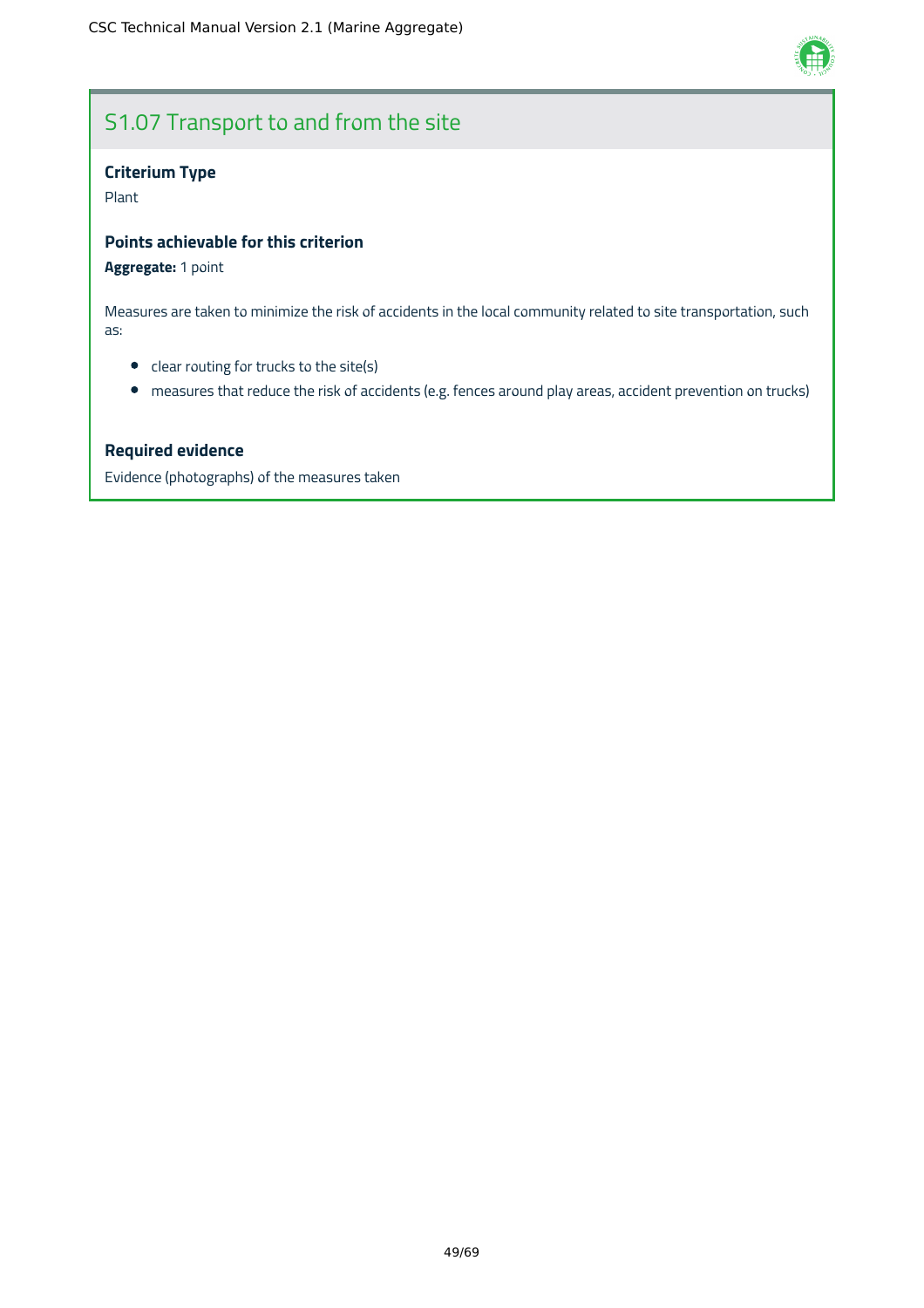## S1.07 Transport to and from the site

### Criterium Type

Plant

### Points achievable for this criterion

**Aggregate:** 1 point

Measures are taken to minimize the risk of accidents in the local community related to site transportation, such as:

- clear routing for trucks to the site(s)
- measures that reduce the risk of accidents (e.g. fences around play areas, accident prevention on trucks)

### Required evidence

Evidence (photographs) of the measures taken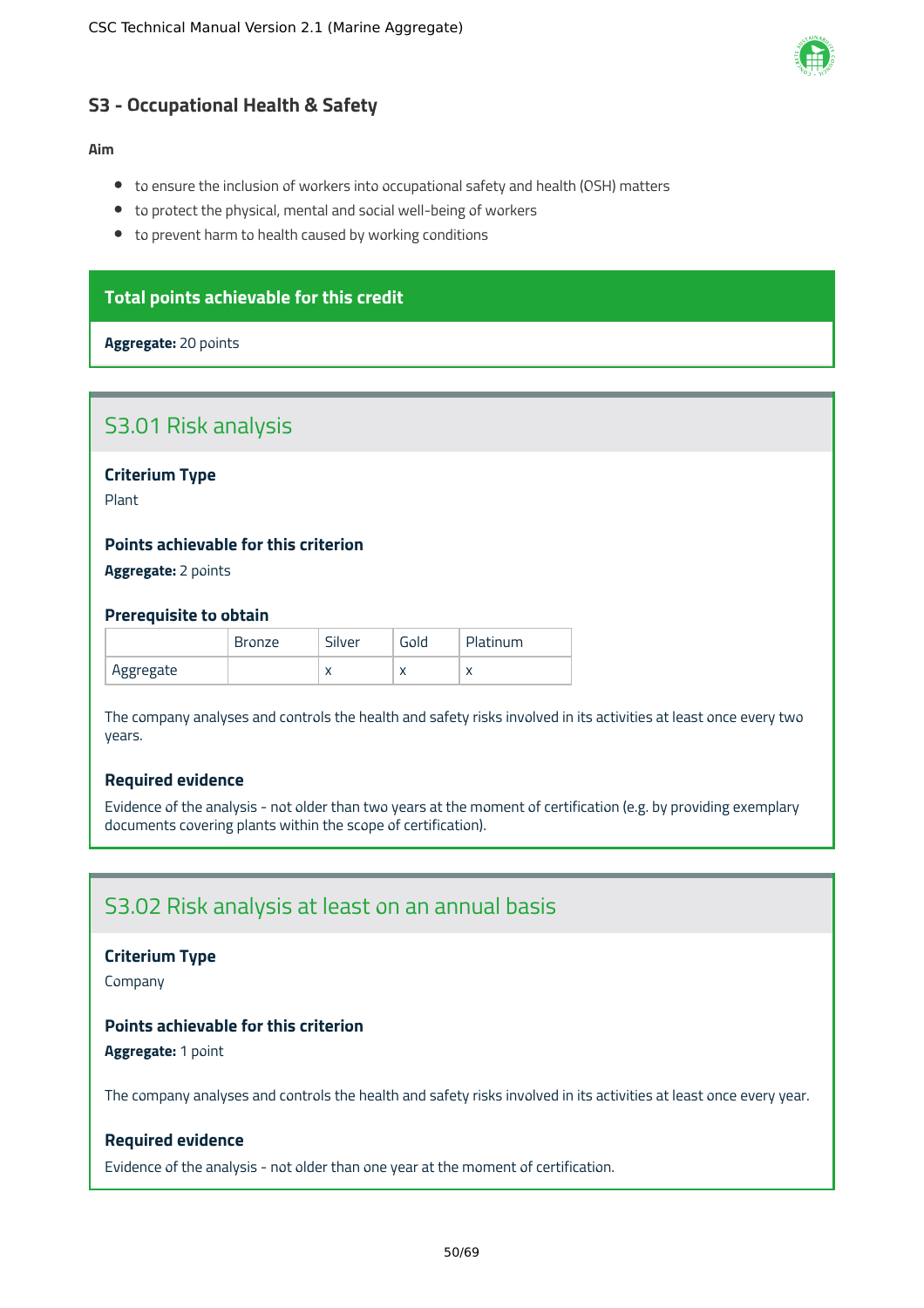## S3 - Occupational Health & Safety

**Aim**

- to ensure the inclusion of workers into occupational safety and health (OSH) matters
- to protect the physical, mental and social well-being of workers
- to prevent harm to health caused by working conditions

**Total points achievable for this credit**

**Aggregate:** 20 points

### S3.01 Risk analysis

**Criterium Type**

Plant

**Points achievable for this criterion**

**Aggregate:** 2 points

**Prerequisite to obtain**

| | Bronze | Silver | Gold | Platinum |
|---|---|---|---|---|
| Aggregate | | x | x | x |

The company analyses and controls the health and safety risks involved in its activities at least once every two years.

**Required evidence**

Evidence of the analysis - not older than two years at the moment of certification (e.g. by providing exemplary documents covering plants within the scope of certification).

### S3.02 Risk analysis at least on an annual basis

**Criterium Type**

Company

**Points achievable for this criterion**

**Aggregate:** 1 point

The company analyses and controls the health and safety risks involved in its activities at least once every year.

**Required evidence**

Evidence of the analysis - not older than one year at the moment of certification.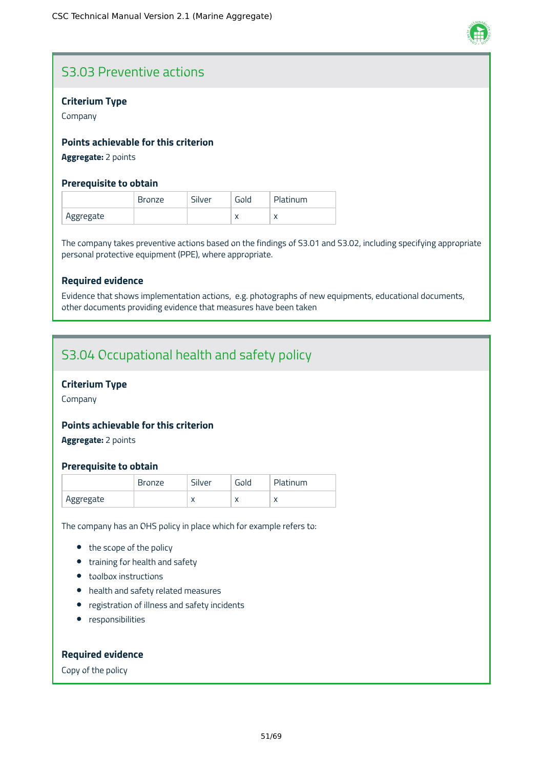## S3.03 Preventive actions

### Criterium Type

Company

### Points achievable for this criterion

**Aggregate:** 2 points

### Prerequisite to obtain

| | Bronze | Silver | Gold | Platinum |
|---|---|---|---|---|
| Aggregate | | | x | x |

The company takes preventive actions based on the findings of S3.01 and S3.02, including specifying appropriate personal protective equipment (PPE), where appropriate.

### Required evidence

Evidence that shows implementation actions, e.g. photographs of new equipments, educational documents, other documents providing evidence that measures have been taken

## S3.04 Occupational health and safety policy

### Criterium Type

Company

### Points achievable for this criterion

**Aggregate:** 2 points

### Prerequisite to obtain

| | Bronze | Silver | Gold | Platinum |
|---|---|---|---|---|
| Aggregate | | x | x | x |

The company has an OHS policy in place which for example refers to:

- the scope of the policy
- training for health and safety
- toolbox instructions
- health and safety related measures
- registration of illness and safety incidents
- responsibilities

### Required evidence

Copy of the policy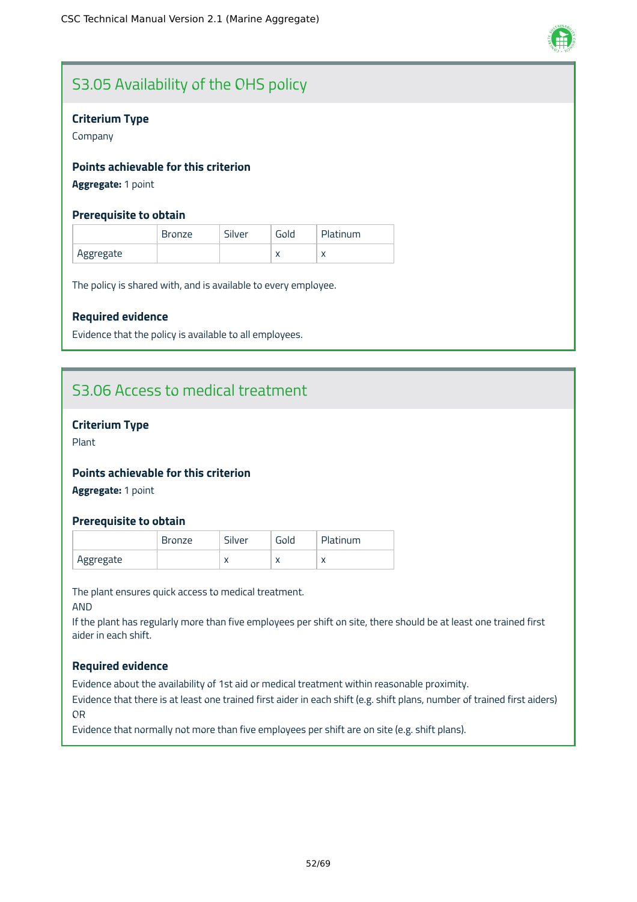## S3.05 Availability of the OHS policy

### Criterium Type

Company

### Points achievable for this criterion

**Aggregate:** 1 point

### Prerequisite to obtain

| | Bronze | Silver | Gold | Platinum |
|---|---|---|---|---|
| Aggregate | | | x | x |

The policy is shared with, and is available to every employee.

### Required evidence

Evidence that the policy is available to all employees.

## S3.06 Access to medical treatment

### Criterium Type

Plant

### Points achievable for this criterion

**Aggregate:** 1 point

### Prerequisite to obtain

| | Bronze | Silver | Gold | Platinum |
|---|---|---|---|---|
| Aggregate | | x | x | x |

The plant ensures quick access to medical treatment.

AND

If the plant has regularly more than five employees per shift on site, there should be at least one trained first aider in each shift.

### Required evidence

Evidence about the availability of 1st aid or medical treatment within reasonable proximity.

Evidence that there is at least one trained first aider in each shift (e.g. shift plans, number of trained first aiders)

OR

Evidence that normally not more than five employees per shift are on site (e.g. shift plans).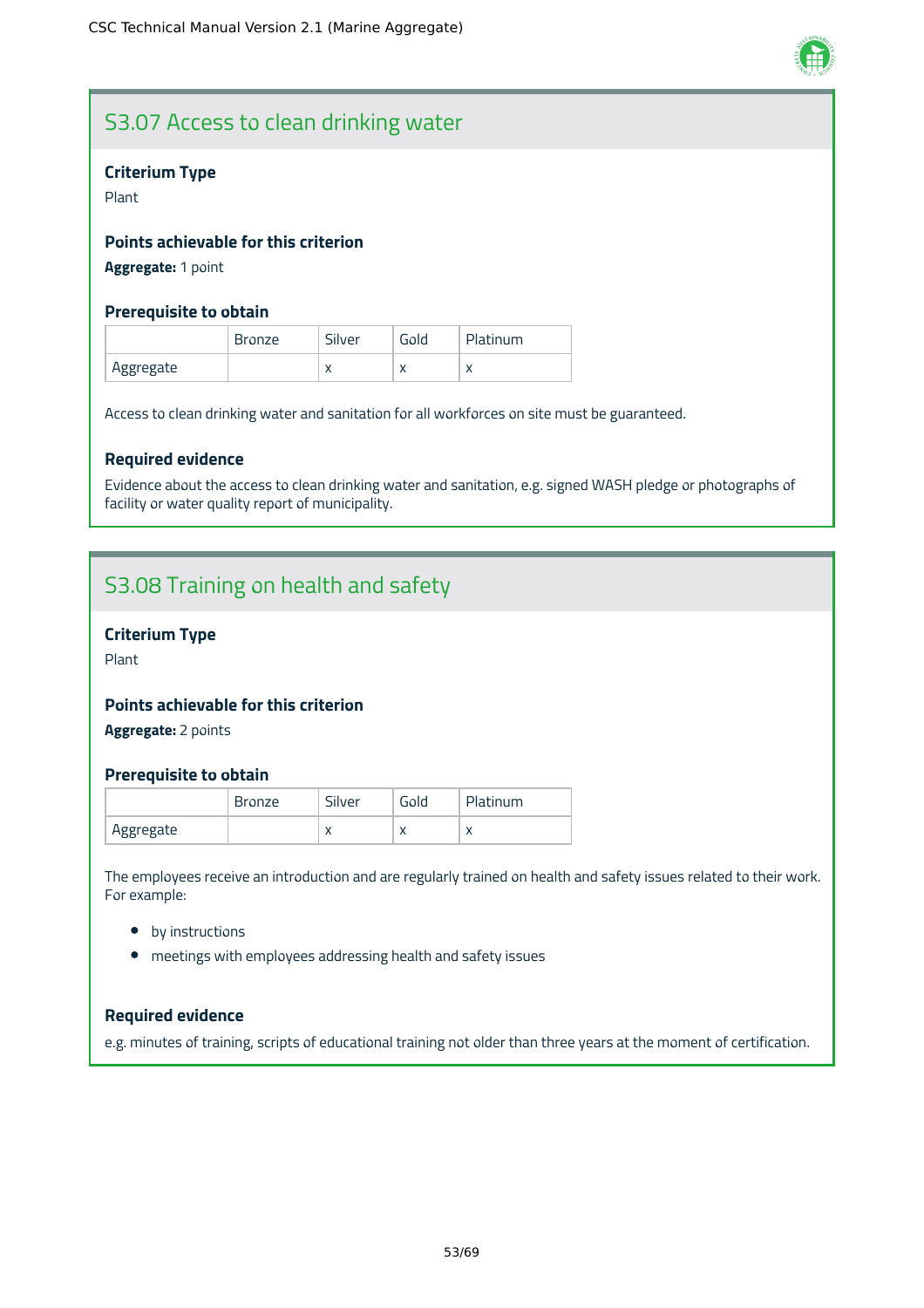## S3.07 Access to clean drinking water

### Criterium Type

Plant

### Points achievable for this criterion

**Aggregate:** 1 point

### Prerequisite to obtain

| | Bronze | Silver | Gold | Platinum |
|---|---|---|---|---|
| Aggregate | | x | x | x |

Access to clean drinking water and sanitation for all workforces on site must be guaranteed.

### Required evidence

Evidence about the access to clean drinking water and sanitation, e.g. signed WASH pledge or photographs of facility or water quality report of municipality.

## S3.08 Training on health and safety

### Criterium Type

Plant

### Points achievable for this criterion

**Aggregate:** 2 points

### Prerequisite to obtain

| | Bronze | Silver | Gold | Platinum |
|---|---|---|---|---|
| Aggregate | | x | x | x |

The employees receive an introduction and are regularly trained on health and safety issues related to their work. For example:

- by instructions
- meetings with employees addressing health and safety issues

### Required evidence

e.g. minutes of training, scripts of educational training not older than three years at the moment of certification.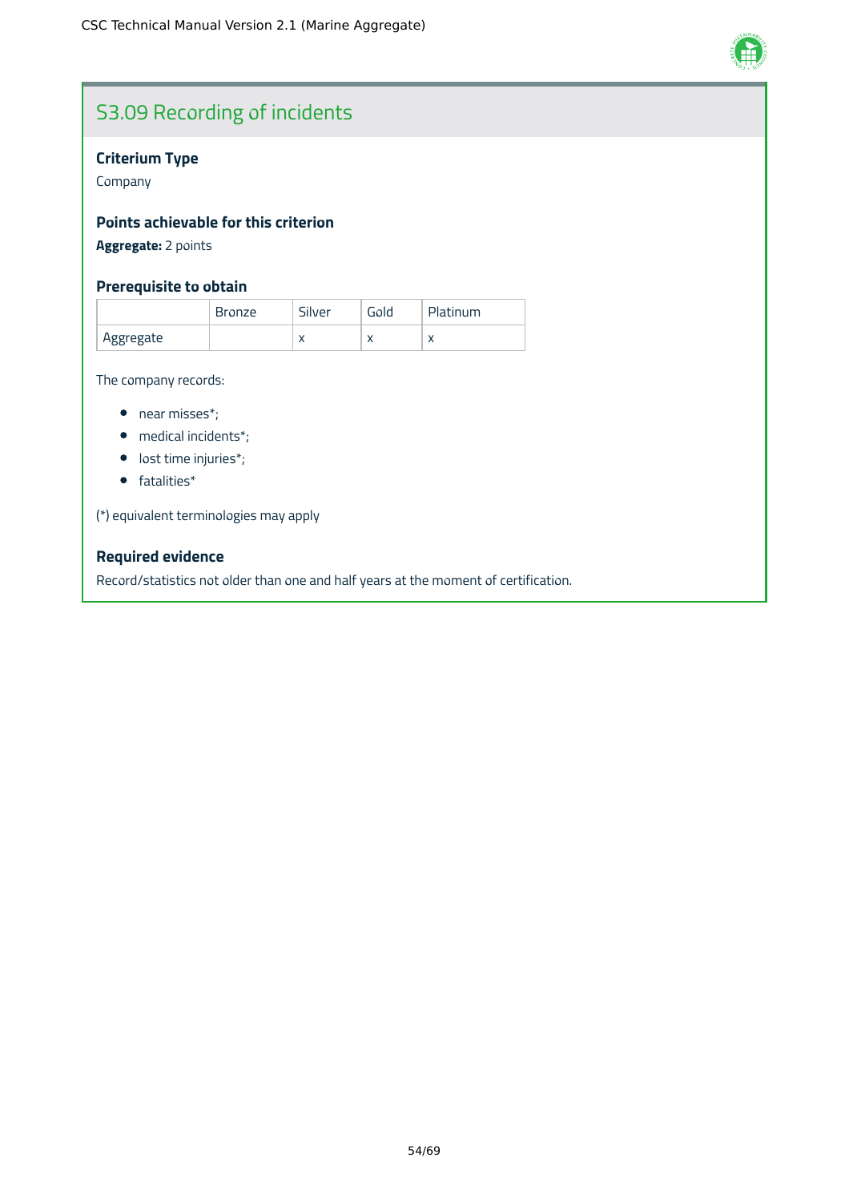## S3.09 Recording of incidents

### Criterium Type

Company

### Points achievable for this criterion

**Aggregate:** 2 points

### Prerequisite to obtain

| | Bronze | Silver | Gold | Platinum |
|---|---|---|---|---|
| Aggregate | | x | x | x |

The company records:

- near misses*;
- medical incidents*;
- lost time injuries*;
- fatalities*

(*) equivalent terminologies may apply

### Required evidence

Record/statistics not older than one and half years at the moment of certification.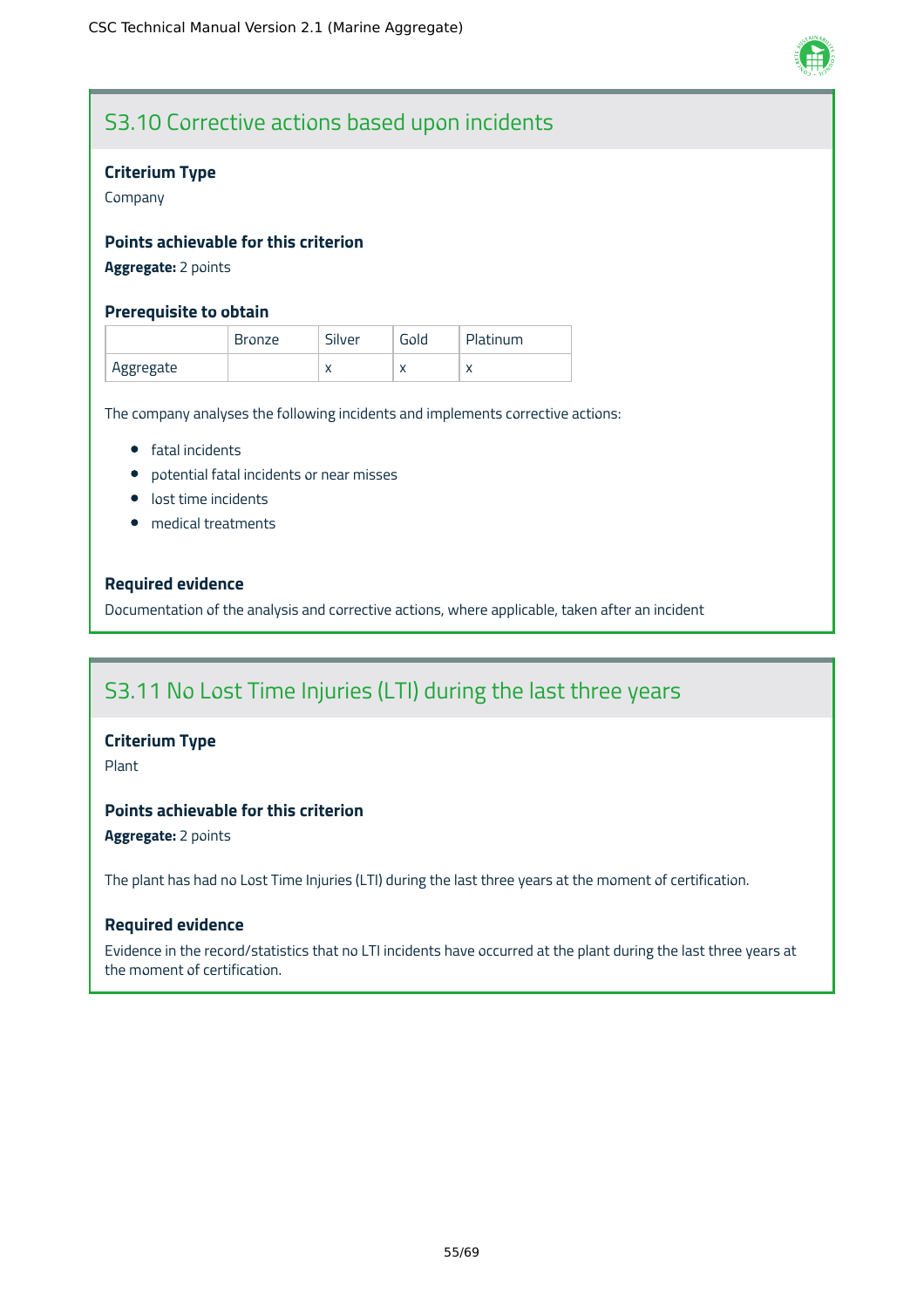## S3.10 Corrective actions based upon incidents

### Criterium Type

Company

### Points achievable for this criterion

**Aggregate:** 2 points

### Prerequisite to obtain

| | Bronze | Silver | Gold | Platinum |
|---|---|---|---|---|
| Aggregate | | x | x | x |

The company analyses the following incidents and implements corrective actions:

- fatal incidents
- potential fatal incidents or near misses
- lost time incidents
- medical treatments

### Required evidence

Documentation of the analysis and corrective actions, where applicable, taken after an incident

## S3.11 No Lost Time Injuries (LTI) during the last three years

### Criterium Type

Plant

### Points achievable for this criterion

**Aggregate:** 2 points

The plant has had no Lost Time Injuries (LTI) during the last three years at the moment of certification.

### Required evidence

Evidence in the record/statistics that no LTI incidents have occurred at the plant during the last three years at the moment of certification.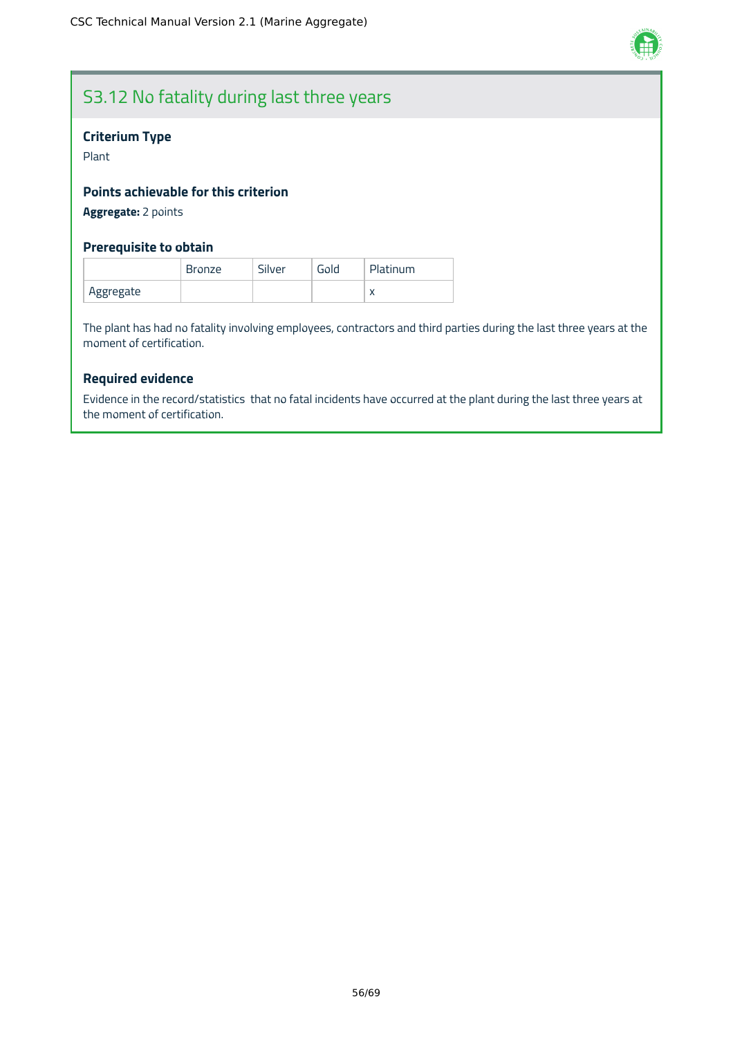## S3.12 No fatality during last three years

### Criterium Type

Plant

### Points achievable for this criterion

**Aggregate:** 2 points

### Prerequisite to obtain

| | Bronze | Silver | Gold | Platinum |
|---|---|---|---|---|
| Aggregate | | | | x |

The plant has had no fatality involving employees, contractors and third parties during the last three years at the moment of certification.

### Required evidence

Evidence in the record/statistics that no fatal incidents have occurred at the plant during the last three years at the moment of certification.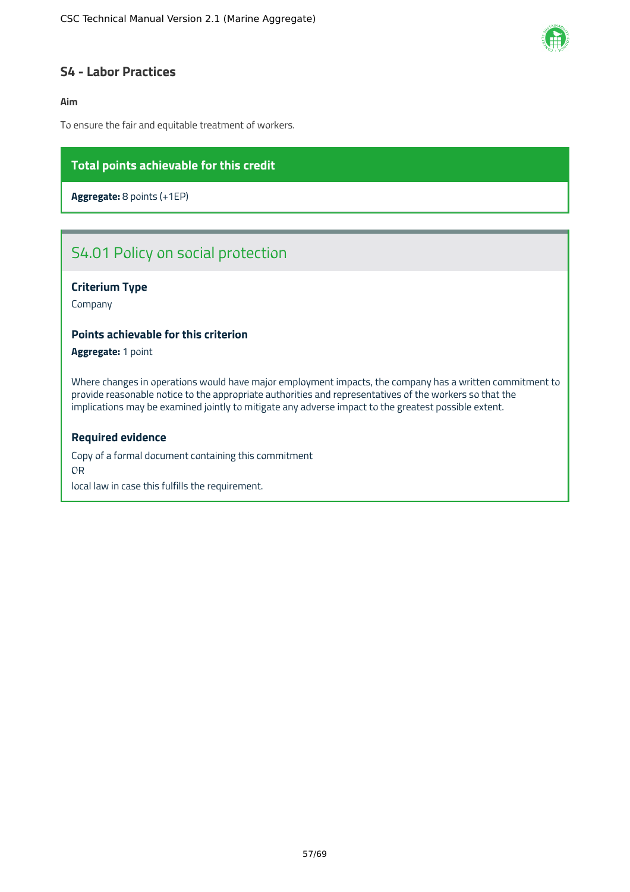## S4 - Labor Practices

**Aim**

To ensure the fair and equitable treatment of workers.

**Total points achievable for this credit**

**Aggregate:** 8 points (+1EP)

### S4.01 Policy on social protection

**Criterium Type**

Company

**Points achievable for this criterion**

**Aggregate:** 1 point

Where changes in operations would have major employment impacts, the company has a written commitment to provide reasonable notice to the appropriate authorities and representatives of the workers so that the implications may be examined jointly to mitigate any adverse impact to the greatest possible extent.

**Required evidence**

Copy of a formal document containing this commitment
OR
local law in case this fulfills the requirement.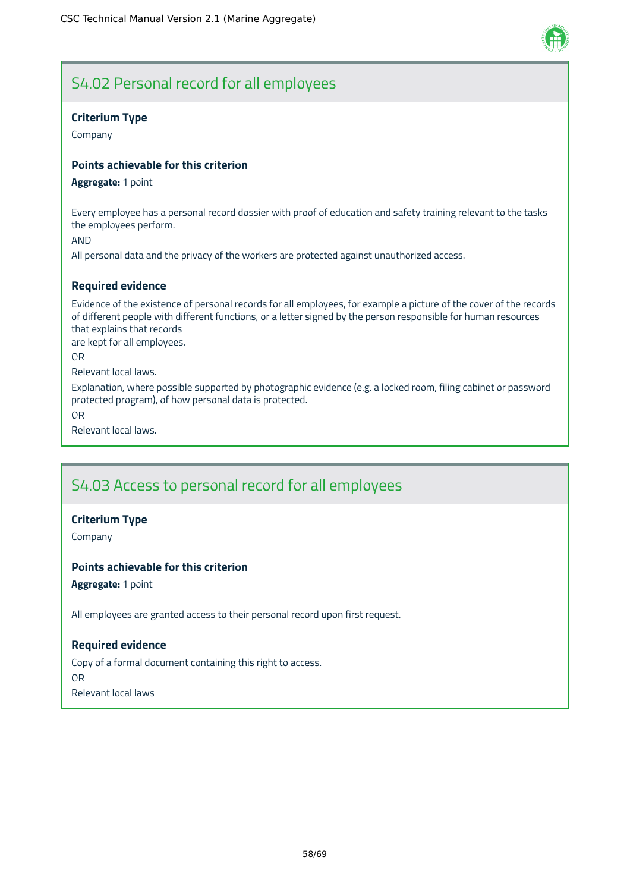## S4.02 Personal record for all employees

**Criterium Type**

Company

**Points achievable for this criterion**

**Aggregate:** 1 point

Every employee has a personal record dossier with proof of education and safety training relevant to the tasks the employees perform.

AND

All personal data and the privacy of the workers are protected against unauthorized access.

**Required evidence**

Evidence of the existence of personal records for all employees, for example a picture of the cover of the records of different people with different functions, or a letter signed by the person responsible for human resources that explains that records are kept for all employees.

OR

Relevant local laws.

Explanation, where possible supported by photographic evidence (e.g. a locked room, filing cabinet or password protected program), of how personal data is protected.

OR

Relevant local laws.

## S4.03 Access to personal record for all employees

**Criterium Type**

Company

**Points achievable for this criterion**

**Aggregate:** 1 point

All employees are granted access to their personal record upon first request.

**Required evidence**

Copy of a formal document containing this right to access.

OR

Relevant local laws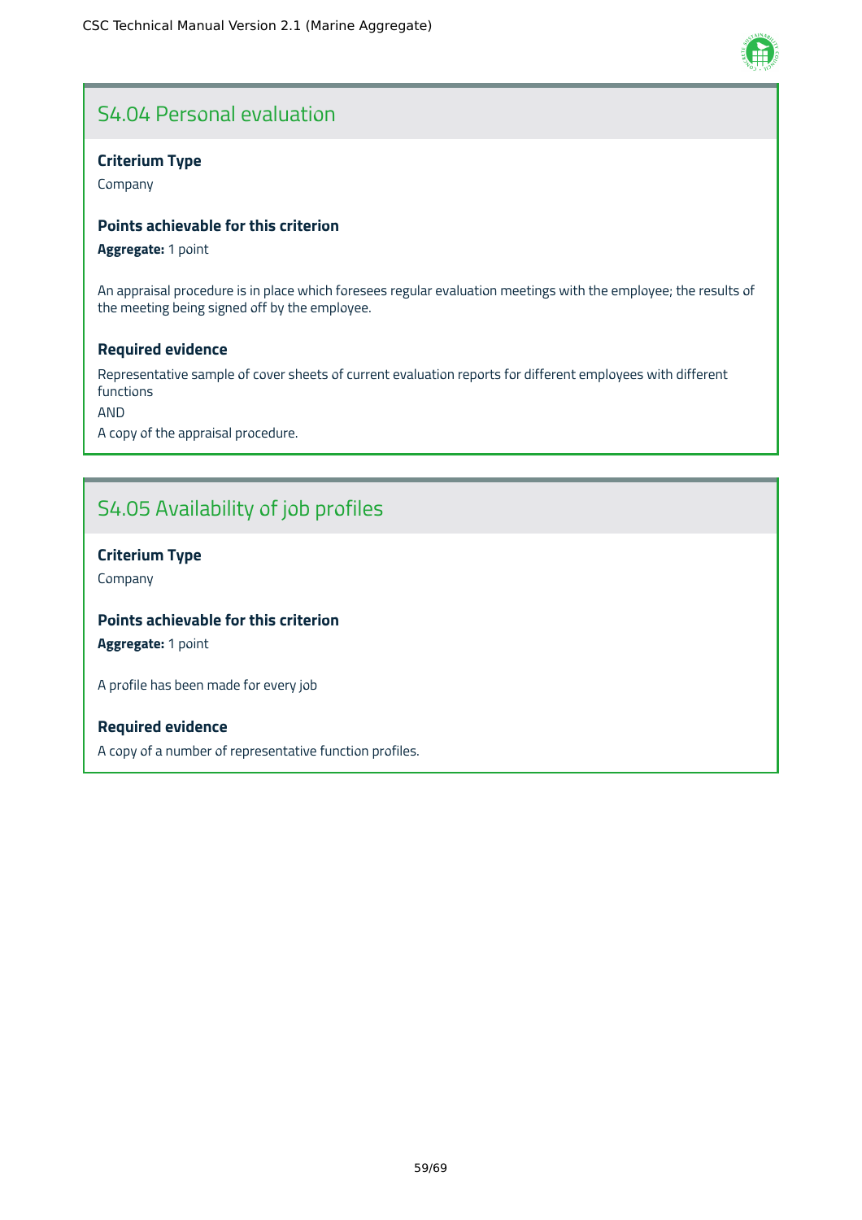## S4.04 Personal evaluation

**Criterium Type**

Company

**Points achievable for this criterion**

**Aggregate:** 1 point

An appraisal procedure is in place which foresees regular evaluation meetings with the employee; the results of the meeting being signed off by the employee.

**Required evidence**

Representative sample of cover sheets of current evaluation reports for different employees with different functions

AND

A copy of the appraisal procedure.

## S4.05 Availability of job profiles

**Criterium Type**

Company

**Points achievable for this criterion**

**Aggregate:** 1 point

A profile has been made for every job

**Required evidence**

A copy of a number of representative function profiles.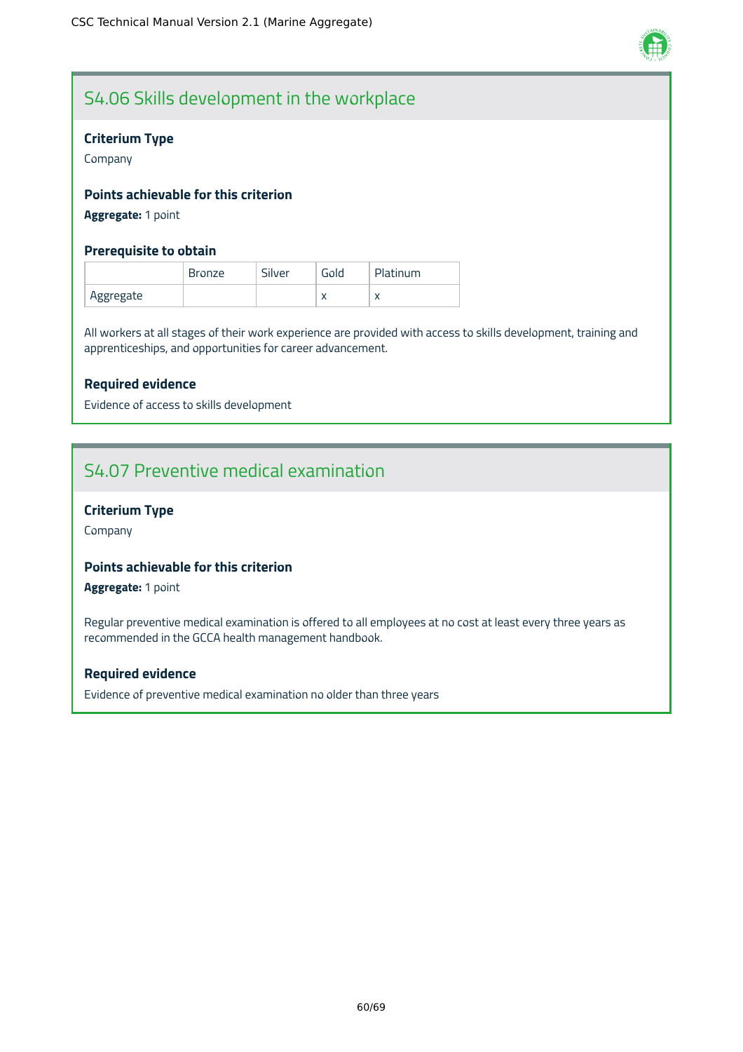## S4.06 Skills development in the workplace

### Criterium Type

Company

### Points achievable for this criterion

**Aggregate:** 1 point

### Prerequisite to obtain

| | Bronze | Silver | Gold | Platinum |
|---|---|---|---|---|
| Aggregate | | | x | x |

All workers at all stages of their work experience are provided with access to skills development, training and apprenticeships, and opportunities for career advancement.

### Required evidence

Evidence of access to skills development

## S4.07 Preventive medical examination

### Criterium Type

Company

### Points achievable for this criterion

**Aggregate:** 1 point

Regular preventive medical examination is offered to all employees at no cost at least every three years as recommended in the GCCA health management handbook.

### Required evidence

Evidence of preventive medical examination no older than three years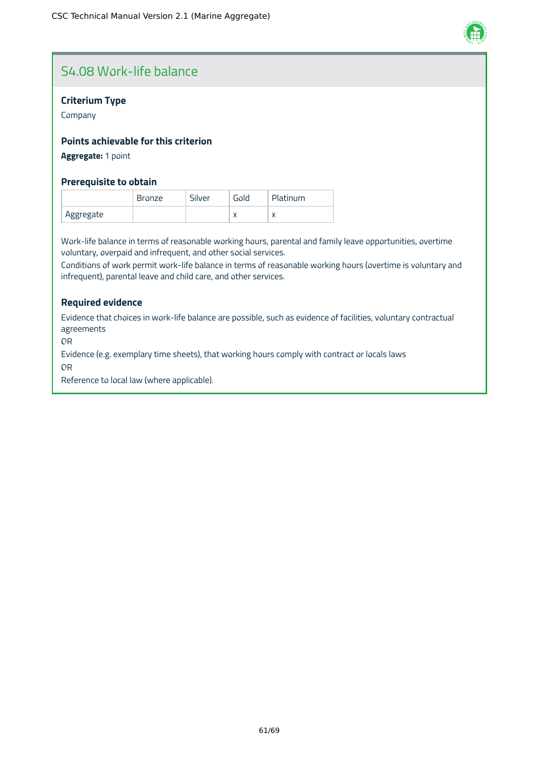## S4.08 Work-life balance

### Criterium Type

Company

### Points achievable for this criterion

**Aggregate:** 1 point

### Prerequisite to obtain

| | Bronze | Silver | Gold | Platinum |
|---|---|---|---|---|
| Aggregate | | | x | x |

Work-life balance in terms of reasonable working hours, parental and family leave opportunities, overtime voluntary, overpaid and infrequent, and other social services.
Conditions of work permit work-life balance in terms of reasonable working hours (overtime is voluntary and infrequent), parental leave and child care, and other services.

### Required evidence

Evidence that choices in work-life balance are possible, such as evidence of facilities, voluntary contractual agreements

OR

Evidence (e.g. exemplary time sheets), that working hours comply with contract or locals laws

OR

Reference to local law (where applicable).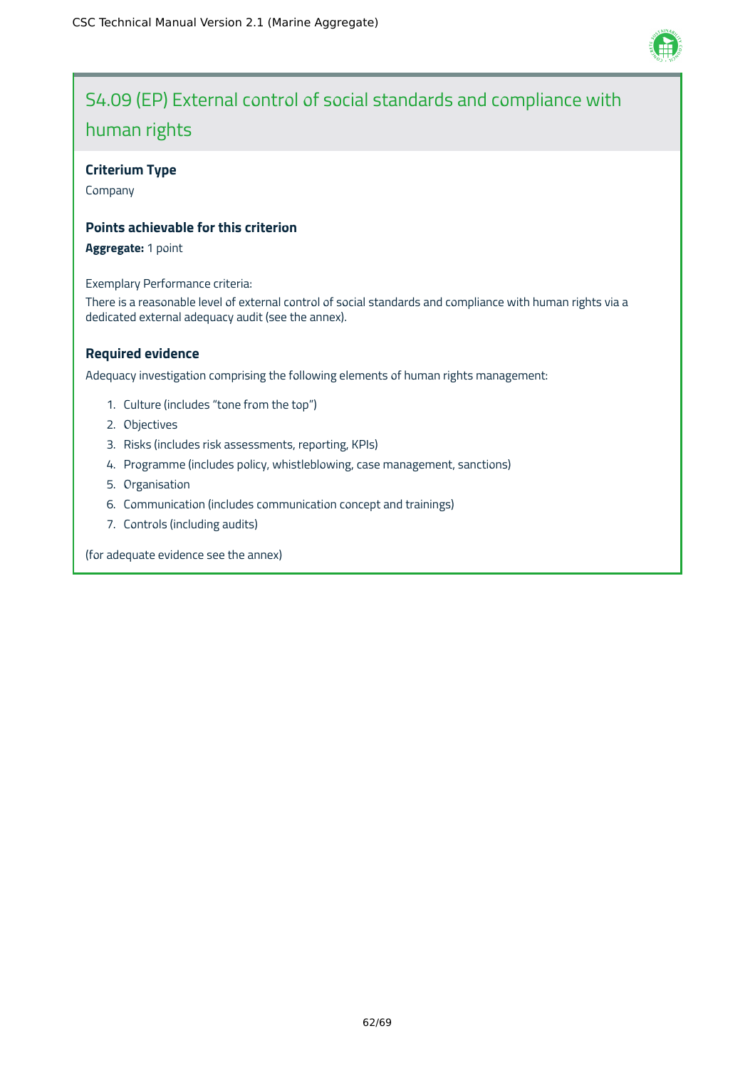## S4.09 (EP) External control of social standards and compliance with human rights

**Criterium Type**

Company

**Points achievable for this criterion**

**Aggregate:** 1 point

Exemplary Performance criteria:

There is a reasonable level of external control of social standards and compliance with human rights via a dedicated external adequacy audit (see the annex).

**Required evidence**

Adequacy investigation comprising the following elements of human rights management:

1. Culture (includes "tone from the top")
2. Objectives
3. Risks (includes risk assessments, reporting, KPIs)
4. Programme (includes policy, whistleblowing, case management, sanctions)
5. Organisation
6. Communication (includes communication concept and trainings)
7. Controls (including audits)

(for adequate evidence see the annex)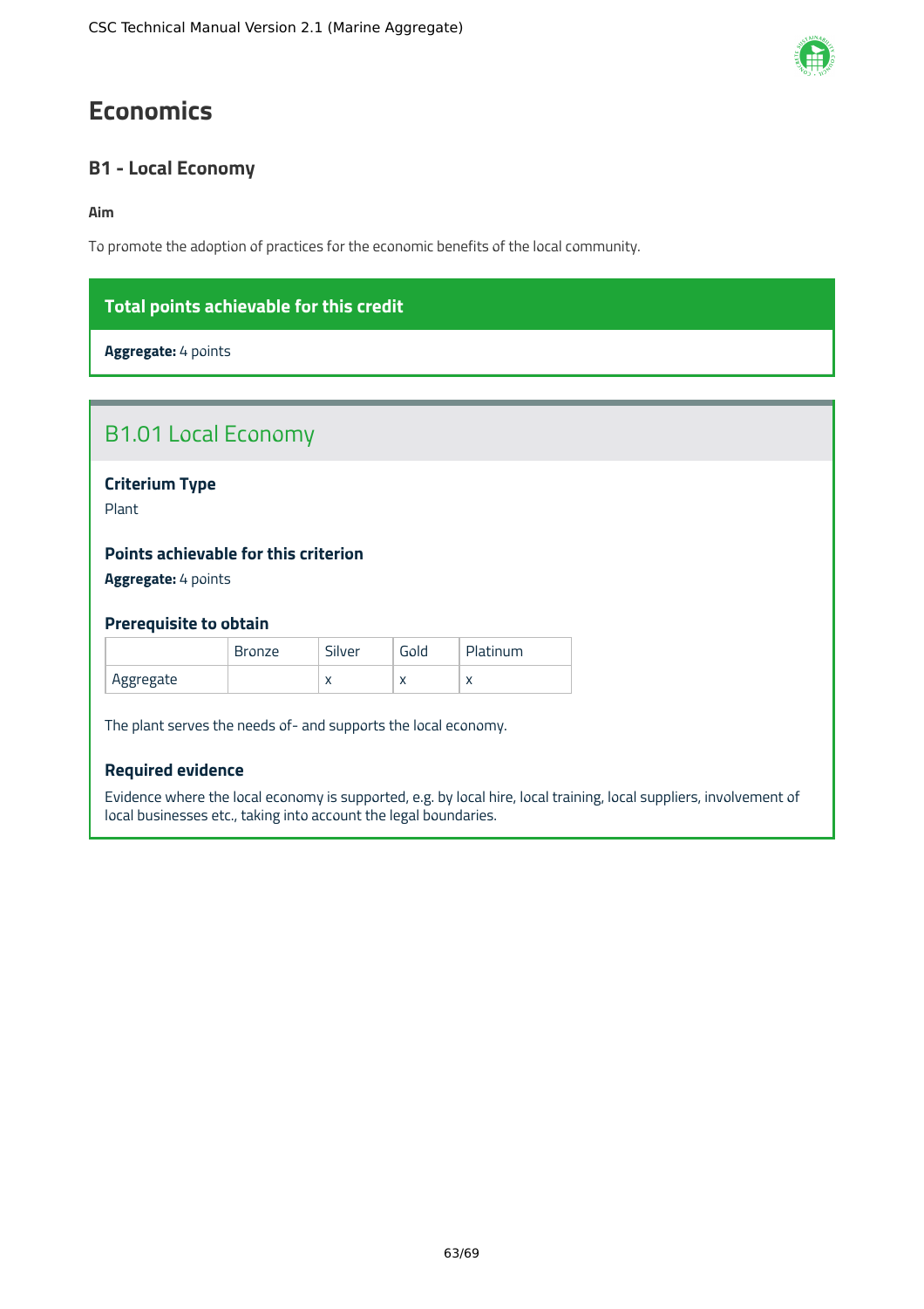# Economics

## B1 - Local Economy

**Aim**

To promote the adoption of practices for the economic benefits of the local community.

**Total points achievable for this credit**

**Aggregate:** 4 points

### B1.01 Local Economy

#### Criterium Type

Plant

#### Points achievable for this criterion

**Aggregate:** 4 points

#### Prerequisite to obtain

| | Bronze | Silver | Gold | Platinum |
|---|---|---|---|---|
| Aggregate | | x | x | x |

The plant serves the needs of- and supports the local economy.

#### Required evidence

Evidence where the local economy is supported, e.g. by local hire, local training, local suppliers, involvement of local businesses etc., taking into account the legal boundaries.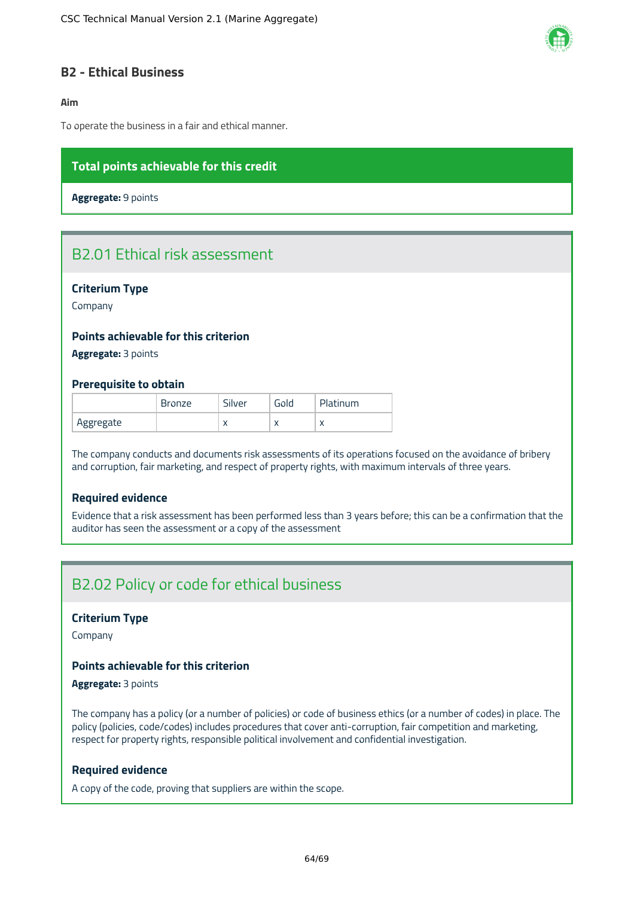## B2 - Ethical Business

**Aim**

To operate the business in a fair and ethical manner.

**Total points achievable for this credit**

**Aggregate:** 9 points

### B2.01 Ethical risk assessment

#### Criterium Type

Company

#### Points achievable for this criterion

**Aggregate:** 3 points

#### Prerequisite to obtain

| | Bronze | Silver | Gold | Platinum |
|---|---|---|---|---|
| Aggregate | | x | x | x |

The company conducts and documents risk assessments of its operations focused on the avoidance of bribery and corruption, fair marketing, and respect of property rights, with maximum intervals of three years.

#### Required evidence

Evidence that a risk assessment has been performed less than 3 years before; this can be a confirmation that the auditor has seen the assessment or a copy of the assessment

### B2.02 Policy or code for ethical business

#### Criterium Type

Company

#### Points achievable for this criterion

**Aggregate:** 3 points

The company has a policy (or a number of policies) or code of business ethics (or a number of codes) in place. The policy (policies, code/codes) includes procedures that cover anti-corruption, fair competition and marketing, respect for property rights, responsible political involvement and confidential investigation.

#### Required evidence

A copy of the code, proving that suppliers are within the scope.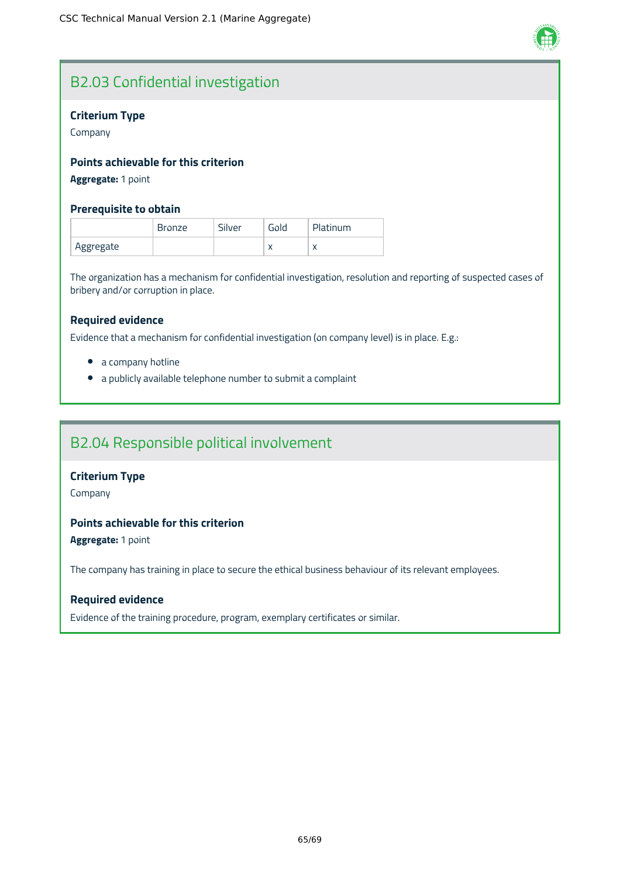## B2.03 Confidential investigation

### Criterium Type

Company

### Points achievable for this criterion

**Aggregate:** 1 point

### Prerequisite to obtain

| | Bronze | Silver | Gold | Platinum |
|---|---|---|---|---|
| Aggregate | | | x | x |

The organization has a mechanism for confidential investigation, resolution and reporting of suspected cases of bribery and/or corruption in place.

### Required evidence

Evidence that a mechanism for confidential investigation (on company level) is in place. E.g.:

- a company hotline
- a publicly available telephone number to submit a complaint

## B2.04 Responsible political involvement

### Criterium Type

Company

### Points achievable for this criterion

**Aggregate:** 1 point

The company has training in place to secure the ethical business behaviour of its relevant employees.

### Required evidence

Evidence of the training procedure, program, exemplary certificates or similar.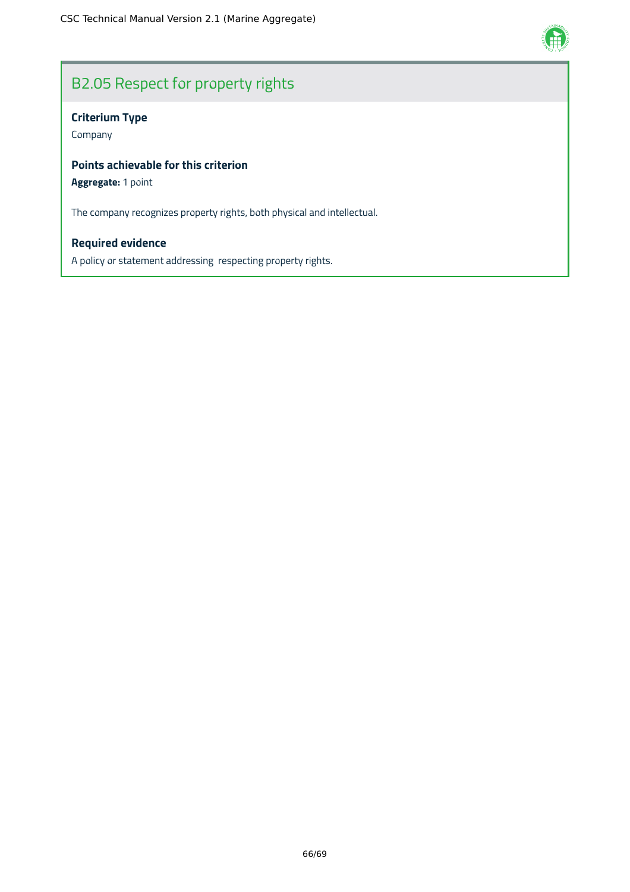## B2.05 Respect for property rights

**Criterium Type**

Company

**Points achievable for this criterion**

**Aggregate:** 1 point

The company recognizes property rights, both physical and intellectual.

**Required evidence**

A policy or statement addressing  respecting property rights.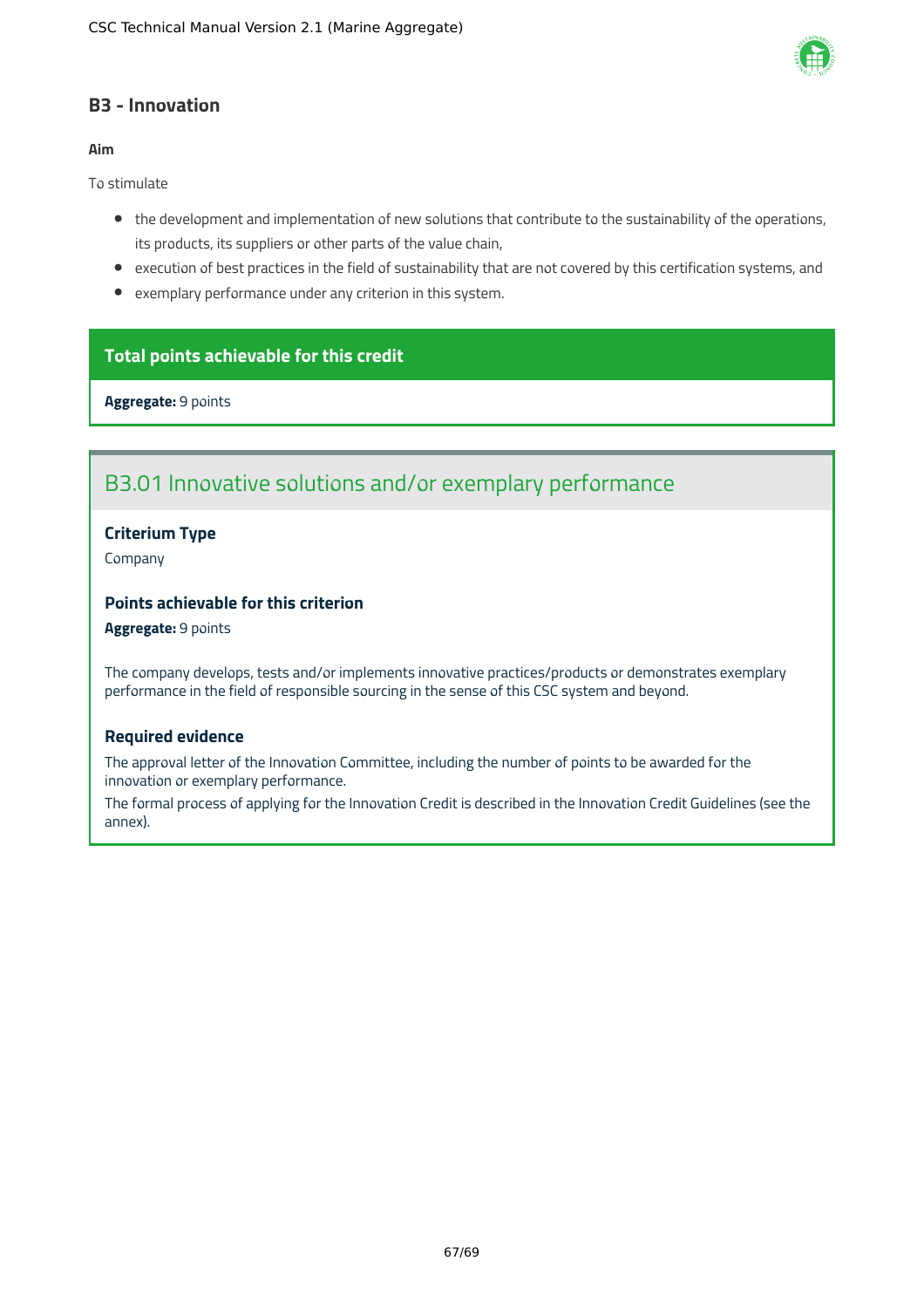## B3 - Innovation

**Aim**

To stimulate

- the development and implementation of new solutions that contribute to the sustainability of the operations, its products, its suppliers or other parts of the value chain,
- execution of best practices in the field of sustainability that are not covered by this certification systems, and
- exemplary performance under any criterion in this system.

**Total points achievable for this credit**

**Aggregate:** 9 points

### B3.01 Innovative solutions and/or exemplary performance

**Criterium Type**

Company

**Points achievable for this criterion**

**Aggregate:** 9 points

The company develops, tests and/or implements innovative practices/products or demonstrates exemplary performance in the field of responsible sourcing in the sense of this CSC system and beyond.

**Required evidence**

The approval letter of the Innovation Committee, including the number of points to be awarded for the innovation or exemplary performance.

The formal process of applying for the Innovation Credit is described in the Innovation Credit Guidelines (see the annex).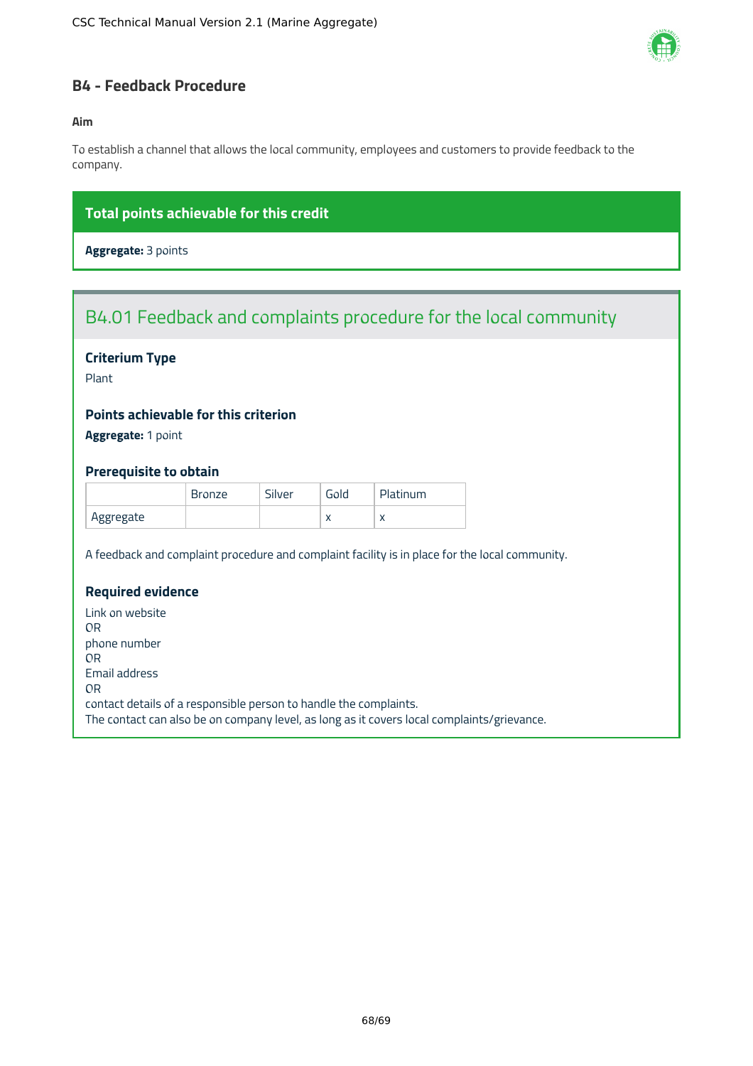## B4 - Feedback Procedure

**Aim**

To establish a channel that allows the local community, employees and customers to provide feedback to the company.

**Total points achievable for this credit**

**Aggregate:** 3 points

### B4.01 Feedback and complaints procedure for the local community

**Criterium Type**

Plant

**Points achievable for this criterion**

**Aggregate:** 1 point

**Prerequisite to obtain**

| | Bronze | Silver | Gold | Platinum |
|---|---|---|---|---|
| Aggregate | | | x | x |

A feedback and complaint procedure and complaint facility is in place for the local community.

**Required evidence**

Link on website
OR
phone number
OR
Email address
OR
contact details of a responsible person to handle the complaints.
The contact can also be on company level, as long as it covers local complaints/grievance.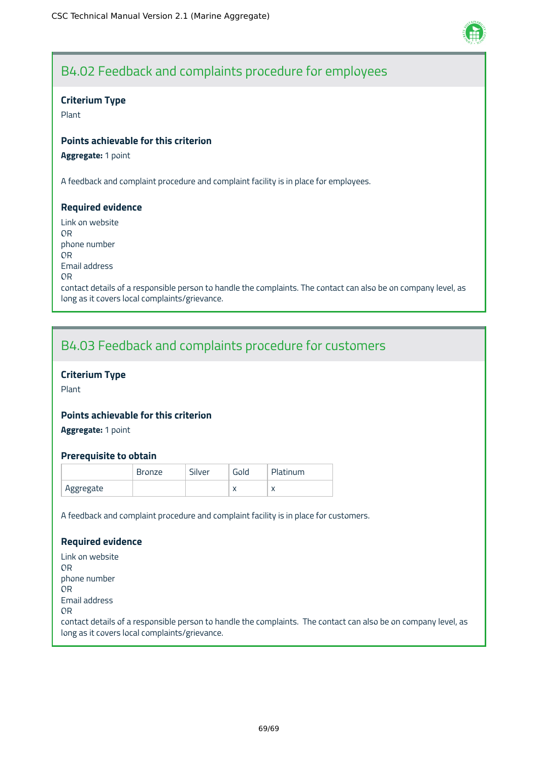## B4.02 Feedback and complaints procedure for employees

**Criterium Type**

Plant

**Points achievable for this criterion**

**Aggregate:** 1 point

A feedback and complaint procedure and complaint facility is in place for employees.

**Required evidence**

Link on website
OR
phone number
OR
Email address
OR
contact details of a responsible person to handle the complaints. The contact can also be on company level, as long as it covers local complaints/grievance.

## B4.03 Feedback and complaints procedure for customers

**Criterium Type**

Plant

**Points achievable for this criterion**

**Aggregate:** 1 point

**Prerequisite to obtain**

| | Bronze | Silver | Gold | Platinum |
|---|---|---|---|---|
| Aggregate | | | x | x |

A feedback and complaint procedure and complaint facility is in place for customers.

**Required evidence**

Link on website
OR
phone number
OR
Email address
OR
contact details of a responsible person to handle the complaints. The contact can also be on company level, as long as it covers local complaints/grievance.